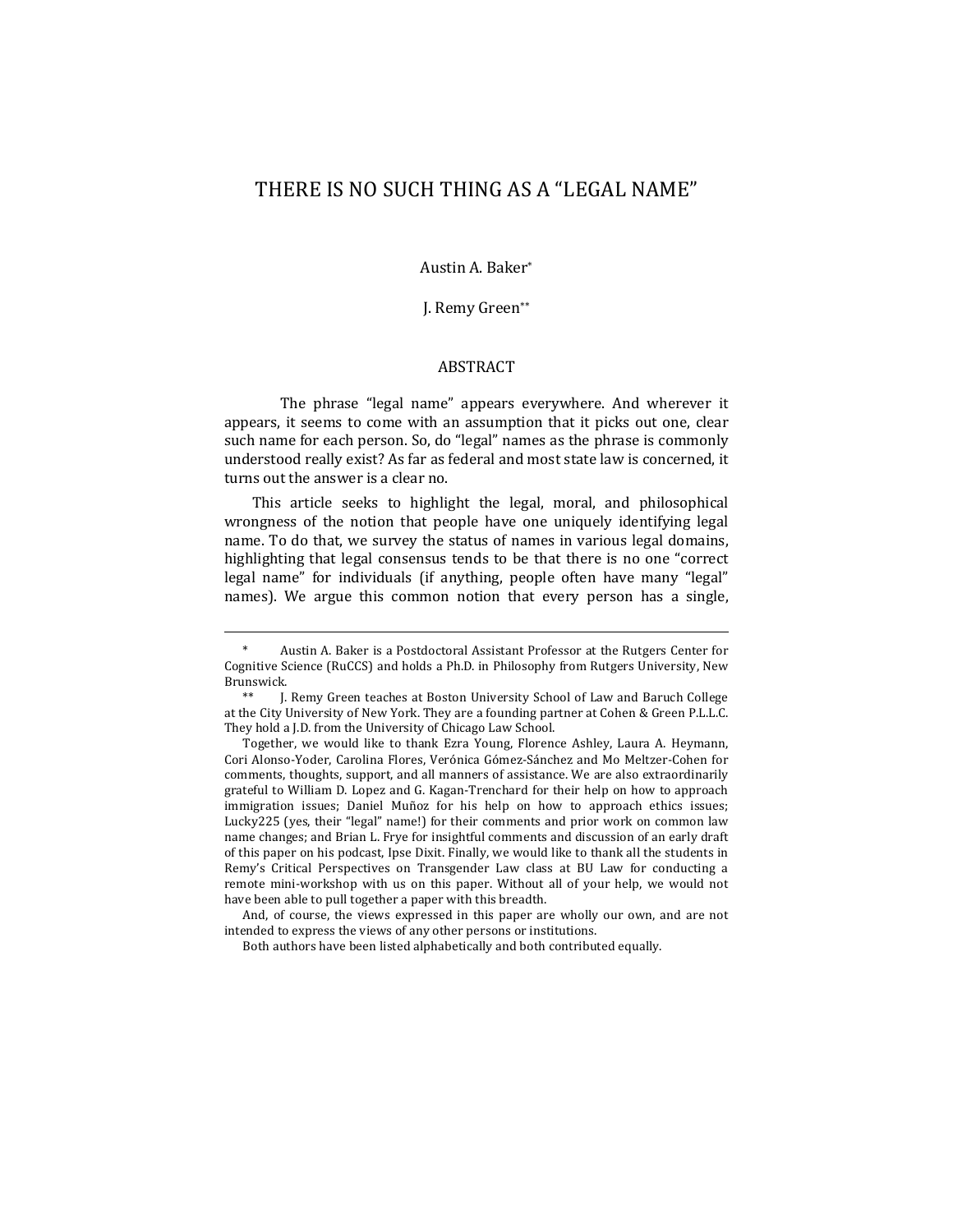# THERE IS NO SUCH THING AS A "LEGAL NAME"

Austin A. Baker*

J. Remy Green**

## ABSTRACT

The phrase "legal name" appears everywhere. And wherever it appears, it seems to come with an assumption that it picks out one, clear such name for each person. So, do "legal" names as the phrase is commonly understood really exist? As far as federal and most state law is concerned, it turns out the answer is a clear no.

This article seeks to highlight the legal, moral, and philosophical wrongness of the notion that people have one uniquely identifying legal name. To do that, we survey the status of names in various legal domains, highlighting that legal consensus tends to be that there is no one "correct legal name" for individuals (if anything, people often have many "legal" names). We argue this common notion that every person has a single,

---

\* Austin A. Baker is a Postdoctoral Assistant Professor at the Rutgers Center for Cognitive Science (RuCCS) and holds a Ph.D. in Philosophy from Rutgers University, New Brunswick.

\** J. Remy Green teaches at Boston University School of Law and Baruch College at the City University of New York. They are a founding partner at Cohen & Green P.L.L.C. They hold a J.D. from the University of Chicago Law School.

Together, we would like to thank Ezra Young, Florence Ashley, Laura A. Heymann, Cori Alonso-Yoder, Carolina Flores, Verónica Gómez-Sánchez and Mo Meltzer-Cohen for comments, thoughts, support, and all manners of assistance. We are also extraordinarily grateful to William D. Lopez and G. Kagan-Trenchard for their help on how to approach immigration issues; Daniel Muñoz for his help on how to approach ethics issues; Lucky225 (yes, their "legal" name!) for their comments and prior work on common law name changes; and Brian L. Frye for insightful comments and discussion of an early draft of this paper on his podcast, Ipse Dixit. Finally, we would like to thank all the students in Remy's Critical Perspectives on Transgender Law class at BU Law for conducting a remote mini-workshop with us on this paper. Without all of your help, we would not have been able to pull together a paper with this breadth.

And, of course, the views expressed in this paper are wholly our own, and are not intended to express the views of any other persons or institutions.

Both authors have been listed alphabetically and both contributed equally.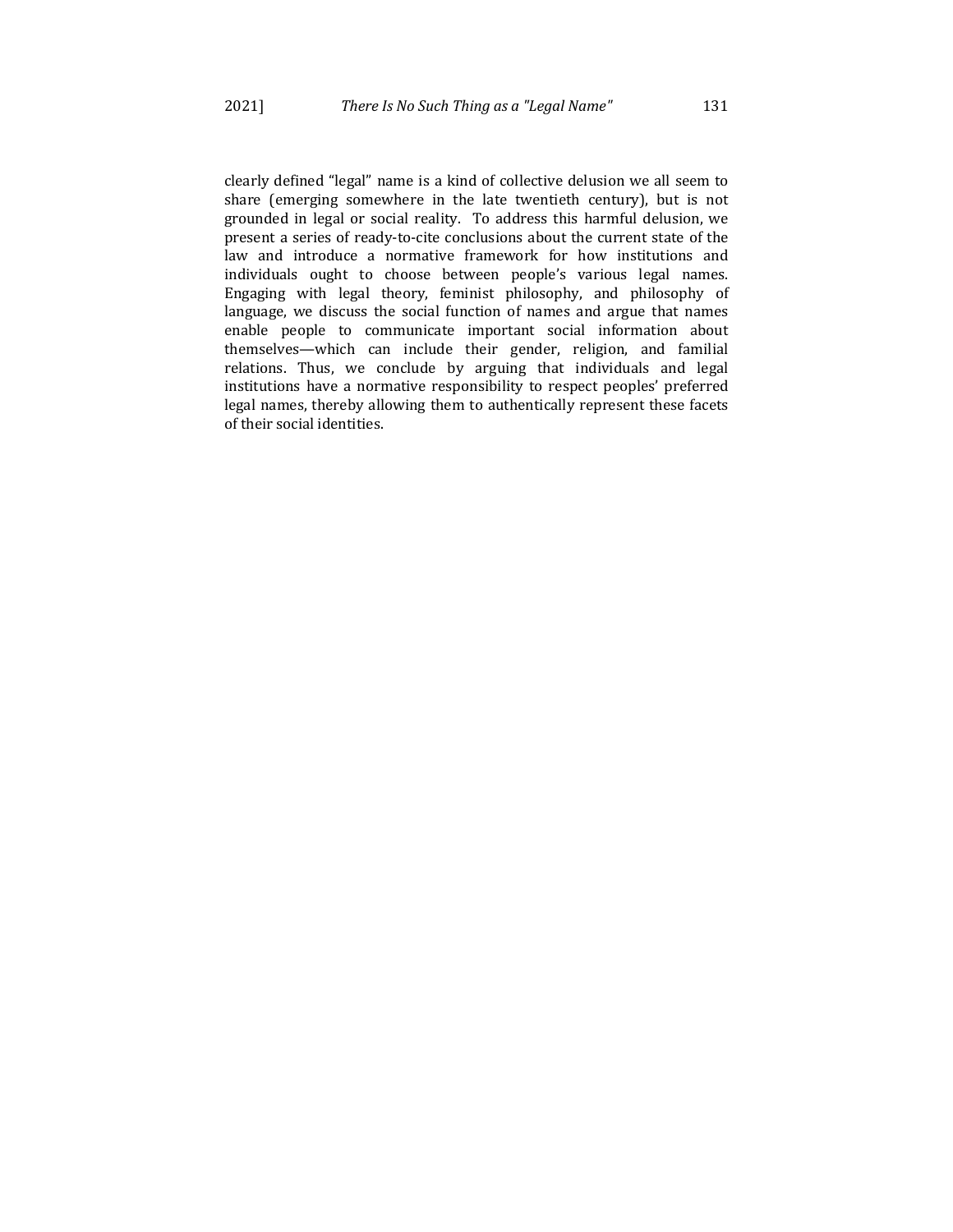clearly defined "legal" name is a kind of collective delusion we all seem to share (emerging somewhere in the late twentieth century), but is not grounded in legal or social reality. To address this harmful delusion, we present a series of ready-to-cite conclusions about the current state of the law and introduce a normative framework for how institutions and individuals ought to choose between people's various legal names. Engaging with legal theory, feminist philosophy, and philosophy of language, we discuss the social function of names and argue that names enable people to communicate important social information about themselves—which can include their gender, religion, and familial relations. Thus, we conclude by arguing that individuals and legal institutions have a normative responsibility to respect peoples' preferred legal names, thereby allowing them to authentically represent these facets of their social identities.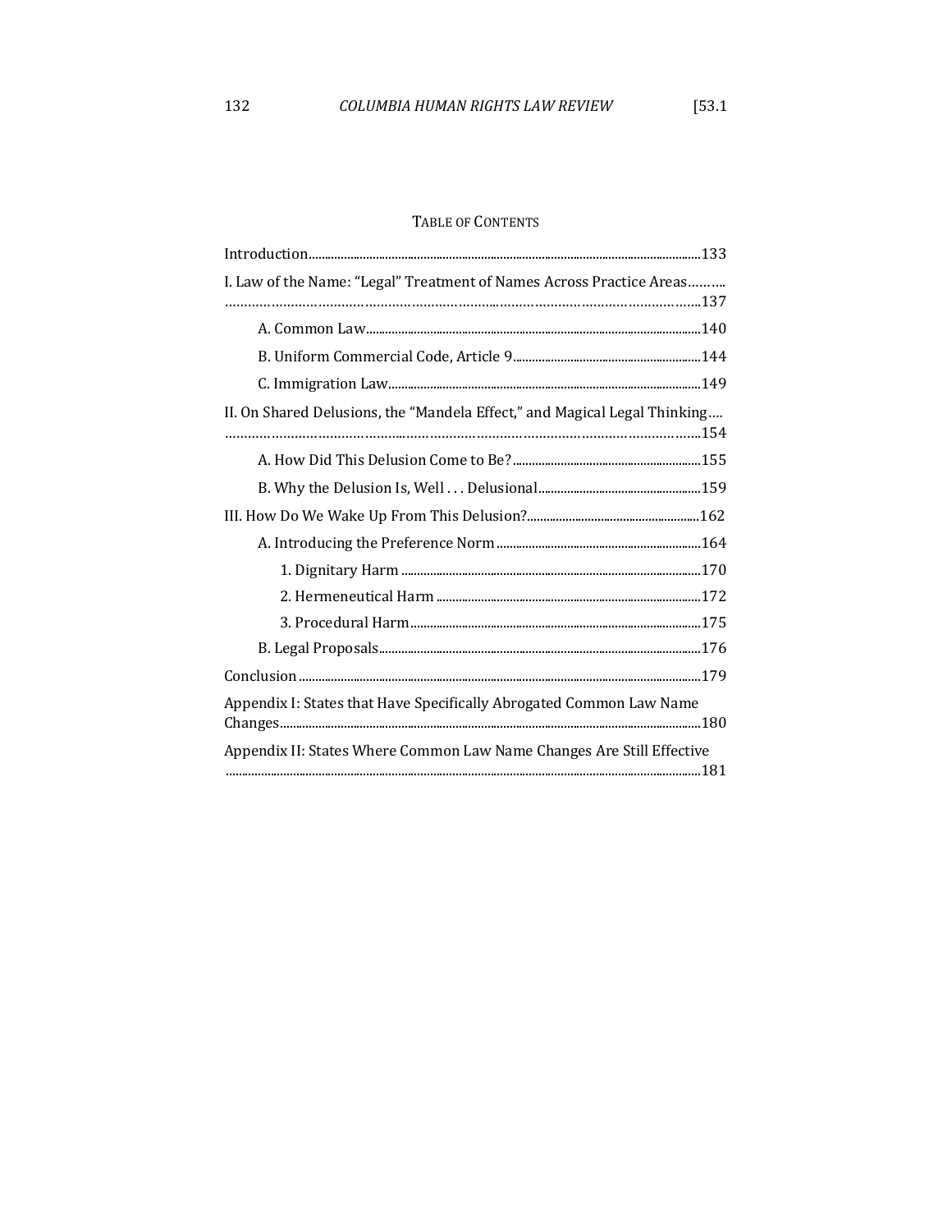## TABLE OF CONTENTS

Introduction....133

I. Law of the Name: "Legal" Treatment of Names Across Practice Areas....137

- A. Common Law....140
- B. Uniform Commercial Code, Article 9....144
- C. Immigration Law....149

II. On Shared Delusions, the "Mandela Effect," and Magical Legal Thinking....154

- A. How Did This Delusion Come to Be?....155
- B. Why the Delusion Is, Well . . . Delusional....159

III. How Do We Wake Up From This Delusion?....162

- A. Introducing the Preference Norm....164
  - 1. Dignitary Harm....170
  - 2. Hermeneutical Harm....172
  - 3. Procedural Harm....175
- B. Legal Proposals....176

Conclusion....179

Appendix I: States that Have Specifically Abrogated Common Law Name Changes....180

Appendix II: States Where Common Law Name Changes Are Still Effective....181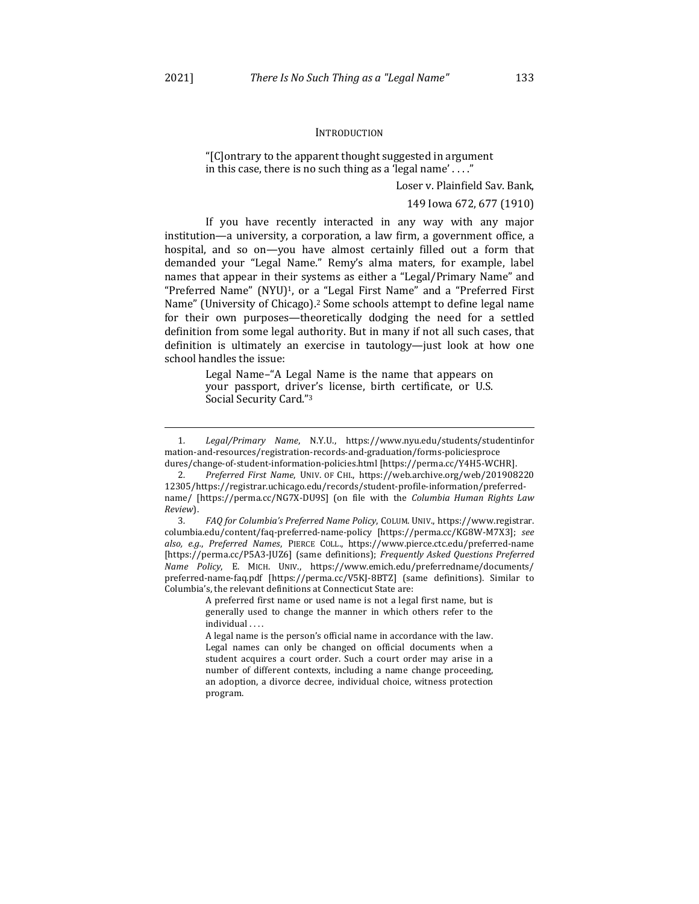## Introduction

> "[C]ontrary to the apparent thought suggested in argument in this case, there is no such thing as a 'legal name' . . . ."
>
> Loser v. Plainfield Sav. Bank, 149 Iowa 672, 677 (1910)

If you have recently interacted in any way with any major institution—a university, a corporation, a law firm, a government office, a hospital, and so on—you have almost certainly filled out a form that demanded your "Legal Name." Remy's alma maters, for example, label names that appear in their systems as either a "Legal/Primary Name" and "Preferred Name" (NYU)[1], or a "Legal First Name" and a "Preferred First Name" (University of Chicago).[2] Some schools attempt to define legal name for their own purposes—theoretically dodging the need for a settled definition from some legal authority. But in many if not all such cases, that definition is ultimately an exercise in tautology—just look at how one school handles the issue:

> Legal Name–"A Legal Name is the name that appears on your passport, driver's license, birth certificate, or U.S. Social Security Card."[3]

---

1. *Legal/Primary Name*, N.Y.U., https://www.nyu.edu/students/studentinformation-and-resources/registration-records-and-graduation/forms-policiesprocedures/change-of-student-information-policies.html [https://perma.cc/Y4H5-WCHR].

2. *Preferred First Name*, UNIV. OF CHI., https://web.archive.org/web/20190822012305/https://registrar.uchicago.edu/records/student-profile-information/preferred-name/ [https://perma.cc/NG7X-DU9S] (on file with the *Columbia Human Rights Law Review*).

3. *FAQ for Columbia's Preferred Name Policy*, COLUM. UNIV., https://www.registrar.columbia.edu/content/faq-preferred-name-policy [https://perma.cc/KG8W-M7X3]; *see also, e.g.*, *Preferred Names*, PIERCE COLL., https://www.pierce.ctc.edu/preferred-name [https://perma.cc/P5A3-JUZ6] (same definitions); *Frequently Asked Questions Preferred Name Policy*, E. MICH. UNIV., https://www.emich.edu/preferredname/documents/preferred-name-faq.pdf [https://perma.cc/V5KJ-8BTZ] (same definitions). Similar to Columbia's, the relevant definitions at Connecticut State are:

> A preferred first name or used name is not a legal first name, but is generally used to change the manner in which others refer to the individual . . . .
>
> A legal name is the person's official name in accordance with the law. Legal names can only be changed on official documents when a student acquires a court order. Such a court order may arise in a number of different contexts, including a name change proceeding, an adoption, a divorce decree, individual choice, witness protection program.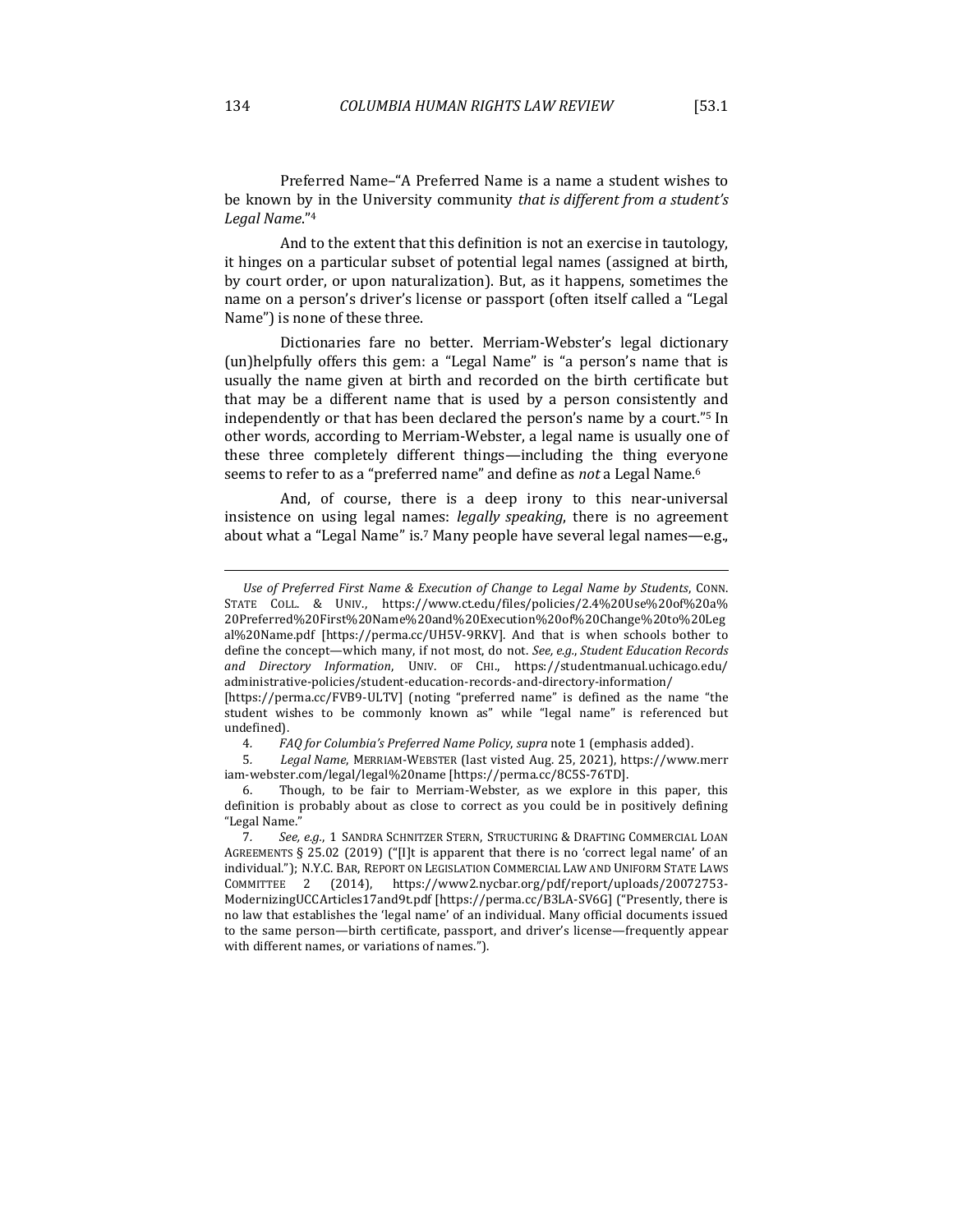Preferred Name–"A Preferred Name is a name a student wishes to be known by in the University community *that is different from a student's Legal Name*."[4]

And to the extent that this definition is not an exercise in tautology, it hinges on a particular subset of potential legal names (assigned at birth, by court order, or upon naturalization). But, as it happens, sometimes the name on a person's driver's license or passport (often itself called a "Legal Name") is none of these three.

Dictionaries fare no better. Merriam-Webster's legal dictionary (un)helpfully offers this gem: a "Legal Name" is "a person's name that is usually the name given at birth and recorded on the birth certificate but that may be a different name that is used by a person consistently and independently or that has been declared the person's name by a court."[5] In other words, according to Merriam-Webster, a legal name is usually one of these three completely different things—including the thing everyone seems to refer to as a "preferred name" and define as *not* a Legal Name.[6]

And, of course, there is a deep irony to this near-universal insistence on using legal names: *legally speaking*, there is no agreement about what a "Legal Name" is.[7] Many people have several legal names—e.g.,

---

*Use of Preferred First Name & Execution of Change to Legal Name by Students*, CONN. STATE COLL. & UNIV., https://www.ct.edu/files/policies/2.4%20Use%20of%20a%20Preferred%20First%20Name%20and%20Execution%20of%20Change%20to%20Legal%20Name.pdf [https://perma.cc/UH5V-9RKV]. And that is when schools bother to define the concept—which many, if not most, do not. *See, e.g.*, *Student Education Records and Directory Information*, UNIV. OF CHI., https://studentmanual.uchicago.edu/administrative-policies/student-education-records-and-directory-information/ [https://perma.cc/FVB9-ULTV] (noting "preferred name" is defined as the name "the student wishes to be commonly known as" while "legal name" is referenced but undefined).

4. *FAQ for Columbia's Preferred Name Policy*, *supra* note 1 (emphasis added).

5. *Legal Name*, MERRIAM-WEBSTER (last visted Aug. 25, 2021), https://www.merriam-webster.com/legal/legal%20name [https://perma.cc/8C5S-76TD].

6. Though, to be fair to Merriam-Webster, as we explore in this paper, this definition is probably about as close to correct as you could be in positively defining "Legal Name."

7. *See, e.g.*, 1 SANDRA SCHNITZER STERN, STRUCTURING & DRAFTING COMMERCIAL LOAN AGREEMENTS § 25.02 (2019) ("[I]t is apparent that there is no 'correct legal name' of an individual."); N.Y.C. BAR, REPORT ON LEGISLATION COMMERCIAL LAW AND UNIFORM STATE LAWS COMMITTEE 2 (2014), https://www2.nycbar.org/pdf/report/uploads/20072753-ModernizingUCCArticles17and9t.pdf [https://perma.cc/B3LA-SV6G] ("Presently, there is no law that establishes the 'legal name' of an individual. Many official documents issued to the same person—birth certificate, passport, and driver's license—frequently appear with different names, or variations of names.").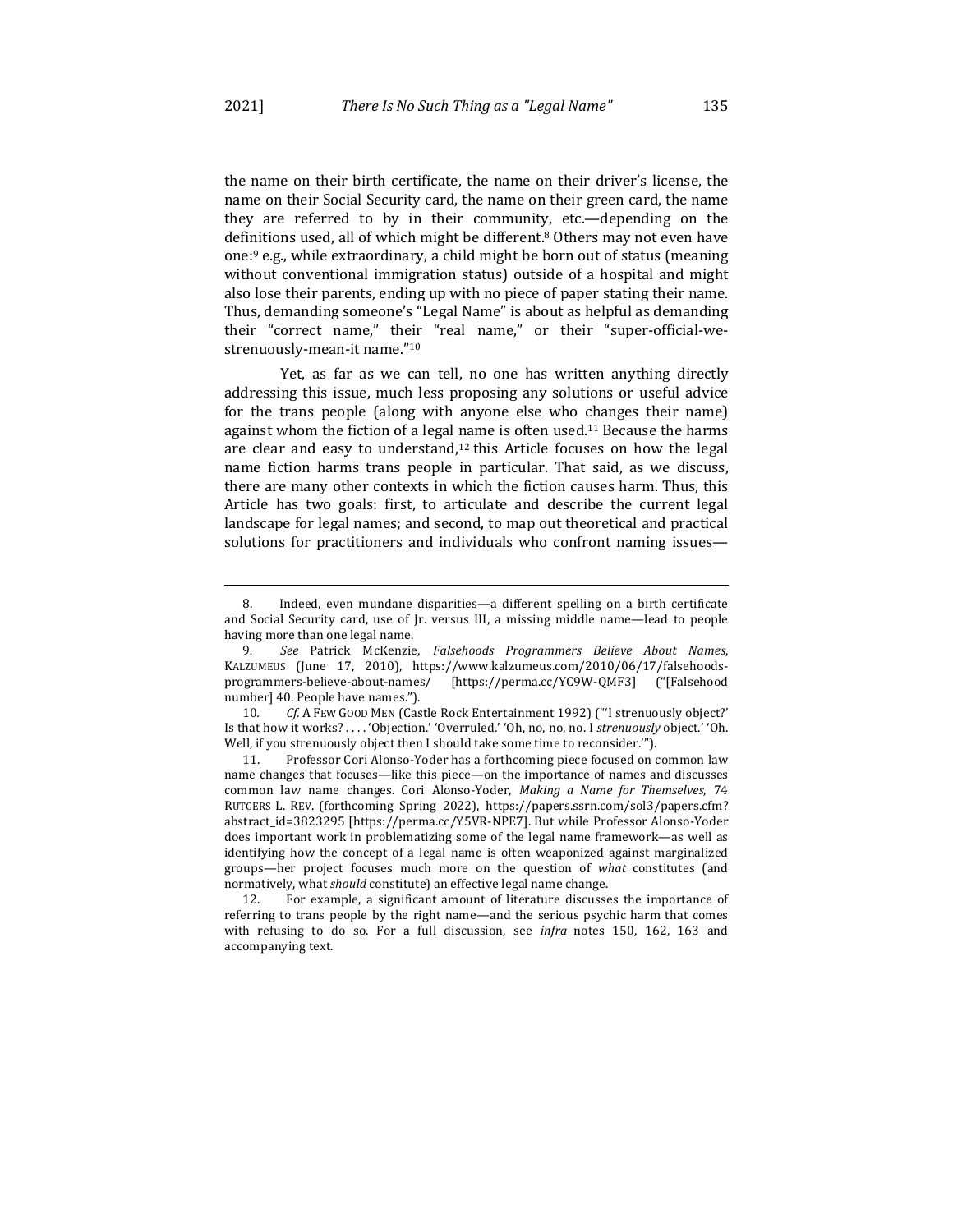the name on their birth certificate, the name on their driver's license, the name on their Social Security card, the name on their green card, the name they are referred to by in their community, etc.—depending on the definitions used, all of which might be different.[8] Others may not even have one:[9] e.g., while extraordinary, a child might be born out of status (meaning without conventional immigration status) outside of a hospital and might also lose their parents, ending up with no piece of paper stating their name. Thus, demanding someone's "Legal Name" is about as helpful as demanding their "correct name," their "real name," or their "super-official-we-strenuously-mean-it name."[10]

Yet, as far as we can tell, no one has written anything directly addressing this issue, much less proposing any solutions or useful advice for the trans people (along with anyone else who changes their name) against whom the fiction of a legal name is often used.[11] Because the harms are clear and easy to understand,[12] this Article focuses on how the legal name fiction harms trans people in particular. That said, as we discuss, there are many other contexts in which the fiction causes harm. Thus, this Article has two goals: first, to articulate and describe the current legal landscape for legal names; and second, to map out theoretical and practical solutions for practitioners and individuals who confront naming issues—

---

8. Indeed, even mundane disparities—a different spelling on a birth certificate and Social Security card, use of Jr. versus III, a missing middle name—lead to people having more than one legal name.

9. *See* Patrick McKenzie, *Falsehoods Programmers Believe About Names*, KALZUMEUS (June 17, 2010), https://www.kalzumeus.com/2010/06/17/falsehoods-programmers-believe-about-names/ [https://perma.cc/YC9W-QMF3] ("[Falsehood number] 40. People have names.").

10. *Cf.* A FEW GOOD MEN (Castle Rock Entertainment 1992) ("'I strenuously object?' Is that how it works? . . . . 'Objection.' 'Overruled.' 'Oh, no, no, no. I *strenuously* object.' 'Oh. Well, if you strenuously object then I should take some time to reconsider.'").

11. Professor Cori Alonso-Yoder has a forthcoming piece focused on common law name changes that focuses—like this piece—on the importance of names and discusses common law name changes. Cori Alonso-Yoder, *Making a Name for Themselves*, 74 RUTGERS L. REV. (forthcoming Spring 2022), https://papers.ssrn.com/sol3/papers.cfm?abstract_id=3823295 [https://perma.cc/Y5VR-NPE7]. But while Professor Alonso-Yoder does important work in problematizing some of the legal name framework—as well as identifying how the concept of a legal name is often weaponized against marginalized groups—her project focuses much more on the question of *what* constitutes (and normatively, what *should* constitute) an effective legal name change.

12. For example, a significant amount of literature discusses the importance of referring to trans people by the right name—and the serious psychic harm that comes with refusing to do so. For a full discussion, see *infra* notes 150, 162, 163 and accompanying text.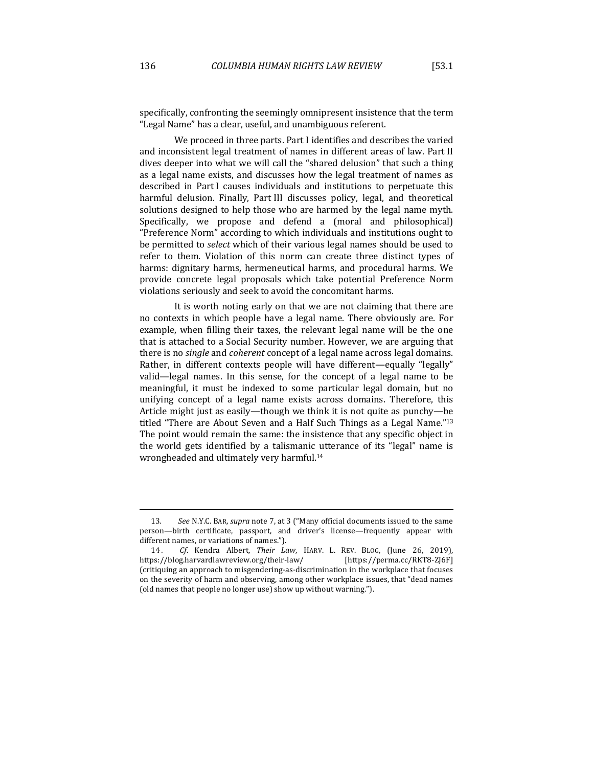specifically, confronting the seemingly omnipresent insistence that the term "Legal Name" has a clear, useful, and unambiguous referent.

We proceed in three parts. Part I identifies and describes the varied and inconsistent legal treatment of names in different areas of law. Part II dives deeper into what we will call the "shared delusion" that such a thing as a legal name exists, and discusses how the legal treatment of names as described in Part I causes individuals and institutions to perpetuate this harmful delusion. Finally, Part III discusses policy, legal, and theoretical solutions designed to help those who are harmed by the legal name myth. Specifically, we propose and defend a (moral and philosophical) "Preference Norm" according to which individuals and institutions ought to be permitted to *select* which of their various legal names should be used to refer to them. Violation of this norm can create three distinct types of harms: dignitary harms, hermeneutical harms, and procedural harms. We provide concrete legal proposals which take potential Preference Norm violations seriously and seek to avoid the concomitant harms.

It is worth noting early on that we are not claiming that there are no contexts in which people have a legal name. There obviously are. For example, when filling their taxes, the relevant legal name will be the one that is attached to a Social Security number. However, we are arguing that there is no *single* and *coherent* concept of a legal name across legal domains. Rather, in different contexts people will have different—equally "legally" valid—legal names. In this sense, for the concept of a legal name to be meaningful, it must be indexed to some particular legal domain, but no unifying concept of a legal name exists across domains. Therefore, this Article might just as easily—though we think it is not quite as punchy—be titled "There are About Seven and a Half Such Things as a Legal Name."[13] The point would remain the same: the insistence that any specific object in the world gets identified by a talismanic utterance of its "legal" name is wrongheaded and ultimately very harmful.[14]

---

13. *See* N.Y.C. BAR, *supra* note 7, at 3 ("Many official documents issued to the same person—birth certificate, passport, and driver's license—frequently appear with different names, or variations of names.").

14. *Cf.* Kendra Albert, *Their Law*, HARV. L. REV. BLOG, (June 26, 2019), https://blog.harvardlawreview.org/their-law/ [https://perma.cc/RKT8-ZJ6F] (critiquing an approach to misgendering-as-discrimination in the workplace that focuses on the severity of harm and observing, among other workplace issues, that "dead names (old names that people no longer use) show up without warning.").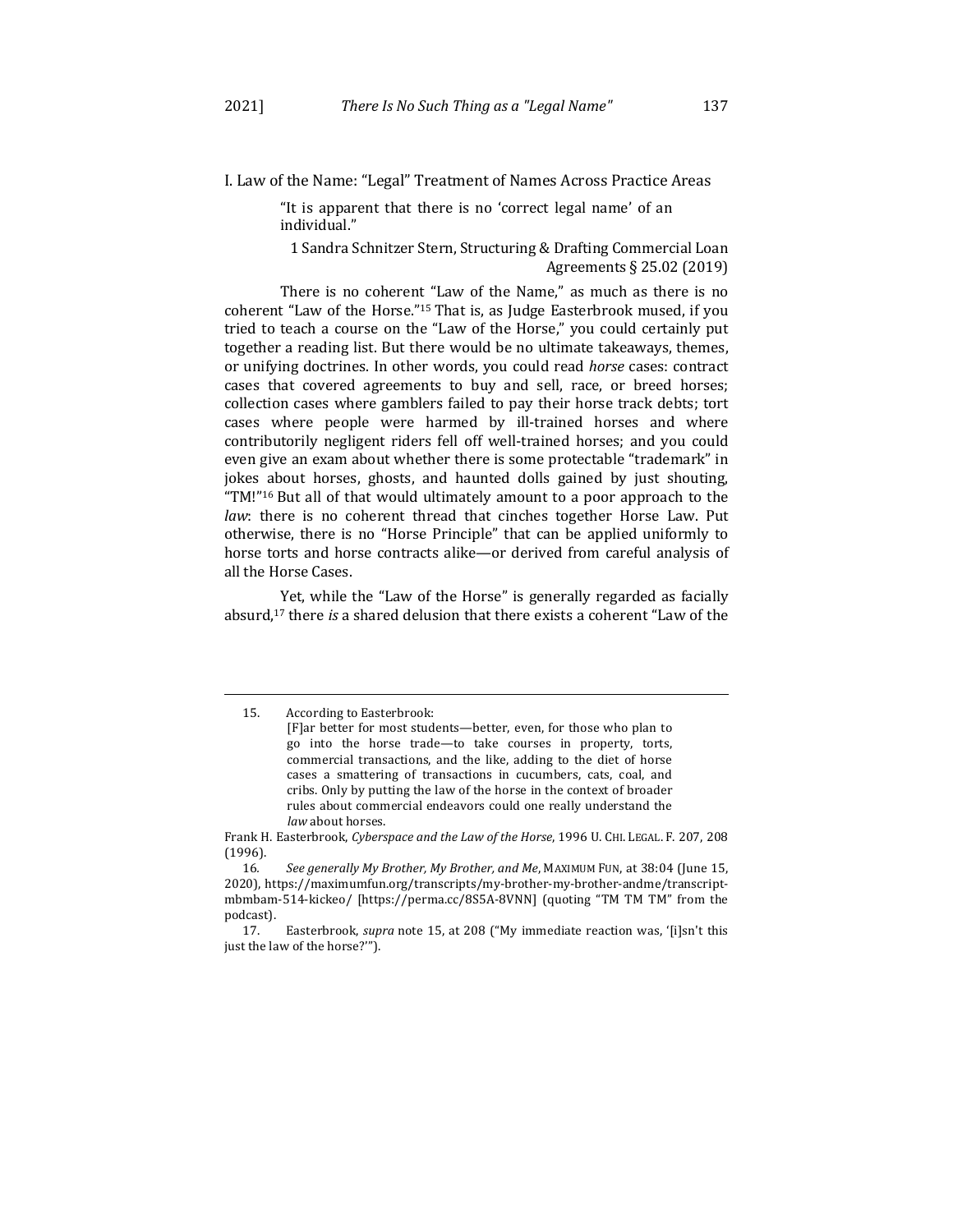## I. Law of the Name: "Legal" Treatment of Names Across Practice Areas

> "It is apparent that there is no 'correct legal name' of an individual."
>
> 1 Sandra Schnitzer Stern, Structuring & Drafting Commercial Loan Agreements § 25.02 (2019)

There is no coherent "Law of the Name," as much as there is no coherent "Law of the Horse."[15] That is, as Judge Easterbrook mused, if you tried to teach a course on the "Law of the Horse," you could certainly put together a reading list. But there would be no ultimate takeaways, themes, or unifying doctrines. In other words, you could read *horse* cases: contract cases that covered agreements to buy and sell, race, or breed horses; collection cases where gamblers failed to pay their horse track debts; tort cases where people were harmed by ill-trained horses and where contributorily negligent riders fell off well-trained horses; and you could even give an exam about whether there is some protectable "trademark" in jokes about horses, ghosts, and haunted dolls gained by just shouting, "TM!"[16] But all of that would ultimately amount to a poor approach to the *law*: there is no coherent thread that cinches together Horse Law. Put otherwise, there is no "Horse Principle" that can be applied uniformly to horse torts and horse contracts alike—or derived from careful analysis of all the Horse Cases.

Yet, while the "Law of the Horse" is generally regarded as facially absurd,[17] there *is* a shared delusion that there exists a coherent "Law of the

---

15. According to Easterbrook:

> [F]ar better for most students—better, even, for those who plan to go into the horse trade—to take courses in property, torts, commercial transactions, and the like, adding to the diet of horse cases a smattering of transactions in cucumbers, cats, coal, and cribs. Only by putting the law of the horse in the context of broader rules about commercial endeavors could one really understand the *law* about horses.

Frank H. Easterbrook, *Cyberspace and the Law of the Horse*, 1996 U. CHI. LEGAL. F. 207, 208 (1996).

16. *See generally My Brother, My Brother, and Me*, MAXIMUM FUN, at 38:04 (June 15, 2020), https://maximumfun.org/transcripts/my-brother-my-brother-andme/transcript-mbmbam-514-kickeo/ [https://perma.cc/8S5A-8VNN] (quoting "TM TM TM" from the podcast).

17. Easterbrook, *supra* note 15, at 208 ("My immediate reaction was, '[i]sn't this just the law of the horse?'").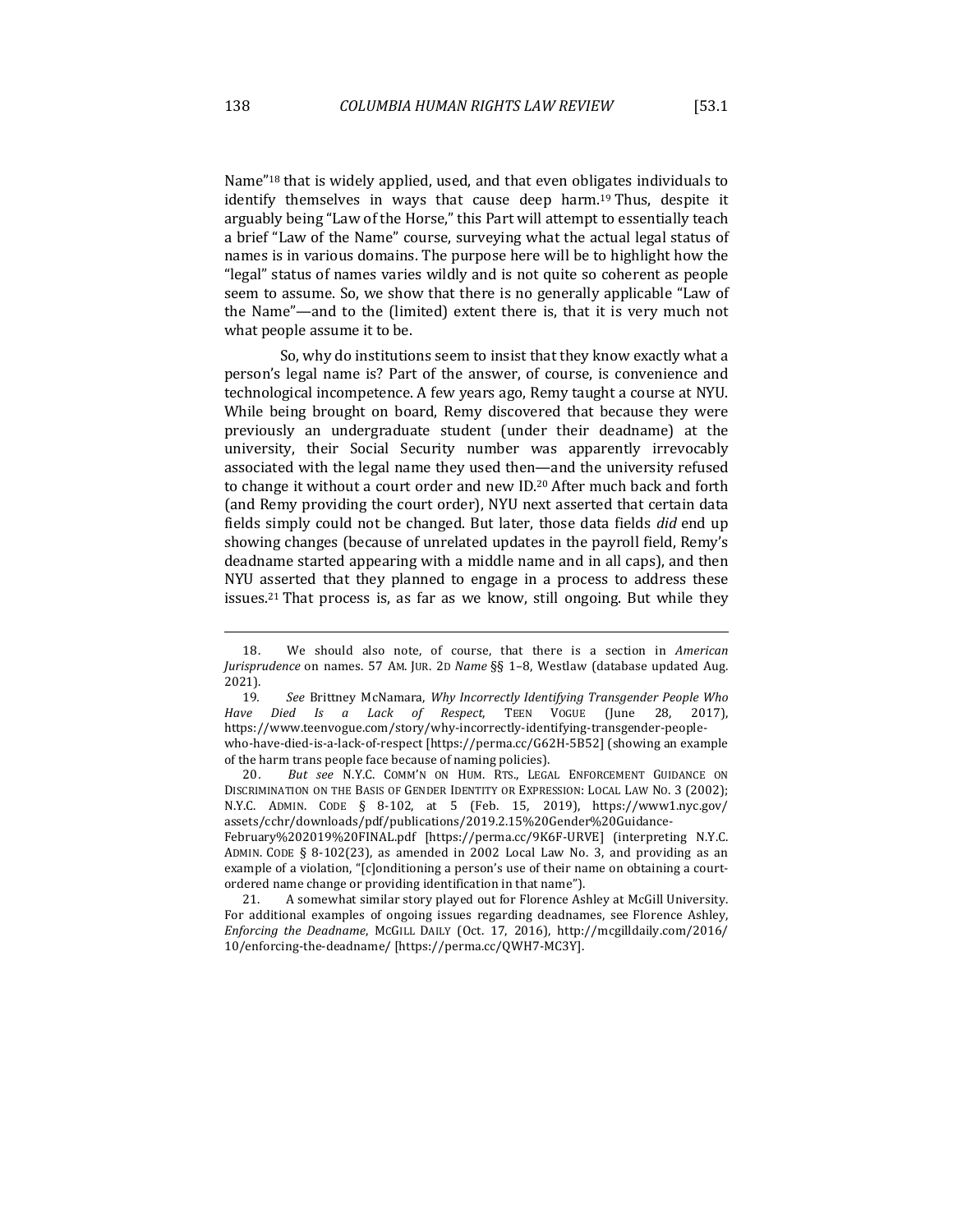Name"[18] that is widely applied, used, and that even obligates individuals to identify themselves in ways that cause deep harm.[19] Thus, despite it arguably being "Law of the Horse," this Part will attempt to essentially teach a brief "Law of the Name" course, surveying what the actual legal status of names is in various domains. The purpose here will be to highlight how the "legal" status of names varies wildly and is not quite so coherent as people seem to assume. So, we show that there is no generally applicable "Law of the Name"—and to the (limited) extent there is, that it is very much not what people assume it to be.

So, why do institutions seem to insist that they know exactly what a person's legal name is? Part of the answer, of course, is convenience and technological incompetence. A few years ago, Remy taught a course at NYU. While being brought on board, Remy discovered that because they were previously an undergraduate student (under their deadname) at the university, their Social Security number was apparently irrevocably associated with the legal name they used then—and the university refused to change it without a court order and new ID.[20] After much back and forth (and Remy providing the court order), NYU next asserted that certain data fields simply could not be changed. But later, those data fields *did* end up showing changes (because of unrelated updates in the payroll field, Remy's deadname started appearing with a middle name and in all caps), and then NYU asserted that they planned to engage in a process to address these issues.[21] That process is, as far as we know, still ongoing. But while they

---

18. We should also note, of course, that there is a section in *American Jurisprudence* on names. 57 AM. JUR. 2D *Name* §§ 1–8, Westlaw (database updated Aug. 2021).

19. *See* Brittney McNamara, *Why Incorrectly Identifying Transgender People Who Have Died Is a Lack of Respect*, TEEN VOGUE (June 28, 2017), https://www.teenvogue.com/story/why-incorrectly-identifying-transgender-people-who-have-died-is-a-lack-of-respect [https://perma.cc/G62H-5B52] (showing an example of the harm trans people face because of naming policies).

20. *But see* N.Y.C. COMM'N ON HUM. RTS., LEGAL ENFORCEMENT GUIDANCE ON DISCRIMINATION ON THE BASIS OF GENDER IDENTITY OR EXPRESSION: LOCAL LAW NO. 3 (2002); N.Y.C. ADMIN. CODE § 8-102, at 5 (Feb. 15, 2019), https://www1.nyc.gov/assets/cchr/downloads/pdf/publications/2019.2.15%20Gender%20Guidance-February%202019%20FINAL.pdf [https://perma.cc/9K6F-URVE] (interpreting N.Y.C. ADMIN. CODE § 8-102(23), as amended in 2002 Local Law No. 3, and providing as an example of a violation, "[c]onditioning a person's use of their name on obtaining a court-ordered name change or providing identification in that name").

21. A somewhat similar story played out for Florence Ashley at McGill University. For additional examples of ongoing issues regarding deadnames, see Florence Ashley, *Enforcing the Deadname*, MCGILL DAILY (Oct. 17, 2016), http://mcgilldaily.com/2016/10/enforcing-the-deadname/ [https://perma.cc/QWH7-MC3Y].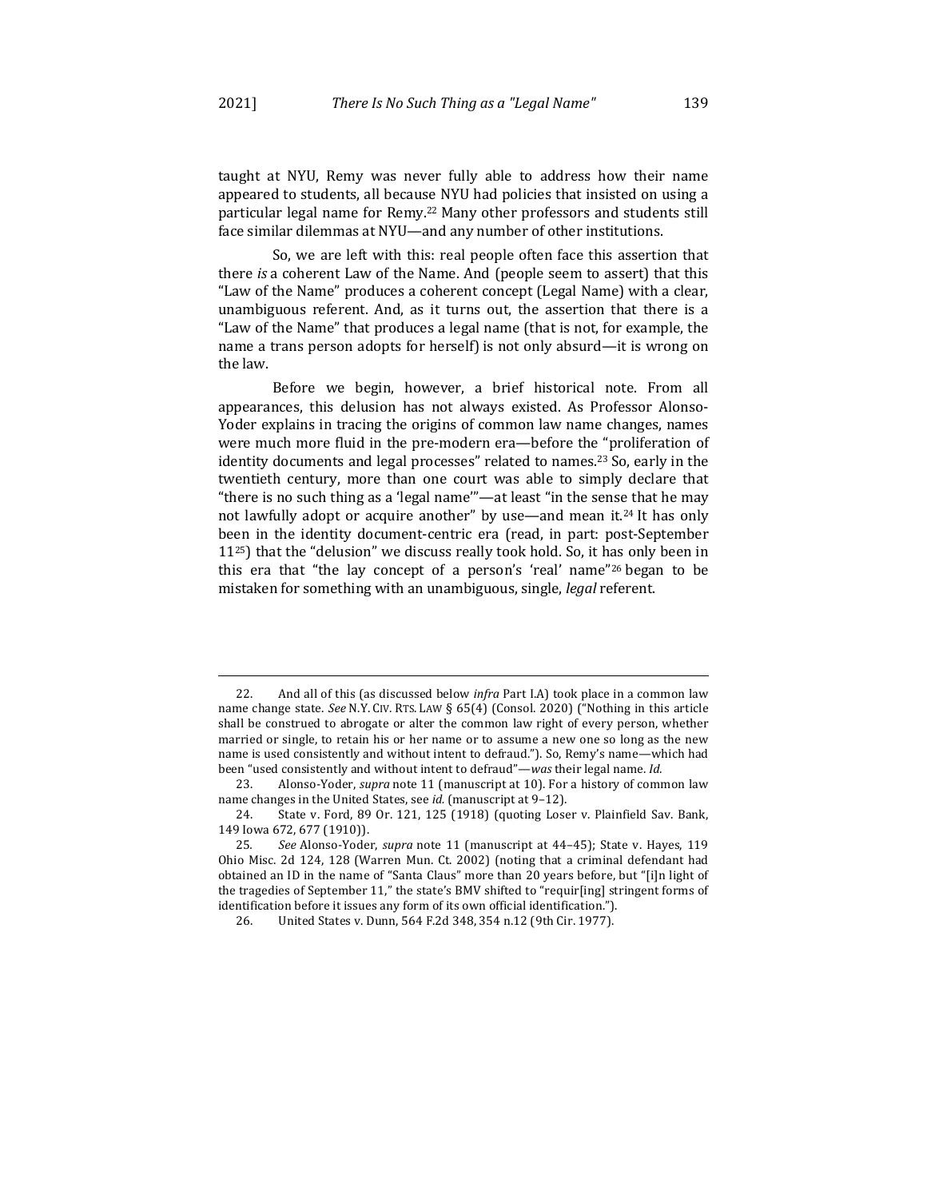taught at NYU, Remy was never fully able to address how their name appeared to students, all because NYU had policies that insisted on using a particular legal name for Remy.[22] Many other professors and students still face similar dilemmas at NYU—and any number of other institutions.

So, we are left with this: real people often face this assertion that there *is* a coherent Law of the Name. And (people seem to assert) that this "Law of the Name" produces a coherent concept (Legal Name) with a clear, unambiguous referent. And, as it turns out, the assertion that there is a "Law of the Name" that produces a legal name (that is not, for example, the name a trans person adopts for herself) is not only absurd—it is wrong on the law.

Before we begin, however, a brief historical note. From all appearances, this delusion has not always existed. As Professor Alonso-Yoder explains in tracing the origins of common law name changes, names were much more fluid in the pre-modern era—before the "proliferation of identity documents and legal processes" related to names.[23] So, early in the twentieth century, more than one court was able to simply declare that "there is no such thing as a 'legal name'"—at least "in the sense that he may not lawfully adopt or acquire another" by use—and mean it.[24] It has only been in the identity document-centric era (read, in part: post-September 11[25]) that the "delusion" we discuss really took hold. So, it has only been in this era that "the lay concept of a person's 'real' name"[26] began to be mistaken for something with an unambiguous, single, *legal* referent.

---

22. And all of this (as discussed below *infra* Part I.A) took place in a common law name change state. *See* N.Y. CIV. RTS. LAW § 65(4) (Consol. 2020) ("Nothing in this article shall be construed to abrogate or alter the common law right of every person, whether married or single, to retain his or her name or to assume a new one so long as the new name is used consistently and without intent to defraud."). So, Remy's name—which had been "used consistently and without intent to defraud"—*was* their legal name. *Id.*

23. Alonso-Yoder, *supra* note 11 (manuscript at 10). For a history of common law name changes in the United States, see *id.* (manuscript at 9–12).

24. State v. Ford, 89 Or. 121, 125 (1918) (quoting Loser v. Plainfield Sav. Bank, 149 Iowa 672, 677 (1910)).

25. *See* Alonso-Yoder, *supra* note 11 (manuscript at 44–45); State v. Hayes, 119 Ohio Misc. 2d 124, 128 (Warren Mun. Ct. 2002) (noting that a criminal defendant had obtained an ID in the name of "Santa Claus" more than 20 years before, but "[i]n light of the tragedies of September 11," the state's BMV shifted to "requir[ing] stringent forms of identification before it issues any form of its own official identification.").

26. United States v. Dunn, 564 F.2d 348, 354 n.12 (9th Cir. 1977).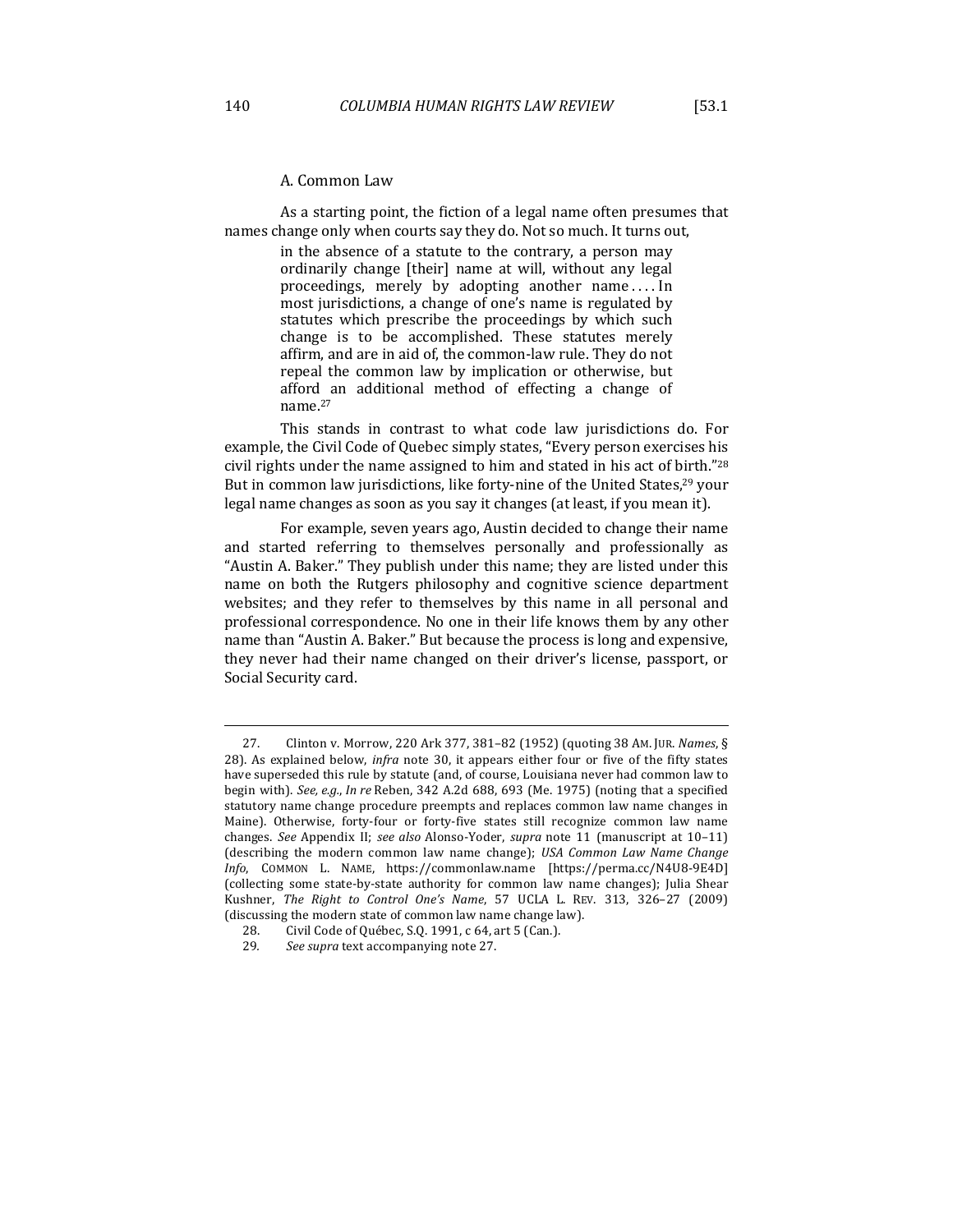### A. Common Law

As a starting point, the fiction of a legal name often presumes that names change only when courts say they do. Not so much. It turns out,

> in the absence of a statute to the contrary, a person may ordinarily change [their] name at will, without any legal proceedings, merely by adopting another name . . . . In most jurisdictions, a change of one's name is regulated by statutes which prescribe the proceedings by which such change is to be accomplished. These statutes merely affirm, and are in aid of, the common-law rule. They do not repeal the common law by implication or otherwise, but afford an additional method of effecting a change of name.[27]

This stands in contrast to what code law jurisdictions do. For example, the Civil Code of Quebec simply states, "Every person exercises his civil rights under the name assigned to him and stated in his act of birth."[28] But in common law jurisdictions, like forty-nine of the United States,[29] your legal name changes as soon as you say it changes (at least, if you mean it).

For example, seven years ago, Austin decided to change their name and started referring to themselves personally and professionally as "Austin A. Baker." They publish under this name; they are listed under this name on both the Rutgers philosophy and cognitive science department websites; and they refer to themselves by this name in all personal and professional correspondence. No one in their life knows them by any other name than "Austin A. Baker." But because the process is long and expensive, they never had their name changed on their driver's license, passport, or Social Security card.

---

27. Clinton v. Morrow, 220 Ark 377, 381–82 (1952) (quoting 38 AM. JUR. *Names*, § 28). As explained below, *infra* note 30, it appears either four or five of the fifty states have superseded this rule by statute (and, of course, Louisiana never had common law to begin with). *See, e.g.*, *In re* Reben, 342 A.2d 688, 693 (Me. 1975) (noting that a specified statutory name change procedure preempts and replaces common law name changes in Maine). Otherwise, forty-four or forty-five states still recognize common law name changes. *See* Appendix II; *see also* Alonso-Yoder, *supra* note 11 (manuscript at 10–11) (describing the modern common law name change); *USA Common Law Name Change Info*, COMMON L. NAME, https://commonlaw.name [https://perma.cc/N4U8-9E4D] (collecting some state-by-state authority for common law name changes); Julia Shear Kushner, *The Right to Control One's Name*, 57 UCLA L. REV. 313, 326–27 (2009) (discussing the modern state of common law name change law).

28. Civil Code of Québec, S.Q. 1991, c 64, art 5 (Can.).

29. *See supra* text accompanying note 27.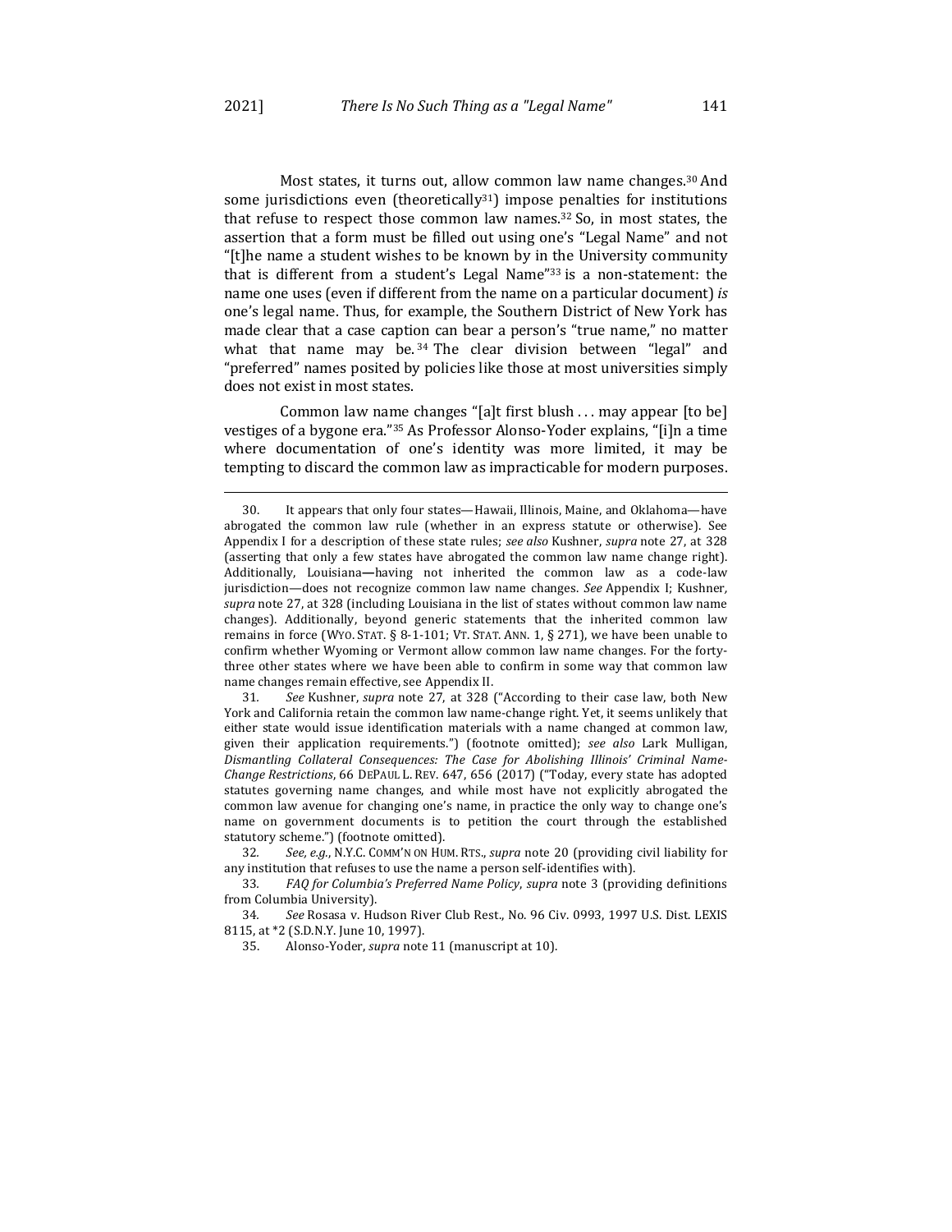Most states, it turns out, allow common law name changes.[30] And some jurisdictions even (theoretically[31]) impose penalties for institutions that refuse to respect those common law names.[32] So, in most states, the assertion that a form must be filled out using one's "Legal Name" and not "[t]he name a student wishes to be known by in the University community that is different from a student's Legal Name"[33] is a non-statement: the name one uses (even if different from the name on a particular document) *is* one's legal name. Thus, for example, the Southern District of New York has made clear that a case caption can bear a person's "true name," no matter what that name may be.[34] The clear division between "legal" and "preferred" names posited by policies like those at most universities simply does not exist in most states.

Common law name changes "[a]t first blush . . . may appear [to be] vestiges of a bygone era."[35] As Professor Alonso-Yoder explains, "[i]n a time where documentation of one's identity was more limited, it may be tempting to discard the common law as impracticable for modern purposes.

---

30. It appears that only four states—Hawaii, Illinois, Maine, and Oklahoma—have abrogated the common law rule (whether in an express statute or otherwise). See Appendix I for a description of these state rules; *see also* Kushner, *supra* note 27, at 328 (asserting that only a few states have abrogated the common law name change right). Additionally, Louisiana—having not inherited the common law as a code-law jurisdiction—does not recognize common law name changes. *See* Appendix I; Kushner, *supra* note 27, at 328 (including Louisiana in the list of states without common law name changes). Additionally, beyond generic statements that the inherited common law remains in force (WYO. STAT. § 8-1-101; VT. STAT. ANN. 1, § 271), we have been unable to confirm whether Wyoming or Vermont allow common law name changes. For the forty-three other states where we have been able to confirm in some way that common law name changes remain effective, see Appendix II.

31. *See* Kushner, *supra* note 27, at 328 ("According to their case law, both New York and California retain the common law name-change right. Yet, it seems unlikely that either state would issue identification materials with a name changed at common law, given their application requirements.") (footnote omitted); *see also* Lark Mulligan, *Dismantling Collateral Consequences: The Case for Abolishing Illinois' Criminal Name-Change Restrictions*, 66 DEPAUL L. REV. 647, 656 (2017) ("Today, every state has adopted statutes governing name changes, and while most have not explicitly abrogated the common law avenue for changing one's name, in practice the only way to change one's name on government documents is to petition the court through the established statutory scheme.") (footnote omitted).

32. *See, e.g.*, N.Y.C. COMM'N ON HUM. RTS., *supra* note 20 (providing civil liability for any institution that refuses to use the name a person self-identifies with).

33. *FAQ for Columbia's Preferred Name Policy*, *supra* note 3 (providing definitions from Columbia University).

34. *See* Rosasa v. Hudson River Club Rest., No. 96 Civ. 0993, 1997 U.S. Dist. LEXIS 8115, at *2 (S.D.N.Y. June 10, 1997).

35. Alonso-Yoder, *supra* note 11 (manuscript at 10).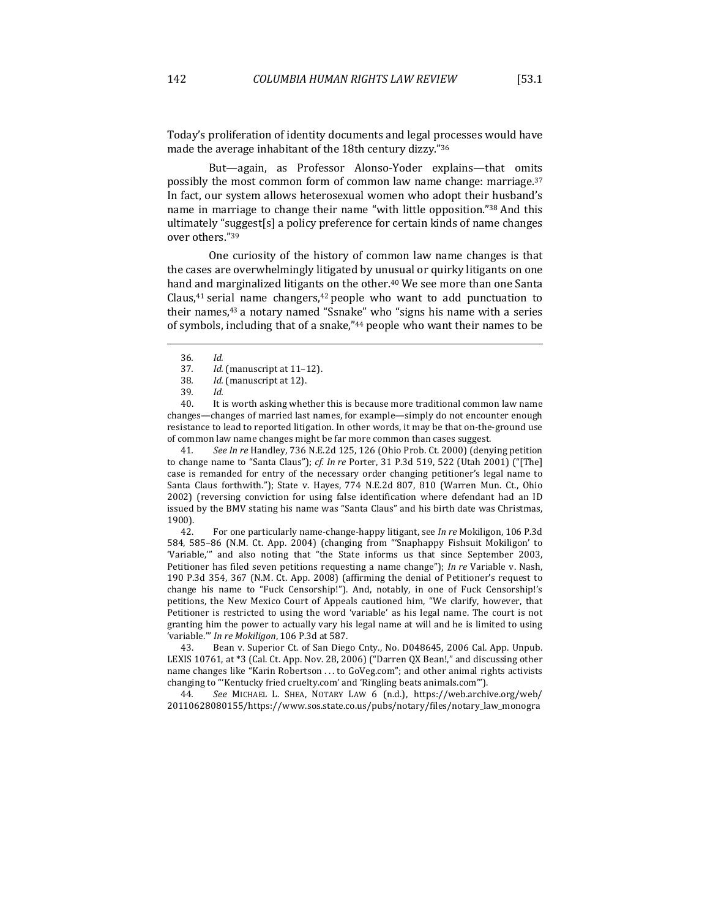Today's proliferation of identity documents and legal processes would have made the average inhabitant of the 18th century dizzy."[36]

But—again, as Professor Alonso-Yoder explains—that omits possibly the most common form of common law name change: marriage.[37] In fact, our system allows heterosexual women who adopt their husband's name in marriage to change their name "with little opposition."[38] And this ultimately "suggest[s] a policy preference for certain kinds of name changes over others."[39]

One curiosity of the history of common law name changes is that the cases are overwhelmingly litigated by unusual or quirky litigants on one hand and marginalized litigants on the other.[40] We see more than one Santa Claus,[41] serial name changers,[42] people who want to add punctuation to their names,[43] a notary named "Ssnake" who "signs his name with a series of symbols, including that of a snake,"[44] people who want their names to be

---

36. *Id.*

37. *Id.* (manuscript at 11–12).

38. *Id.* (manuscript at 12).

39. *Id.*

40. It is worth asking whether this is because more traditional common law name changes—changes of married last names, for example—simply do not encounter enough resistance to lead to reported litigation. In other words, it may be that on-the-ground use of common law name changes might be far more common than cases suggest.

41. *See In re* Handley, 736 N.E.2d 125, 126 (Ohio Prob. Ct. 2000) (denying petition to change name to "Santa Claus"); *cf. In re* Porter, 31 P.3d 519, 522 (Utah 2001) ("[The] case is remanded for entry of the necessary order changing petitioner's legal name to Santa Claus forthwith."); State v. Hayes, 774 N.E.2d 807, 810 (Warren Mun. Ct., Ohio 2002) (reversing conviction for using false identification where defendant had an ID issued by the BMV stating his name was "Santa Claus" and his birth date was Christmas, 1900).

42. For one particularly name-change-happy litigant, see *In re* Mokiligon, 106 P.3d 584, 585–86 (N.M. Ct. App. 2004) (changing from "'Snaphappy Fishsuit Mokiligon' to 'Variable,'" and also noting that "the State informs us that since September 2003, Petitioner has filed seven petitions requesting a name change"); *In re* Variable v. Nash, 190 P.3d 354, 367 (N.M. Ct. App. 2008) (affirming the denial of Petitioner's request to change his name to "Fuck Censorship!"). And, notably, in one of Fuck Censorship!'s petitions, the New Mexico Court of Appeals cautioned him, "We clarify, however, that Petitioner is restricted to using the word 'variable' as his legal name. The court is not granting him the power to actually vary his legal name at will and he is limited to using 'variable.'" *In re Mokiligon*, 106 P.3d at 587.

43. Bean v. Superior Ct. of San Diego Cnty., No. D048645, 2006 Cal. App. Unpub. LEXIS 10761, at *3 (Cal. Ct. App. Nov. 28, 2006) ("Darren QX Bean!," and discussing other name changes like "Karin Robertson . . . to GoVeg.com"; and other animal rights activists changing to "'Kentucky fried cruelty.com' and 'Ringling beats animals.com'").

44. *See* MICHAEL L. SHEA, NOTARY LAW 6 (n.d.), https://web.archive.org/web/20110628080155/https://www.sos.state.co.us/pubs/notary/files/notary_law_monogra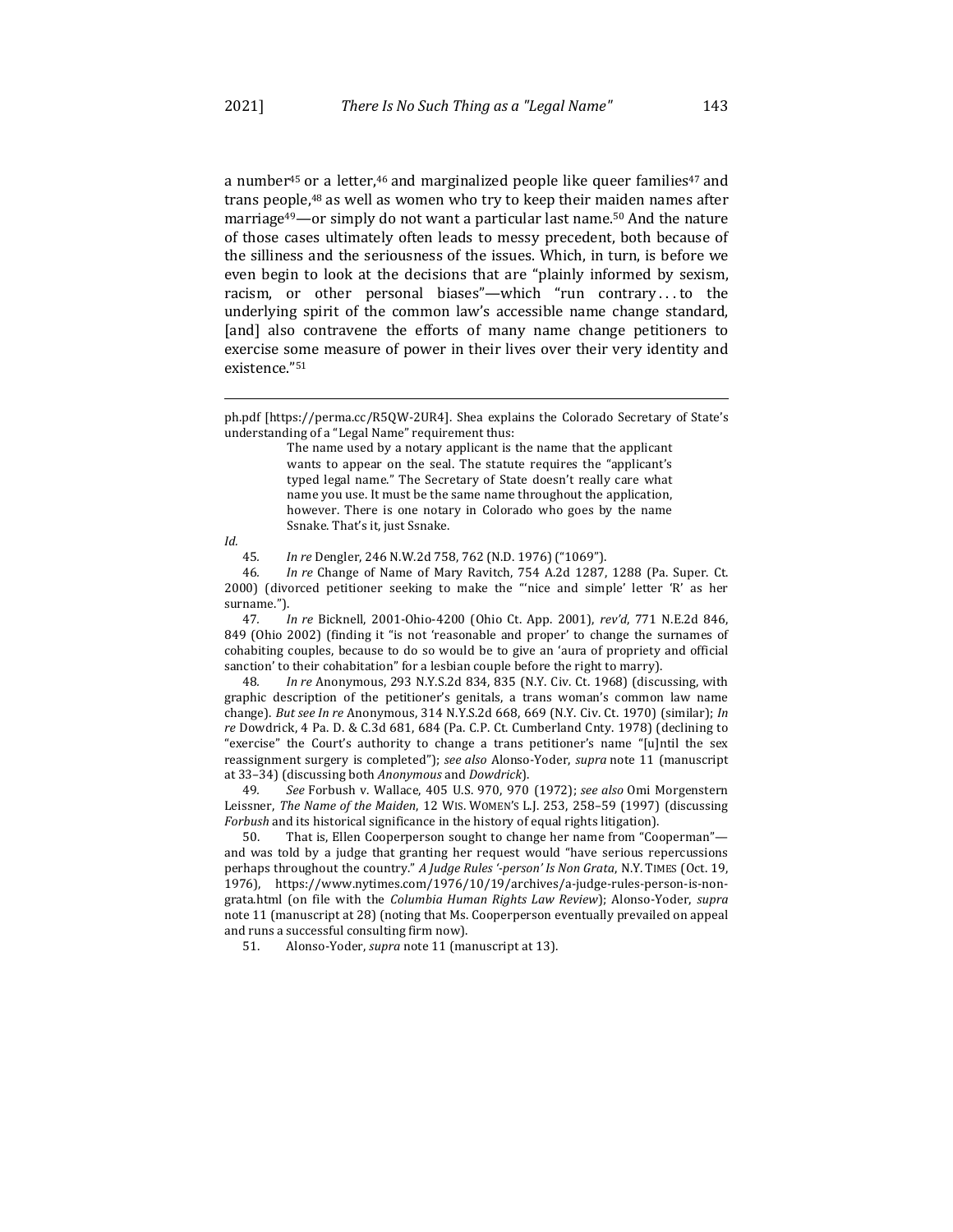a number[45] or a letter,[46] and marginalized people like queer families[47] and trans people,[48] as well as women who try to keep their maiden names after marriage[49]—or simply do not want a particular last name.[50] And the nature of those cases ultimately often leads to messy precedent, both because of the silliness and the seriousness of the issues. Which, in turn, is before we even begin to look at the decisions that are "plainly informed by sexism, racism, or other personal biases"—which "run contrary . . . to the underlying spirit of the common law's accessible name change standard, [and] also contravene the efforts of many name change petitioners to exercise some measure of power in their lives over their very identity and existence."[51]

---

ph.pdf [https://perma.cc/R5QW-2UR4]. Shea explains the Colorado Secretary of State's understanding of a "Legal Name" requirement thus:

> The name used by a notary applicant is the name that the applicant wants to appear on the seal. The statute requires the "applicant's typed legal name." The Secretary of State doesn't really care what name you use. It must be the same name throughout the application, however. There is one notary in Colorado who goes by the name Ssnake. That's it, just Ssnake.

*Id.*

45. *In re* Dengler, 246 N.W.2d 758, 762 (N.D. 1976) ("1069").

46. *In re* Change of Name of Mary Ravitch, 754 A.2d 1287, 1288 (Pa. Super. Ct. 2000) (divorced petitioner seeking to make the "'nice and simple' letter 'R' as her surname.").

47. *In re* Bicknell, 2001-Ohio-4200 (Ohio Ct. App. 2001), *rev'd*, 771 N.E.2d 846, 849 (Ohio 2002) (finding it "is not 'reasonable and proper' to change the surnames of cohabiting couples, because to do so would be to give an 'aura of propriety and official sanction' to their cohabitation" for a lesbian couple before the right to marry).

48. *In re* Anonymous, 293 N.Y.S.2d 834, 835 (N.Y. Civ. Ct. 1968) (discussing, with graphic description of the petitioner's genitals, a trans woman's common law name change). *But see In re* Anonymous, 314 N.Y.S.2d 668, 669 (N.Y. Civ. Ct. 1970) (similar); *In re* Dowdrick, 4 Pa. D. & C.3d 681, 684 (Pa. C.P. Ct. Cumberland Cnty. 1978) (declining to "exercise" the Court's authority to change a trans petitioner's name "[u]ntil the sex reassignment surgery is completed"); *see also* Alonso-Yoder, *supra* note 11 (manuscript at 33–34) (discussing both *Anonymous* and *Dowdrick*).

49. *See* Forbush v. Wallace, 405 U.S. 970, 970 (1972); *see also* Omi Morgenstern Leissner, *The Name of the Maiden*, 12 WIS. WOMEN'S L.J. 253, 258–59 (1997) (discussing *Forbush* and its historical significance in the history of equal rights litigation).

50. That is, Ellen Cooperperson sought to change her name from "Cooperman"—and was told by a judge that granting her request would "have serious repercussions perhaps throughout the country." *A Judge Rules '-person' Is Non Grata*, N.Y. TIMES (Oct. 19, 1976), https://www.nytimes.com/1976/10/19/archives/a-judge-rules-person-is-non-grata.html (on file with the *Columbia Human Rights Law Review*); Alonso-Yoder, *supra* note 11 (manuscript at 28) (noting that Ms. Cooperperson eventually prevailed on appeal and runs a successful consulting firm now).

51. Alonso-Yoder, *supra* note 11 (manuscript at 13).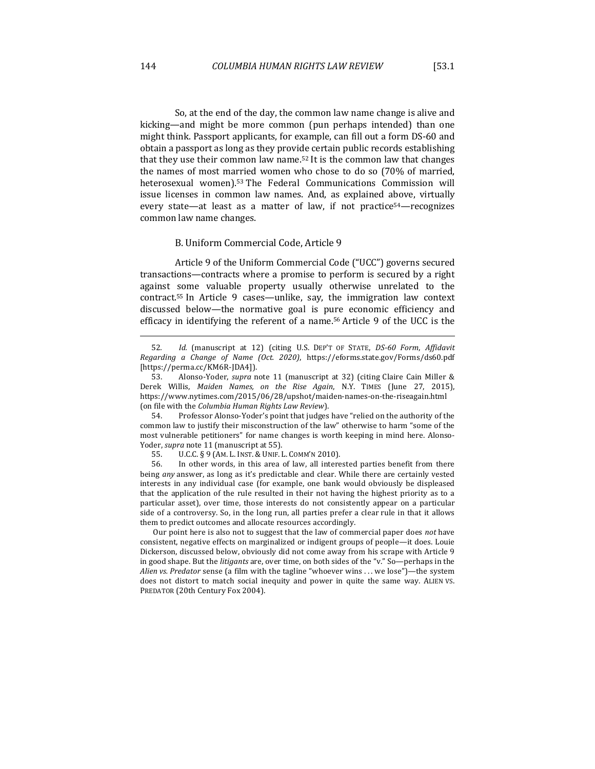So, at the end of the day, the common law name change is alive and kicking—and might be more common (pun perhaps intended) than one might think. Passport applicants, for example, can fill out a form DS-60 and obtain a passport as long as they provide certain public records establishing that they use their common law name.[52] It is the common law that changes the names of most married women who chose to do so (70% of married, heterosexual women).[53] The Federal Communications Commission will issue licenses in common law names. And, as explained above, virtually every state—at least as a matter of law, if not practice[54]—recognizes common law name changes.

### B. Uniform Commercial Code, Article 9

Article 9 of the Uniform Commercial Code ("UCC") governs secured transactions—contracts where a promise to perform is secured by a right against some valuable property usually otherwise unrelated to the contract.[55] In Article 9 cases—unlike, say, the immigration law context discussed below—the normative goal is pure economic efficiency and efficacy in identifying the referent of a name.[56] Article 9 of the UCC is the

---

52. *Id.* (manuscript at 12) (citing U.S. DEP'T OF STATE, *DS-60 Form*, *Affidavit Regarding a Change of Name (Oct. 2020)*, https://eforms.state.gov/Forms/ds60.pdf [https://perma.cc/KM6R-JDA4]).

53. Alonso-Yoder, *supra* note 11 (manuscript at 32) (citing Claire Cain Miller & Derek Willis, *Maiden Names, on the Rise Again*, N.Y. TIMES (June 27, 2015), https://www.nytimes.com/2015/06/28/upshot/maiden-names-on-the-riseagain.html (on file with the *Columbia Human Rights Law Review*).

54. Professor Alonso-Yoder's point that judges have "relied on the authority of the common law to justify their misconstruction of the law" otherwise to harm "some of the most vulnerable petitioners" for name changes is worth keeping in mind here. Alonso-Yoder, *supra* note 11 (manuscript at 55).

55. U.C.C. § 9 (AM. L. INST. & UNIF. L. COMM'N 2010).

56. In other words, in this area of law, all interested parties benefit from there being *any* answer, as long as it's predictable and clear. While there are certainly vested interests in any individual case (for example, one bank would obviously be displeased that the application of the rule resulted in their not having the highest priority as to a particular asset), over time, those interests do not consistently appear on a particular side of a controversy. So, in the long run, all parties prefer a clear rule in that it allows them to predict outcomes and allocate resources accordingly.

Our point here is also not to suggest that the law of commercial paper does *not* have consistent, negative effects on marginalized or indigent groups of people—it does. Louie Dickerson, discussed below, obviously did not come away from his scrape with Article 9 in good shape. But the *litigants* are, over time, on both sides of the "v." So—perhaps in the *Alien vs. Predator* sense (a film with the tagline "whoever wins . . . we lose")—the system does not distort to match social inequity and power in quite the same way. ALIEN VS. PREDATOR (20th Century Fox 2004).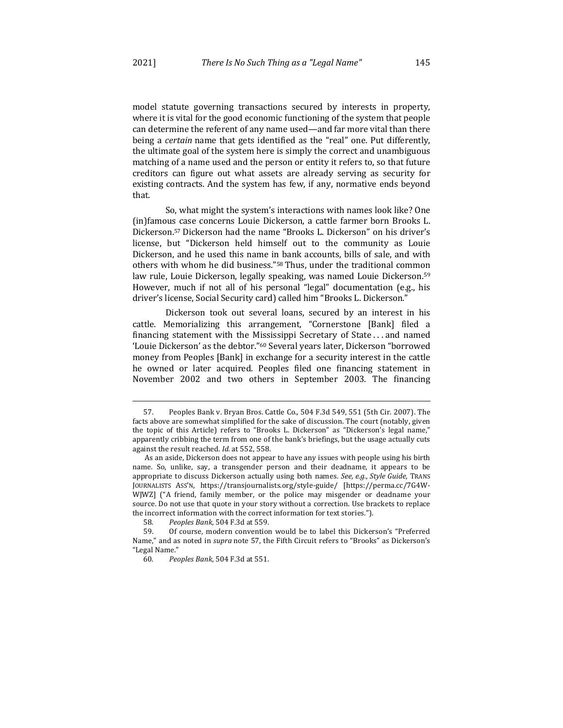model statute governing transactions secured by interests in property, where it is vital for the good economic functioning of the system that people can determine the referent of any name used—and far more vital than there being a *certain* name that gets identified as the "real" one. Put differently, the ultimate goal of the system here is simply the correct and unambiguous matching of a name used and the person or entity it refers to, so that future creditors can figure out what assets are already serving as security for existing contracts. And the system has few, if any, normative ends beyond that.

So, what might the system's interactions with names look like? One (in)famous case concerns Louie Dickerson, a cattle farmer born Brooks L. Dickerson.[57] Dickerson had the name "Brooks L. Dickerson" on his driver's license, but "Dickerson held himself out to the community as Louie Dickerson, and he used this name in bank accounts, bills of sale, and with others with whom he did business."[58] Thus, under the traditional common law rule, Louie Dickerson, legally speaking, was named Louie Dickerson.[59] However, much if not all of his personal "legal" documentation (e.g., his driver's license, Social Security card) called him "Brooks L. Dickerson."

Dickerson took out several loans, secured by an interest in his cattle. Memorializing this arrangement, "Cornerstone [Bank] filed a financing statement with the Mississippi Secretary of State . . . and named 'Louie Dickerson' as the debtor."[60] Several years later, Dickerson "borrowed money from Peoples [Bank] in exchange for a security interest in the cattle he owned or later acquired. Peoples filed one financing statement in November 2002 and two others in September 2003. The financing

---

57. Peoples Bank v. Bryan Bros. Cattle Co., 504 F.3d 549, 551 (5th Cir. 2007). The facts above are somewhat simplified for the sake of discussion. The court (notably, given the topic of this Article) refers to "Brooks L. Dickerson" as "Dickerson's legal name," apparently cribbing the term from one of the bank's briefings, but the usage actually cuts against the result reached. *Id.* at 552, 558.

As an aside, Dickerson does not appear to have any issues with people using his birth name. So, unlike, say, a transgender person and their deadname, it appears to be appropriate to discuss Dickerson actually using both names. *See, e.g.*, *Style Guide*, TRANS JOURNALISTS ASS'N, https://transjournalists.org/style-guide/ [https://perma.cc/7G4W-WJWZ] ("A friend, family member, or the police may misgender or deadname your source. Do not use that quote in your story without a correction. Use brackets to replace the incorrect information with the correct information for text stories.").

58. *Peoples Bank*, 504 F.3d at 559.

59. Of course, modern convention would be to label this Dickerson's "Preferred Name," and as noted in *supra* note 57, the Fifth Circuit refers to "Brooks" as Dickerson's "Legal Name."

60. *Peoples Bank*, 504 F.3d at 551.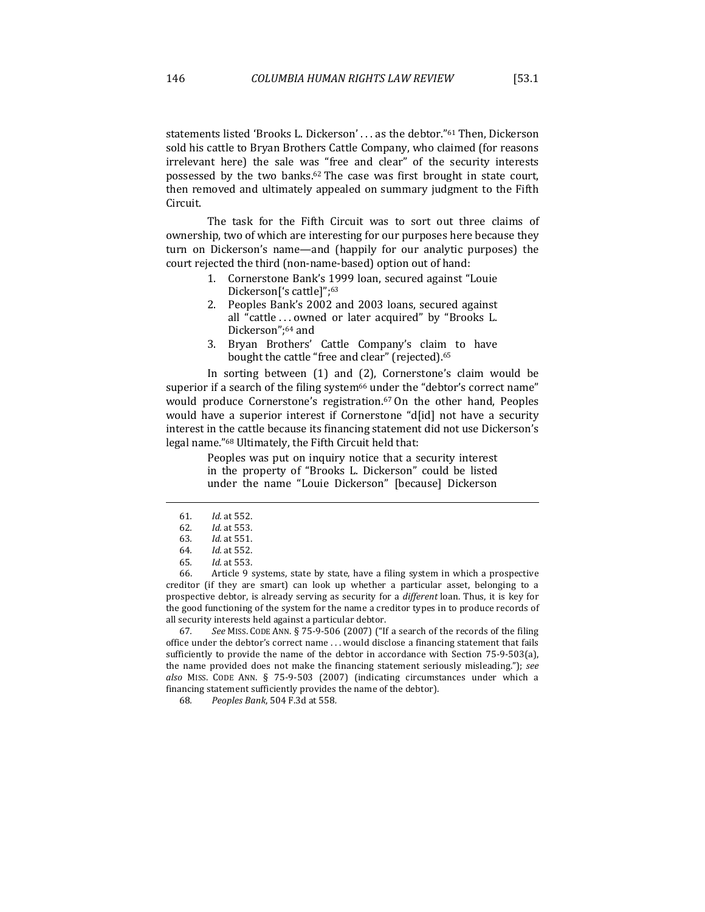statements listed 'Brooks L. Dickerson' . . . as the debtor."[61] Then, Dickerson sold his cattle to Bryan Brothers Cattle Company, who claimed (for reasons irrelevant here) the sale was "free and clear" of the security interests possessed by the two banks.[62] The case was first brought in state court, then removed and ultimately appealed on summary judgment to the Fifth Circuit.

The task for the Fifth Circuit was to sort out three claims of ownership, two of which are interesting for our purposes here because they turn on Dickerson's name—and (happily for our analytic purposes) the court rejected the third (non-name-based) option out of hand:

1. Cornerstone Bank's 1999 loan, secured against "Louie Dickerson['s cattle]";[63]
2. Peoples Bank's 2002 and 2003 loans, secured against all "cattle . . . owned or later acquired" by "Brooks L. Dickerson";[64] and
3. Bryan Brothers' Cattle Company's claim to have bought the cattle "free and clear" (rejected).[65]

In sorting between (1) and (2), Cornerstone's claim would be superior if a search of the filing system[66] under the "debtor's correct name" would produce Cornerstone's registration.[67] On the other hand, Peoples would have a superior interest if Cornerstone "d[id] not have a security interest in the cattle because its financing statement did not use Dickerson's legal name."[68] Ultimately, the Fifth Circuit held that:

> Peoples was put on inquiry notice that a security interest in the property of "Brooks L. Dickerson" could be listed under the name "Louie Dickerson" [because] Dickerson

---

61. *Id.* at 552.
62. *Id.* at 553.
63. *Id.* at 551.
64. *Id.* at 552.
65. *Id.* at 553.
66. Article 9 systems, state by state, have a filing system in which a prospective creditor (if they are smart) can look up whether a particular asset, belonging to a prospective debtor, is already serving as security for a *different* loan. Thus, it is key for the good functioning of the system for the name a creditor types in to produce records of all security interests held against a particular debtor.
67. *See* MISS. CODE ANN. § 75-9-506 (2007) ("If a search of the records of the filing office under the debtor's correct name . . . would disclose a financing statement that fails sufficiently to provide the name of the debtor in accordance with Section 75-9-503(a), the name provided does not make the financing statement seriously misleading."); *see also* MISS. CODE ANN. § 75-9-503 (2007) (indicating circumstances under which a financing statement sufficiently provides the name of the debtor).
68. *Peoples Bank*, 504 F.3d at 558.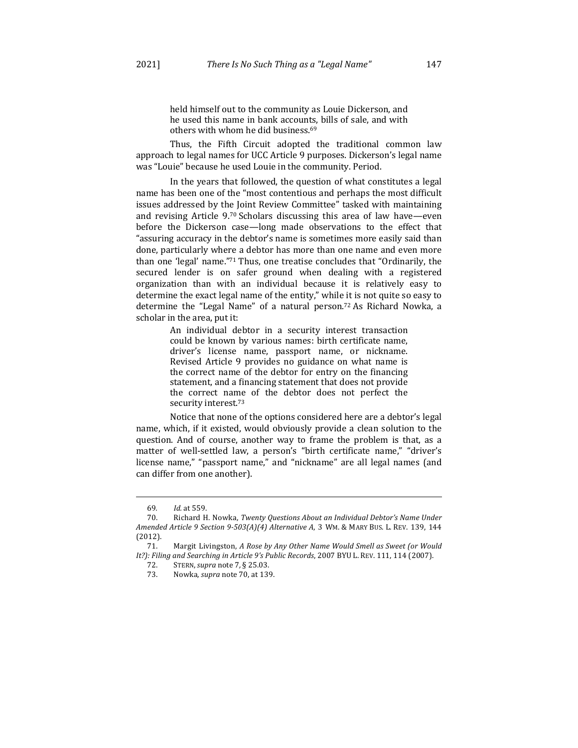> held himself out to the community as Louie Dickerson, and he used this name in bank accounts, bills of sale, and with others with whom he did business.[69]

Thus, the Fifth Circuit adopted the traditional common law approach to legal names for UCC Article 9 purposes. Dickerson's legal name was "Louie" because he used Louie in the community. Period.

In the years that followed, the question of what constitutes a legal name has been one of the "most contentious and perhaps the most difficult issues addressed by the Joint Review Committee" tasked with maintaining and revising Article 9.[70] Scholars discussing this area of law have—even before the Dickerson case—long made observations to the effect that "assuring accuracy in the debtor's name is sometimes more easily said than done, particularly where a debtor has more than one name and even more than one 'legal' name."[71] Thus, one treatise concludes that "Ordinarily, the secured lender is on safer ground when dealing with a registered organization than with an individual because it is relatively easy to determine the exact legal name of the entity," while it is not quite so easy to determine the "Legal Name" of a natural person.[72] As Richard Nowka, a scholar in the area, put it:

> An individual debtor in a security interest transaction could be known by various names: birth certificate name, driver's license name, passport name, or nickname. Revised Article 9 provides no guidance on what name is the correct name of the debtor for entry on the financing statement, and a financing statement that does not provide the correct name of the debtor does not perfect the security interest.[73]

Notice that none of the options considered here are a debtor's legal name, which, if it existed, would obviously provide a clean solution to the question. And of course, another way to frame the problem is that, as a matter of well-settled law, a person's "birth certificate name," "driver's license name," "passport name," and "nickname" are all legal names (and can differ from one another).

---

69. *Id.* at 559.

70. Richard H. Nowka, *Twenty Questions About an Individual Debtor's Name Under Amended Article 9 Section 9-503(A)(4) Alternative A*, 3 WM. & MARY BUS. L. REV. 139, 144 (2012).

71. Margit Livingston, *A Rose by Any Other Name Would Smell as Sweet (or Would It?): Filing and Searching in Article 9's Public Records*, 2007 BYU L. REV. 111, 114 (2007).

72. STERN, *supra* note 7, § 25.03.

73. Nowka, *supra* note 70, at 139.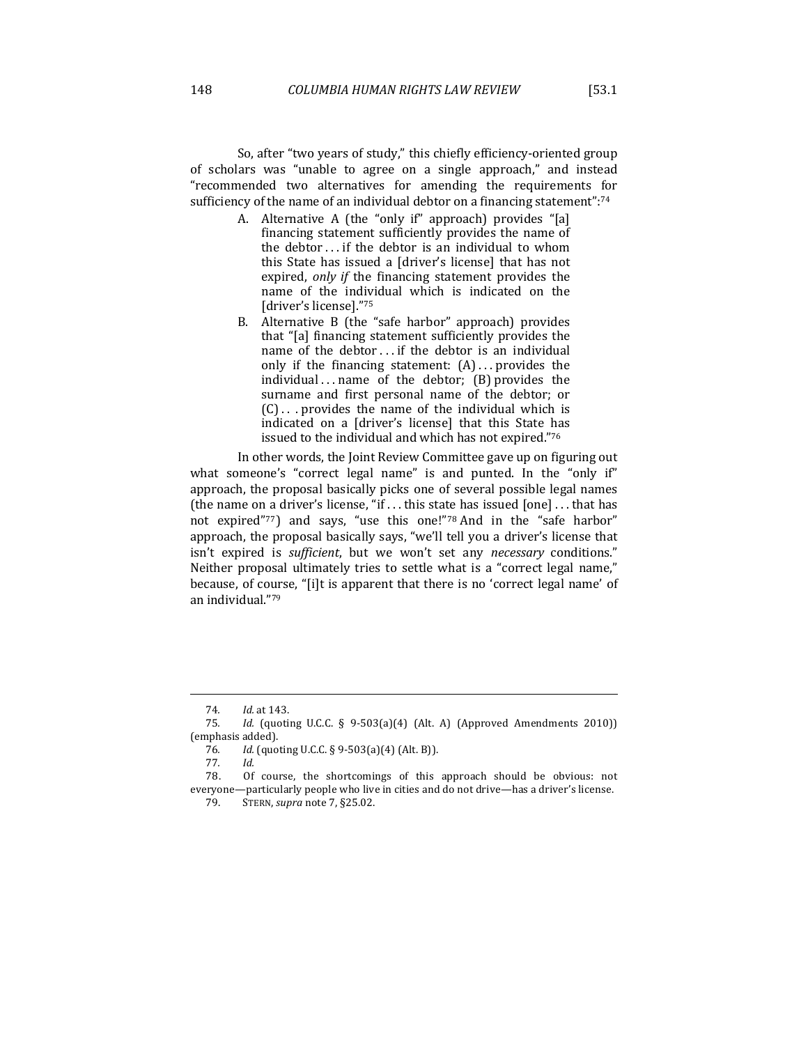So, after "two years of study," this chiefly efficiency-oriented group of scholars was "unable to agree on a single approach," and instead "recommended two alternatives for amending the requirements for sufficiency of the name of an individual debtor on a financing statement":[74]

A. Alternative A (the "only if" approach) provides "[a] financing statement sufficiently provides the name of the debtor . . . if the debtor is an individual to whom this State has issued a [driver's license] that has not expired, *only if* the financing statement provides the name of the individual which is indicated on the [driver's license]."[75]

B. Alternative B (the "safe harbor" approach) provides that "[a] financing statement sufficiently provides the name of the debtor . . . if the debtor is an individual only if the financing statement: (A) . . . provides the individual . . . name of the debtor; (B) provides the surname and first personal name of the debtor; or (C) . . . provides the name of the individual which is indicated on a [driver's license] that this State has issued to the individual and which has not expired."[76]

In other words, the Joint Review Committee gave up on figuring out what someone's "correct legal name" is and punted. In the "only if" approach, the proposal basically picks one of several possible legal names (the name on a driver's license, "if . . . this state has issued [one] . . . that has not expired"[77]) and says, "use this one!"[78] And in the "safe harbor" approach, the proposal basically says, "we'll tell you a driver's license that isn't expired is *sufficient*, but we won't set any *necessary* conditions." Neither proposal ultimately tries to settle what is a "correct legal name," because, of course, "[i]t is apparent that there is no 'correct legal name' of an individual."[79]

---

74. *Id.* at 143.

75. *Id.* (quoting U.C.C. § 9-503(a)(4) (Alt. A) (Approved Amendments 2010)) (emphasis added).

76. *Id.* (quoting U.C.C. § 9-503(a)(4) (Alt. B)).

77. *Id.*

78. Of course, the shortcomings of this approach should be obvious: not everyone—particularly people who live in cities and do not drive—has a driver's license.

79. STERN, *supra* note 7, §25.02.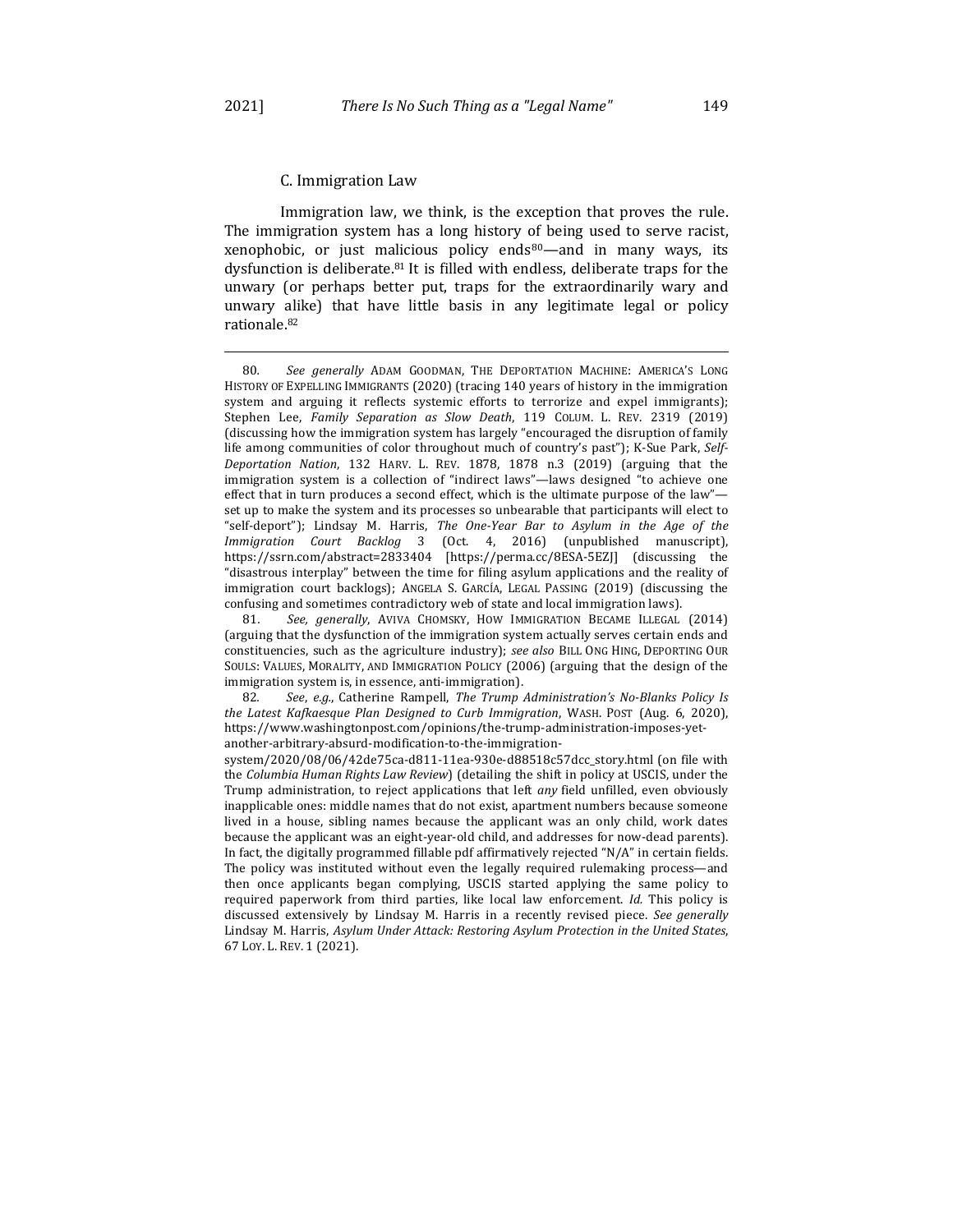### C. Immigration Law

Immigration law, we think, is the exception that proves the rule. The immigration system has a long history of being used to serve racist, xenophobic, or just malicious policy ends[80]—and in many ways, its dysfunction is deliberate.[81] It is filled with endless, deliberate traps for the unwary (or perhaps better put, traps for the extraordinarily wary and unwary alike) that have little basis in any legitimate legal or policy rationale.[82]

---

80. *See generally* ADAM GOODMAN, THE DEPORTATION MACHINE: AMERICA'S LONG HISTORY OF EXPELLING IMMIGRANTS (2020) (tracing 140 years of history in the immigration system and arguing it reflects systemic efforts to terrorize and expel immigrants); Stephen Lee, *Family Separation as Slow Death*, 119 COLUM. L. REV. 2319 (2019) (discussing how the immigration system has largely "encouraged the disruption of family life among communities of color throughout much of country's past"); K-Sue Park, *Self-Deportation Nation*, 132 HARV. L. REV. 1878, 1878 n.3 (2019) (arguing that the immigration system is a collection of "indirect laws"—laws designed "to achieve one effect that in turn produces a second effect, which is the ultimate purpose of the law"—set up to make the system and its processes so unbearable that participants will elect to "self-deport"); Lindsay M. Harris, *The One-Year Bar to Asylum in the Age of the Immigration Court Backlog* 3 (Oct. 4, 2016) (unpublished manuscript), https://ssrn.com/abstract=2833404 [https://perma.cc/8ESA-5EZJ] (discussing the "disastrous interplay" between the time for filing asylum applications and the reality of immigration court backlogs); ANGELA S. GARCÍA, LEGAL PASSING (2019) (discussing the confusing and sometimes contradictory web of state and local immigration laws).

81. *See, generally*, AVIVA CHOMSKY, HOW IMMIGRATION BECAME ILLEGAL (2014) (arguing that the dysfunction of the immigration system actually serves certain ends and constituencies, such as the agriculture industry); *see also* BILL ONG HING, DEPORTING OUR SOULS: VALUES, MORALITY, AND IMMIGRATION POLICY (2006) (arguing that the design of the immigration system is, in essence, anti-immigration).

82. *See, e.g.*, Catherine Rampell, *The Trump Administration's No-Blanks Policy Is the Latest Kafkaesque Plan Designed to Curb Immigration*, WASH. POST (Aug. 6, 2020), https://www.washingtonpost.com/opinions/the-trump-administration-imposes-yet-another-arbitrary-absurd-modification-to-the-immigration-system/2020/08/06/42de75ca-d811-11ea-930e-d88518c57dcc_story.html (on file with the *Columbia Human Rights Law Review*) (detailing the shift in policy at USCIS, under the Trump administration, to reject applications that left *any* field unfilled, even obviously inapplicable ones: middle names that do not exist, apartment numbers because someone lived in a house, sibling names because the applicant was an only child, work dates because the applicant was an eight-year-old child, and addresses for now-dead parents). In fact, the digitally programmed fillable pdf affirmatively rejected "N/A" in certain fields. The policy was instituted without even the legally required rulemaking process—and then once applicants began complying, USCIS started applying the same policy to required paperwork from third parties, like local law enforcement. *Id.* This policy is discussed extensively by Lindsay M. Harris in a recently revised piece. *See generally* Lindsay M. Harris, *Asylum Under Attack: Restoring Asylum Protection in the United States*, 67 LOY. L. REV. 1 (2021).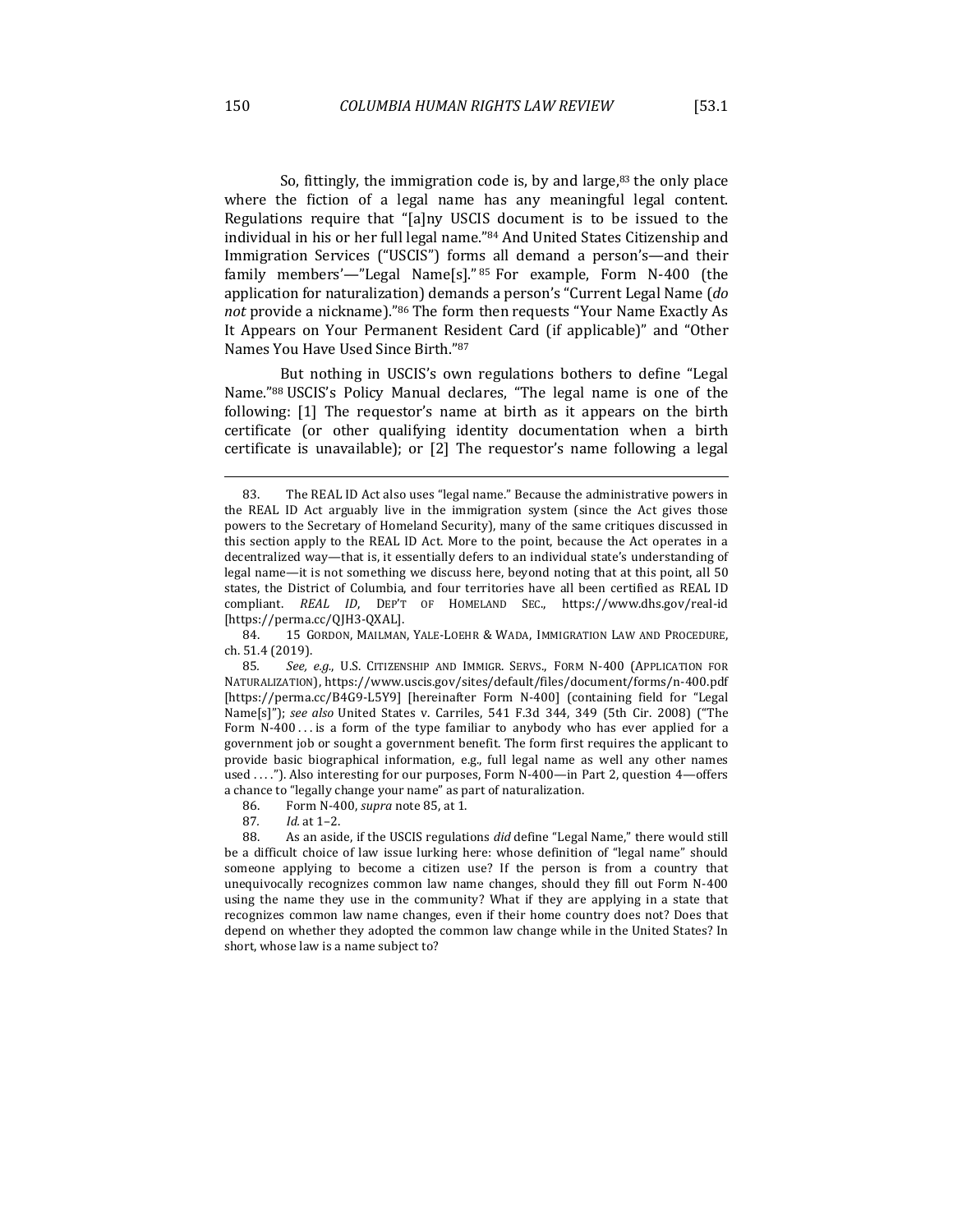So, fittingly, the immigration code is, by and large,[83] the only place where the fiction of a legal name has any meaningful legal content. Regulations require that "[a]ny USCIS document is to be issued to the individual in his or her full legal name."[84] And United States Citizenship and Immigration Services ("USCIS") forms all demand a person's—and their family members'—"Legal Name[s]."[85] For example, Form N-400 (the application for naturalization) demands a person's "Current Legal Name (*do not* provide a nickname)."[86] The form then requests "Your Name Exactly As It Appears on Your Permanent Resident Card (if applicable)" and "Other Names You Have Used Since Birth."[87]

But nothing in USCIS's own regulations bothers to define "Legal Name."[88] USCIS's Policy Manual declares, "The legal name is one of the following: [1] The requestor's name at birth as it appears on the birth certificate (or other qualifying identity documentation when a birth certificate is unavailable); or [2] The requestor's name following a legal

---

83. The REAL ID Act also uses "legal name." Because the administrative powers in the REAL ID Act arguably live in the immigration system (since the Act gives those powers to the Secretary of Homeland Security), many of the same critiques discussed in this section apply to the REAL ID Act. More to the point, because the Act operates in a decentralized way—that is, it essentially defers to an individual state's understanding of legal name—it is not something we discuss here, beyond noting that at this point, all 50 states, the District of Columbia, and four territories have all been certified as REAL ID compliant. *REAL ID*, DEP'T OF HOMELAND SEC., https://www.dhs.gov/real-id [https://perma.cc/QJH3-QXAL].

84. 15 GORDON, MAILMAN, YALE-LOEHR & WADA, IMMIGRATION LAW AND PROCEDURE, ch. 51.4 (2019).

85. *See, e.g.*, U.S. CITIZENSHIP AND IMMIGR. SERVS., FORM N-400 (APPLICATION FOR NATURALIZATION), https://www.uscis.gov/sites/default/files/document/forms/n-400.pdf [https://perma.cc/B4G9-L5Y9] [hereinafter Form N-400] (containing field for "Legal Name[s]"); *see also* United States v. Carriles, 541 F.3d 344, 349 (5th Cir. 2008) ("The Form N-400 . . . is a form of the type familiar to anybody who has ever applied for a government job or sought a government benefit. The form first requires the applicant to provide basic biographical information, e.g., full legal name as well any other names used . . . ."). Also interesting for our purposes, Form N-400—in Part 2, question 4—offers a chance to "legally change your name" as part of naturalization.

86. Form N-400, *supra* note 85, at 1.

87. *Id.* at 1–2.

88. As an aside, if the USCIS regulations *did* define "Legal Name," there would still be a difficult choice of law issue lurking here: whose definition of "legal name" should someone applying to become a citizen use? If the person is from a country that unequivocally recognizes common law name changes, should they fill out Form N-400 using the name they use in the community? What if they are applying in a state that recognizes common law name changes, even if their home country does not? Does that depend on whether they adopted the common law change while in the United States? In short, whose law is a name subject to?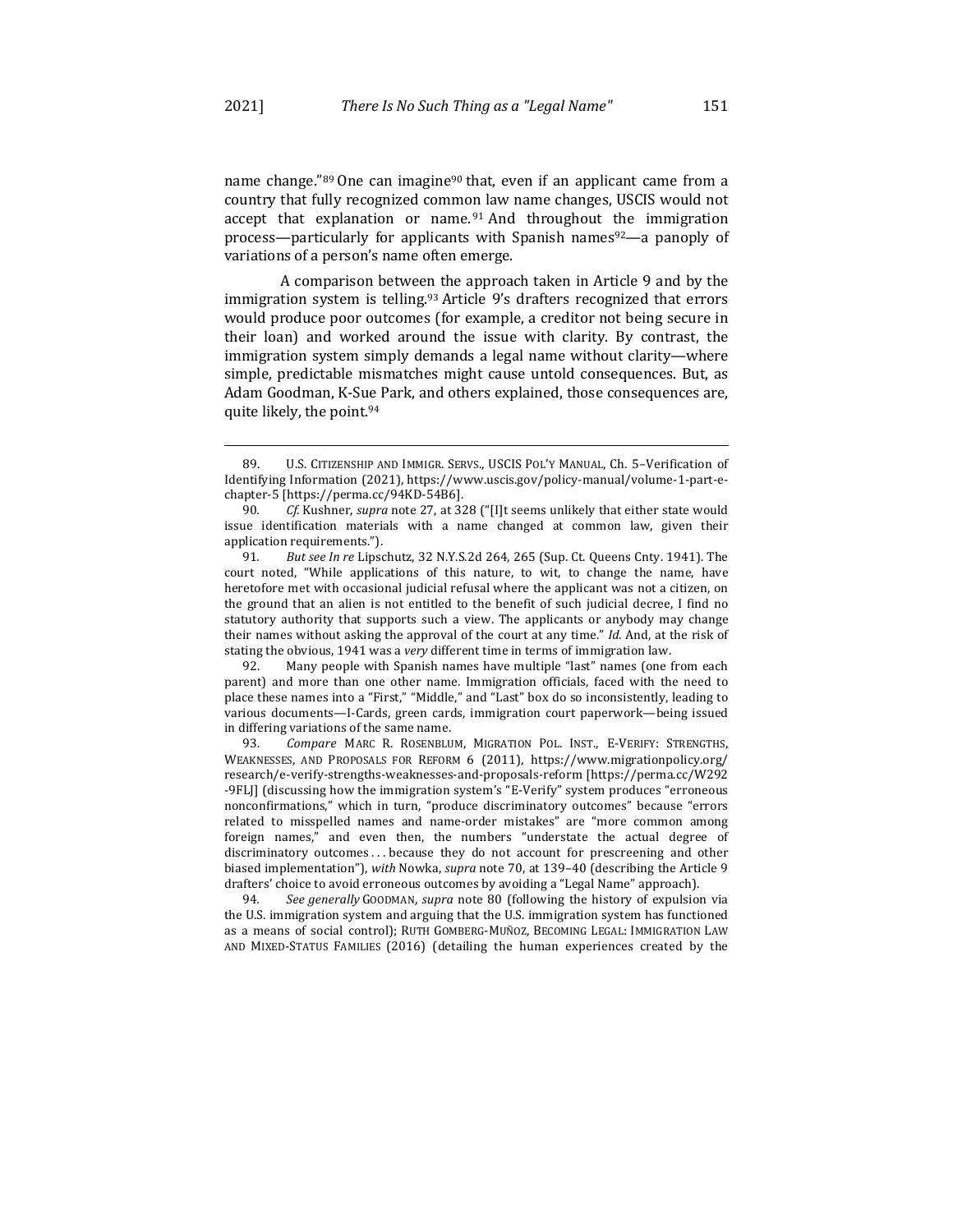name change."[89] One can imagine[90] that, even if an applicant came from a country that fully recognized common law name changes, USCIS would not accept that explanation or name.[91] And throughout the immigration process—particularly for applicants with Spanish names[92]—a panoply of variations of a person's name often emerge.

A comparison between the approach taken in Article 9 and by the immigration system is telling.[93] Article 9's drafters recognized that errors would produce poor outcomes (for example, a creditor not being secure in their loan) and worked around the issue with clarity. By contrast, the immigration system simply demands a legal name without clarity—where simple, predictable mismatches might cause untold consequences. But, as Adam Goodman, K-Sue Park, and others explained, those consequences are, quite likely, the point.[94]

---

89. U.S. CITIZENSHIP AND IMMIGR. SERVS., USCIS POL'Y MANUAL, Ch. 5–Verification of Identifying Information (2021), https://www.uscis.gov/policy-manual/volume-1-part-e-chapter-5 [https://perma.cc/94KD-54B6].

90. *Cf.* Kushner, *supra* note 27, at 328 ("[I]t seems unlikely that either state would issue identification materials with a name changed at common law, given their application requirements.").

91. *But see In re* Lipschutz, 32 N.Y.S.2d 264, 265 (Sup. Ct. Queens Cnty. 1941). The court noted, "While applications of this nature, to wit, to change the name, have heretofore met with occasional judicial refusal where the applicant was not a citizen, on the ground that an alien is not entitled to the benefit of such judicial decree, I find no statutory authority that supports such a view. The applicants or anybody may change their names without asking the approval of the court at any time." *Id.* And, at the risk of stating the obvious, 1941 was a *very* different time in terms of immigration law.

92. Many people with Spanish names have multiple "last" names (one from each parent) and more than one other name. Immigration officials, faced with the need to place these names into a "First," "Middle," and "Last" box do so inconsistently, leading to various documents—I-Cards, green cards, immigration court paperwork—being issued in differing variations of the same name.

93. *Compare* MARC R. ROSENBLUM, MIGRATION POL. INST., E-VERIFY: STRENGTHS, WEAKNESSES, AND PROPOSALS FOR REFORM 6 (2011), https://www.migrationpolicy.org/research/e-verify-strengths-weaknesses-and-proposals-reform [https://perma.cc/W292-9FLJ] (discussing how the immigration system's "E-Verify" system produces "erroneous nonconfirmations," which in turn, "produce discriminatory outcomes" because "errors related to misspelled names and name-order mistakes" are "more common among foreign names," and even then, the numbers "understate the actual degree of discriminatory outcomes . . . because they do not account for prescreening and other biased implementation"), *with* Nowka, *supra* note 70, at 139–40 (describing the Article 9 drafters' choice to avoid erroneous outcomes by avoiding a "Legal Name" approach).

94. *See generally* GOODMAN, *supra* note 80 (following the history of expulsion via the U.S. immigration system and arguing that the U.S. immigration system has functioned as a means of social control); RUTH GOMBERG-MUÑOZ, BECOMING LEGAL: IMMIGRATION LAW AND MIXED-STATUS FAMILIES (2016) (detailing the human experiences created by the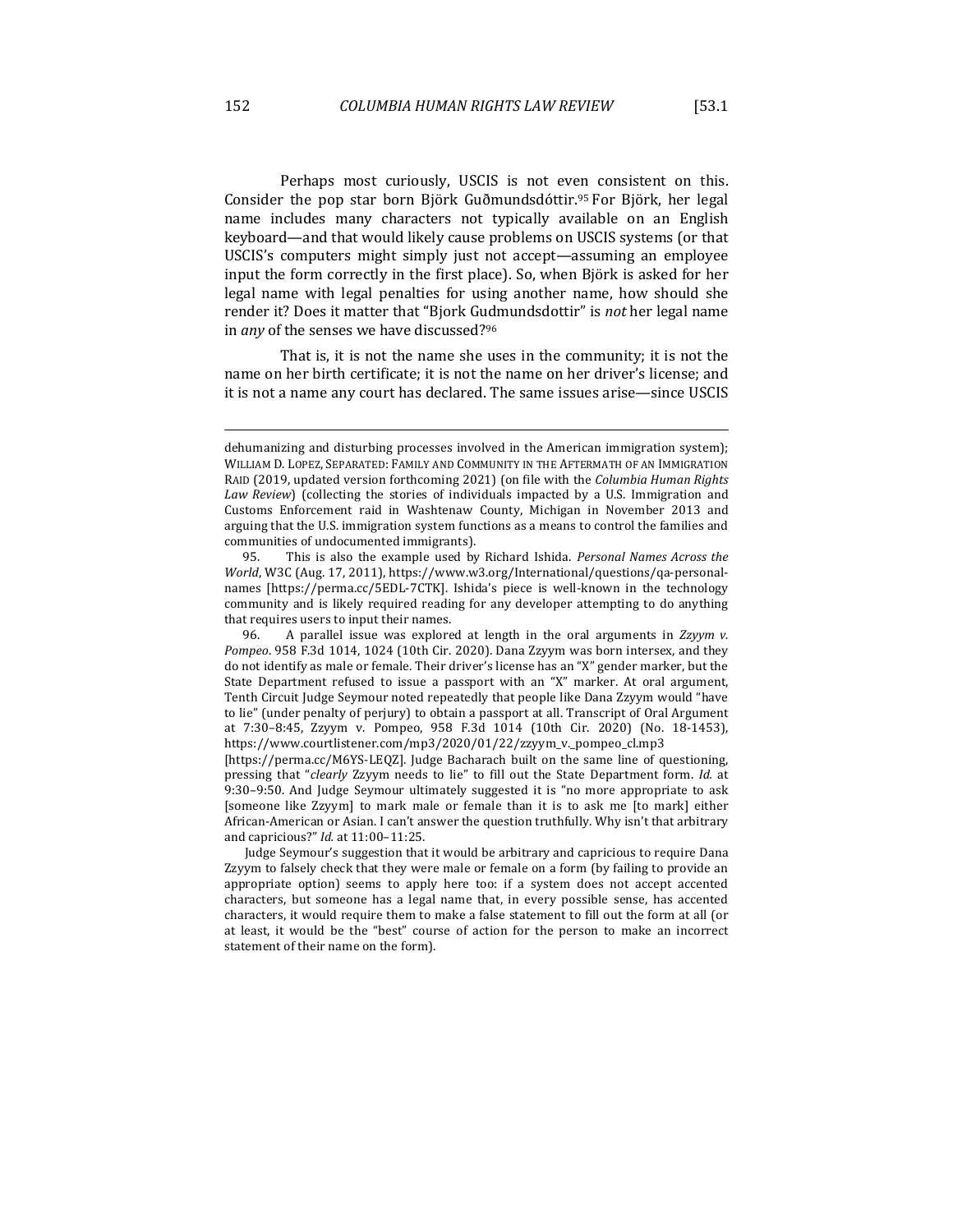Perhaps most curiously, USCIS is not even consistent on this. Consider the pop star born Björk Guðmundsdóttir.[95] For Björk, her legal name includes many characters not typically available on an English keyboard—and that would likely cause problems on USCIS systems (or that USCIS's computers might simply just not accept—assuming an employee input the form correctly in the first place). So, when Björk is asked for her legal name with legal penalties for using another name, how should she render it? Does it matter that "Bjork Gudmundsdottir" is *not* her legal name in *any* of the senses we have discussed?[96]

That is, it is not the name she uses in the community; it is not the name on her birth certificate; it is not the name on her driver's license; and it is not a name any court has declared. The same issues arise—since USCIS

---

dehumanizing and disturbing processes involved in the American immigration system); WILLIAM D. LOPEZ, SEPARATED: FAMILY AND COMMUNITY IN THE AFTERMATH OF AN IMMIGRATION RAID (2019, updated version forthcoming 2021) (on file with the *Columbia Human Rights Law Review*) (collecting the stories of individuals impacted by a U.S. Immigration and Customs Enforcement raid in Washtenaw County, Michigan in November 2013 and arguing that the U.S. immigration system functions as a means to control the families and communities of undocumented immigrants).

95. This is also the example used by Richard Ishida. *Personal Names Across the World*, W3C (Aug. 17, 2011), https://www.w3.org/International/questions/qa-personal-names [https://perma.cc/5EDL-7CTK]. Ishida's piece is well-known in the technology community and is likely required reading for any developer attempting to do anything that requires users to input their names.

96. A parallel issue was explored at length in the oral arguments in *Zzyym v. Pompeo*. 958 F.3d 1014, 1024 (10th Cir. 2020). Dana Zzyym was born intersex, and they do not identify as male or female. Their driver's license has an "X" gender marker, but the State Department refused to issue a passport with an "X" marker. At oral argument, Tenth Circuit Judge Seymour noted repeatedly that people like Dana Zzyym would "have to lie" (under penalty of perjury) to obtain a passport at all. Transcript of Oral Argument at 7:30–8:45, Zzyym v. Pompeo, 958 F.3d 1014 (10th Cir. 2020) (No. 18-1453), https://www.courtlistener.com/mp3/2020/01/22/zzyym_v._pompeo_cl.mp3 [https://perma.cc/M6YS-LEQZ]. Judge Bacharach built on the same line of questioning, pressing that "*clearly* Zzyym needs to lie" to fill out the State Department form. *Id.* at 9:30–9:50. And Judge Seymour ultimately suggested it is "no more appropriate to ask [someone like Zzyym] to mark male or female than it is to ask me [to mark] either African-American or Asian. I can't answer the question truthfully. Why isn't that arbitrary and capricious?" *Id.* at 11:00–11:25.

Judge Seymour's suggestion that it would be arbitrary and capricious to require Dana Zzyym to falsely check that they were male or female on a form (by failing to provide an appropriate option) seems to apply here too: if a system does not accept accented characters, but someone has a legal name that, in every possible sense, has accented characters, it would require them to make a false statement to fill out the form at all (or at least, it would be the "best" course of action for the person to make an incorrect statement of their name on the form).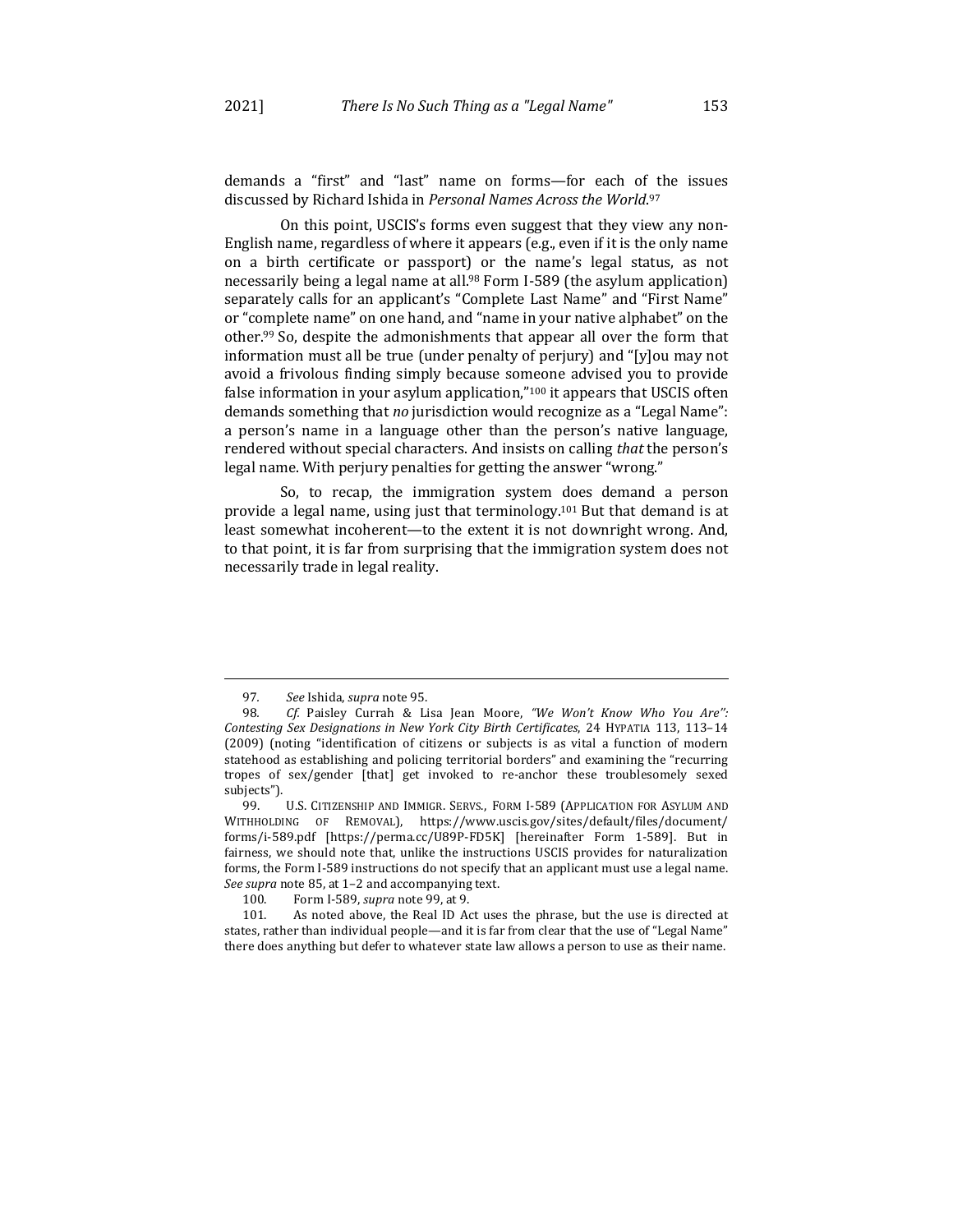demands a "first" and "last" name on forms—for each of the issues discussed by Richard Ishida in *Personal Names Across the World*.[97]

On this point, USCIS's forms even suggest that they view any non-English name, regardless of where it appears (e.g., even if it is the only name on a birth certificate or passport) or the name's legal status, as not necessarily being a legal name at all.[98] Form I-589 (the asylum application) separately calls for an applicant's "Complete Last Name" and "First Name" or "complete name" on one hand, and "name in your native alphabet" on the other.[99] So, despite the admonishments that appear all over the form that information must all be true (under penalty of perjury) and "[y]ou may not avoid a frivolous finding simply because someone advised you to provide false information in your asylum application,"[100] it appears that USCIS often demands something that *no* jurisdiction would recognize as a "Legal Name": a person's name in a language other than the person's native language, rendered without special characters. And insists on calling *that* the person's legal name. With perjury penalties for getting the answer "wrong."

So, to recap, the immigration system does demand a person provide a legal name, using just that terminology.[101] But that demand is at least somewhat incoherent—to the extent it is not downright wrong. And, to that point, it is far from surprising that the immigration system does not necessarily trade in legal reality.

---

97. *See* Ishida, *supra* note 95.

98. *Cf.* Paisley Currah & Lisa Jean Moore, *"We Won't Know Who You Are": Contesting Sex Designations in New York City Birth Certificates*, 24 HYPATIA 113, 113–14 (2009) (noting "identification of citizens or subjects is as vital a function of modern statehood as establishing and policing territorial borders" and examining the "recurring tropes of sex/gender [that] get invoked to re-anchor these troublesomely sexed subjects").

99. U.S. CITIZENSHIP AND IMMIGR. SERVS., FORM I-589 (APPLICATION FOR ASYLUM AND WITHHOLDING OF REMOVAL), https://www.uscis.gov/sites/default/files/document/forms/i-589.pdf [https://perma.cc/U89P-FD5K] [hereinafter Form 1-589]. But in fairness, we should note that, unlike the instructions USCIS provides for naturalization forms, the Form I-589 instructions do not specify that an applicant must use a legal name. *See supra* note 85, at 1–2 and accompanying text.

100. Form I-589, *supra* note 99, at 9.

101. As noted above, the Real ID Act uses the phrase, but the use is directed at states, rather than individual people—and it is far from clear that the use of "Legal Name" there does anything but defer to whatever state law allows a person to use as their name.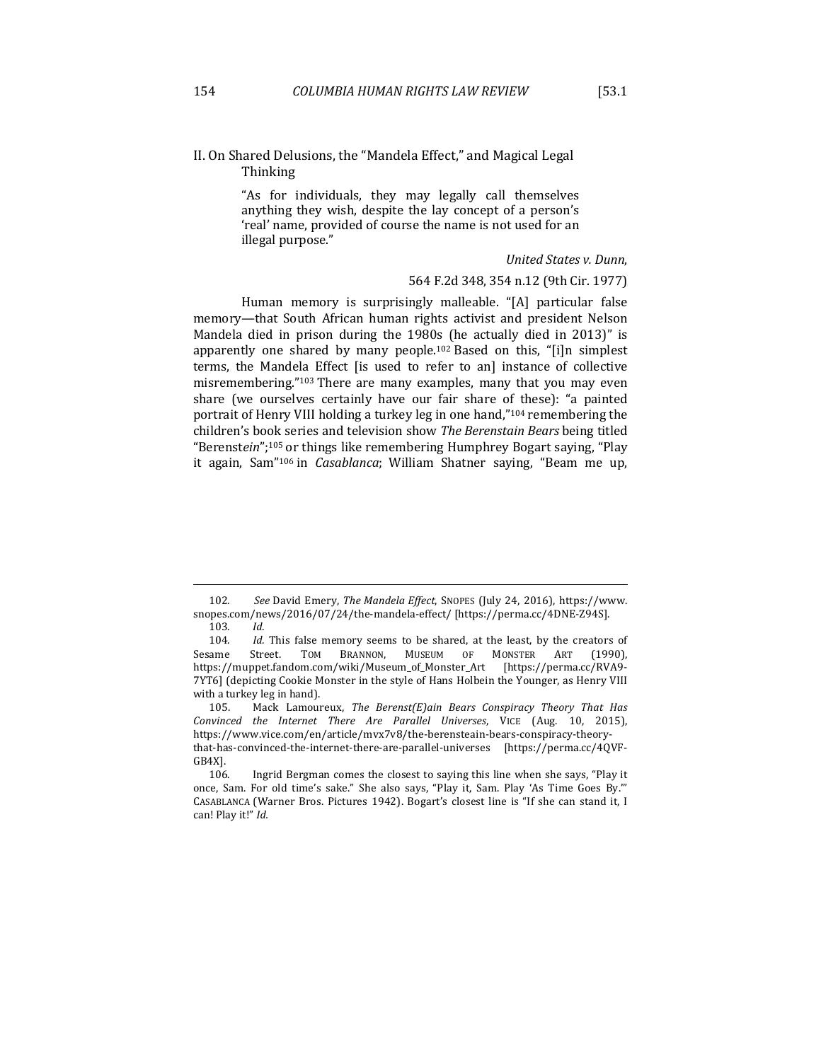## II. On Shared Delusions, the "Mandela Effect," and Magical Legal Thinking

> "As for individuals, they may legally call themselves anything they wish, despite the lay concept of a person's 'real' name, provided of course the name is not used for an illegal purpose."
>
> *United States v. Dunn*,
>
> 564 F.2d 348, 354 n.12 (9th Cir. 1977)

Human memory is surprisingly malleable. "[A] particular false memory—that South African human rights activist and president Nelson Mandela died in prison during the 1980s (he actually died in 2013)" is apparently one shared by many people.[102] Based on this, "[i]n simplest terms, the Mandela Effect [is used to refer to an] instance of collective misremembering."[103] There are many examples, many that you may even share (we ourselves certainly have our fair share of these): "a painted portrait of Henry VIII holding a turkey leg in one hand,"[104] remembering the children's book series and television show *The Berenstain Bears* being titled "Berenst*ein*";[105] or things like remembering Humphrey Bogart saying, "Play it again, Sam"[106] in *Casablanca*; William Shatner saying, "Beam me up,

---

102. *See* David Emery, *The Mandela Effect*, SNOPES (July 24, 2016), https://www.snopes.com/news/2016/07/24/the-mandela-effect/ [https://perma.cc/4DNE-Z94S].

103. *Id.*

104. *Id.* This false memory seems to be shared, at the least, by the creators of Sesame Street. TOM BRANNON, MUSEUM OF MONSTER ART (1990), https://muppet.fandom.com/wiki/Museum_of_Monster_Art [https://perma.cc/RVA9-7YT6] (depicting Cookie Monster in the style of Hans Holbein the Younger, as Henry VIII with a turkey leg in hand).

105. Mack Lamoureux, *The Berenst(E)ain Bears Conspiracy Theory That Has Convinced the Internet There Are Parallel Universes*, VICE (Aug. 10, 2015), https://www.vice.com/en/article/mvx7v8/the-berenstein-bears-conspiracy-theory-that-has-convinced-the-internet-there-are-parallel-universes [https://perma.cc/4QVF-GB4X].

106. Ingrid Bergman comes the closest to saying this line when she says, "Play it once, Sam. For old time's sake." She also says, "Play it, Sam. Play 'As Time Goes By.'" CASABLANCA (Warner Bros. Pictures 1942). Bogart's closest line is "If she can stand it, I can! Play it!" *Id.*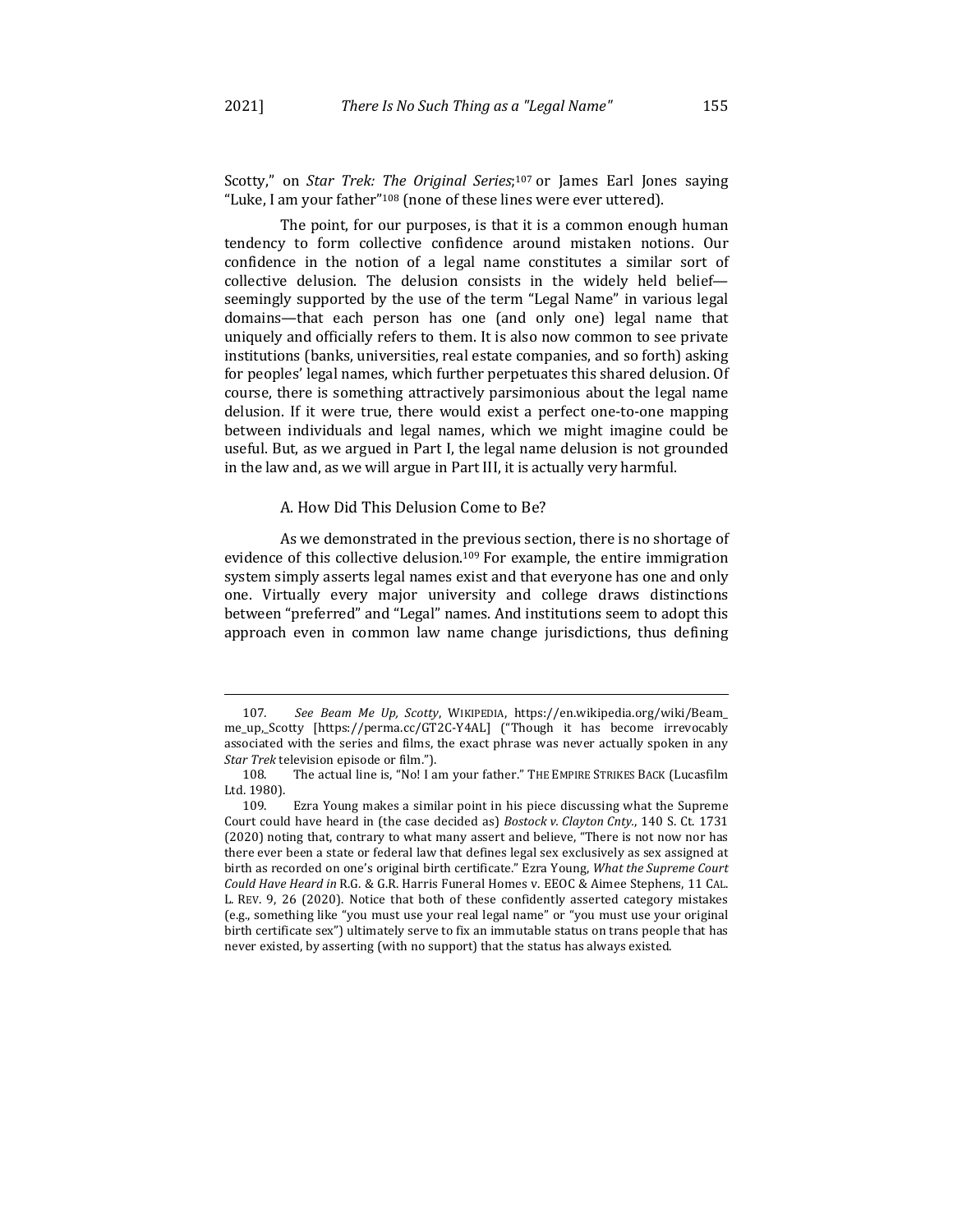Scotty," on *Star Trek: The Original Series*;[107] or James Earl Jones saying "Luke, I am your father"[108] (none of these lines were ever uttered).

The point, for our purposes, is that it is a common enough human tendency to form collective confidence around mistaken notions. Our confidence in the notion of a legal name constitutes a similar sort of collective delusion. The delusion consists in the widely held belief—seemingly supported by the use of the term "Legal Name" in various legal domains—that each person has one (and only one) legal name that uniquely and officially refers to them. It is also now common to see private institutions (banks, universities, real estate companies, and so forth) asking for peoples' legal names, which further perpetuates this shared delusion. Of course, there is something attractively parsimonious about the legal name delusion. If it were true, there would exist a perfect one-to-one mapping between individuals and legal names, which we might imagine could be useful. But, as we argued in Part I, the legal name delusion is not grounded in the law and, as we will argue in Part III, it is actually very harmful.

### A. How Did This Delusion Come to Be?

As we demonstrated in the previous section, there is no shortage of evidence of this collective delusion.[109] For example, the entire immigration system simply asserts legal names exist and that everyone has one and only one. Virtually every major university and college draws distinctions between "preferred" and "Legal" names. And institutions seem to adopt this approach even in common law name change jurisdictions, thus defining

---

107. *See Beam Me Up, Scotty*, WIKIPEDIA, https://en.wikipedia.org/wiki/Beam_me_up,_Scotty [https://perma.cc/GT2C-Y4AL] ("Though it has become irrevocably associated with the series and films, the exact phrase was never actually spoken in any *Star Trek* television episode or film.").

108. The actual line is, "No! I am your father." THE EMPIRE STRIKES BACK (Lucasfilm Ltd. 1980).

109. Ezra Young makes a similar point in his piece discussing what the Supreme Court could have heard in (the case decided as) *Bostock v. Clayton Cnty.*, 140 S. Ct. 1731 (2020) noting that, contrary to what many assert and believe, "There is not now nor has there ever been a state or federal law that defines legal sex exclusively as sex assigned at birth as recorded on one's original birth certificate." Ezra Young, *What the Supreme Court Could Have Heard in* R.G. & G.R. Harris Funeral Homes v. EEOC & Aimee Stephens, 11 CAL. L. REV. 9, 26 (2020). Notice that both of these confidently asserted category mistakes (e.g., something like "you must use your real legal name" or "you must use your original birth certificate sex") ultimately serve to fix an immutable status on trans people that has never existed, by asserting (with no support) that the status has always existed.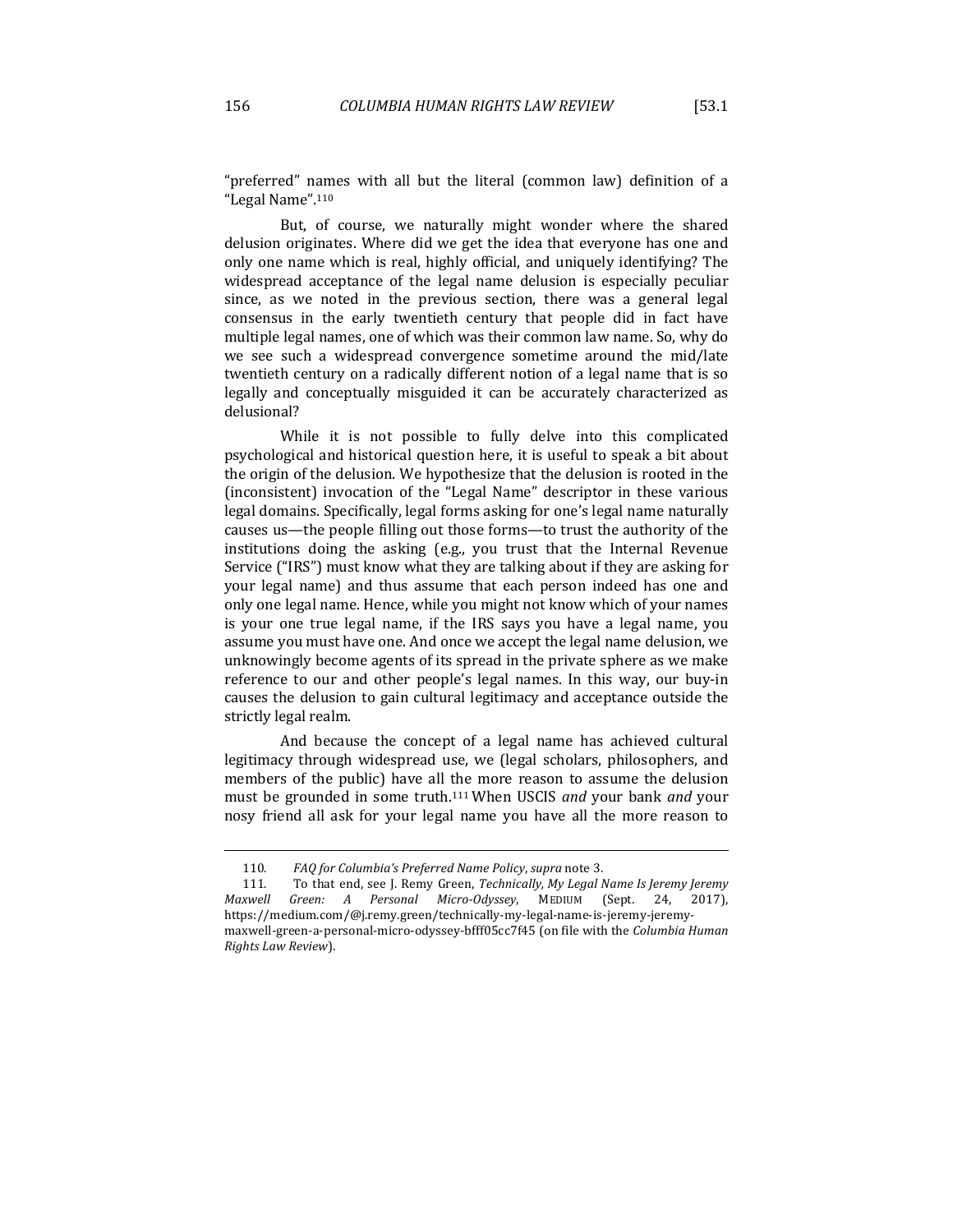"preferred" names with all but the literal (common law) definition of a "Legal Name".[110]

But, of course, we naturally might wonder where the shared delusion originates. Where did we get the idea that everyone has one and only one name which is real, highly official, and uniquely identifying? The widespread acceptance of the legal name delusion is especially peculiar since, as we noted in the previous section, there was a general legal consensus in the early twentieth century that people did in fact have multiple legal names, one of which was their common law name. So, why do we see such a widespread convergence sometime around the mid/late twentieth century on a radically different notion of a legal name that is so legally and conceptually misguided it can be accurately characterized as delusional?

While it is not possible to fully delve into this complicated psychological and historical question here, it is useful to speak a bit about the origin of the delusion. We hypothesize that the delusion is rooted in the (inconsistent) invocation of the "Legal Name" descriptor in these various legal domains. Specifically, legal forms asking for one's legal name naturally causes us—the people filling out those forms—to trust the authority of the institutions doing the asking (e.g., you trust that the Internal Revenue Service ("IRS") must know what they are talking about if they are asking for your legal name) and thus assume that each person indeed has one and only one legal name. Hence, while you might not know which of your names is your one true legal name, if the IRS says you have a legal name, you assume you must have one. And once we accept the legal name delusion, we unknowingly become agents of its spread in the private sphere as we make reference to our and other people's legal names. In this way, our buy-in causes the delusion to gain cultural legitimacy and acceptance outside the strictly legal realm.

And because the concept of a legal name has achieved cultural legitimacy through widespread use, we (legal scholars, philosophers, and members of the public) have all the more reason to assume the delusion must be grounded in some truth.[111] When USCIS *and* your bank *and* your nosy friend all ask for your legal name you have all the more reason to

---

110. *FAQ for Columbia's Preferred Name Policy*, *supra* note 3.

111. To that end, see J. Remy Green, *Technically, My Legal Name Is Jeremy Jeremy Maxwell Green: A Personal Micro-Odyssey*, MEDIUM (Sept. 24, 2017), https://medium.com/@j.remy.green/technically-my-legal-name-is-jeremy-jeremy-maxwell-green-a-personal-micro-odyssey-bfff05cc7f45 (on file with the *Columbia Human Rights Law Review*).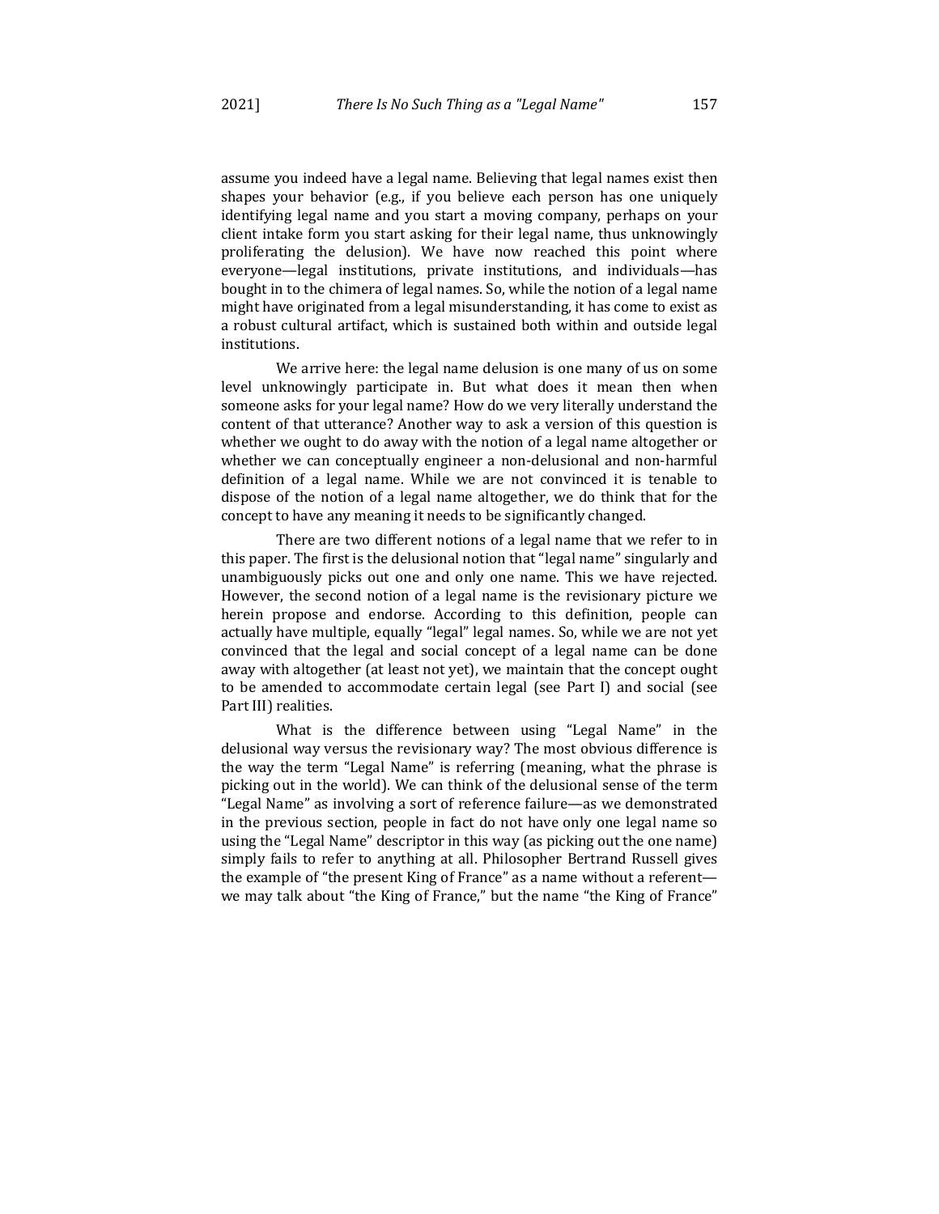assume you indeed have a legal name. Believing that legal names exist then shapes your behavior (e.g., if you believe each person has one uniquely identifying legal name and you start a moving company, perhaps on your client intake form you start asking for their legal name, thus unknowingly proliferating the delusion). We have now reached this point where everyone—legal institutions, private institutions, and individuals—has bought in to the chimera of legal names. So, while the notion of a legal name might have originated from a legal misunderstanding, it has come to exist as a robust cultural artifact, which is sustained both within and outside legal institutions.

We arrive here: the legal name delusion is one many of us on some level unknowingly participate in. But what does it mean then when someone asks for your legal name? How do we very literally understand the content of that utterance? Another way to ask a version of this question is whether we ought to do away with the notion of a legal name altogether or whether we can conceptually engineer a non-delusional and non-harmful definition of a legal name. While we are not convinced it is tenable to dispose of the notion of a legal name altogether, we do think that for the concept to have any meaning it needs to be significantly changed.

There are two different notions of a legal name that we refer to in this paper. The first is the delusional notion that "legal name" singularly and unambiguously picks out one and only one name. This we have rejected. However, the second notion of a legal name is the revisionary picture we herein propose and endorse. According to this definition, people can actually have multiple, equally "legal" legal names. So, while we are not yet convinced that the legal and social concept of a legal name can be done away with altogether (at least not yet), we maintain that the concept ought to be amended to accommodate certain legal (see Part I) and social (see Part III) realities.

What is the difference between using "Legal Name" in the delusional way versus the revisionary way? The most obvious difference is the way the term "Legal Name" is referring (meaning, what the phrase is picking out in the world). We can think of the delusional sense of the term "Legal Name" as involving a sort of reference failure—as we demonstrated in the previous section, people in fact do not have only one legal name so using the "Legal Name" descriptor in this way (as picking out the one name) simply fails to refer to anything at all. Philosopher Bertrand Russell gives the example of "the present King of France" as a name without a referent—we may talk about "the King of France," but the name "the King of France"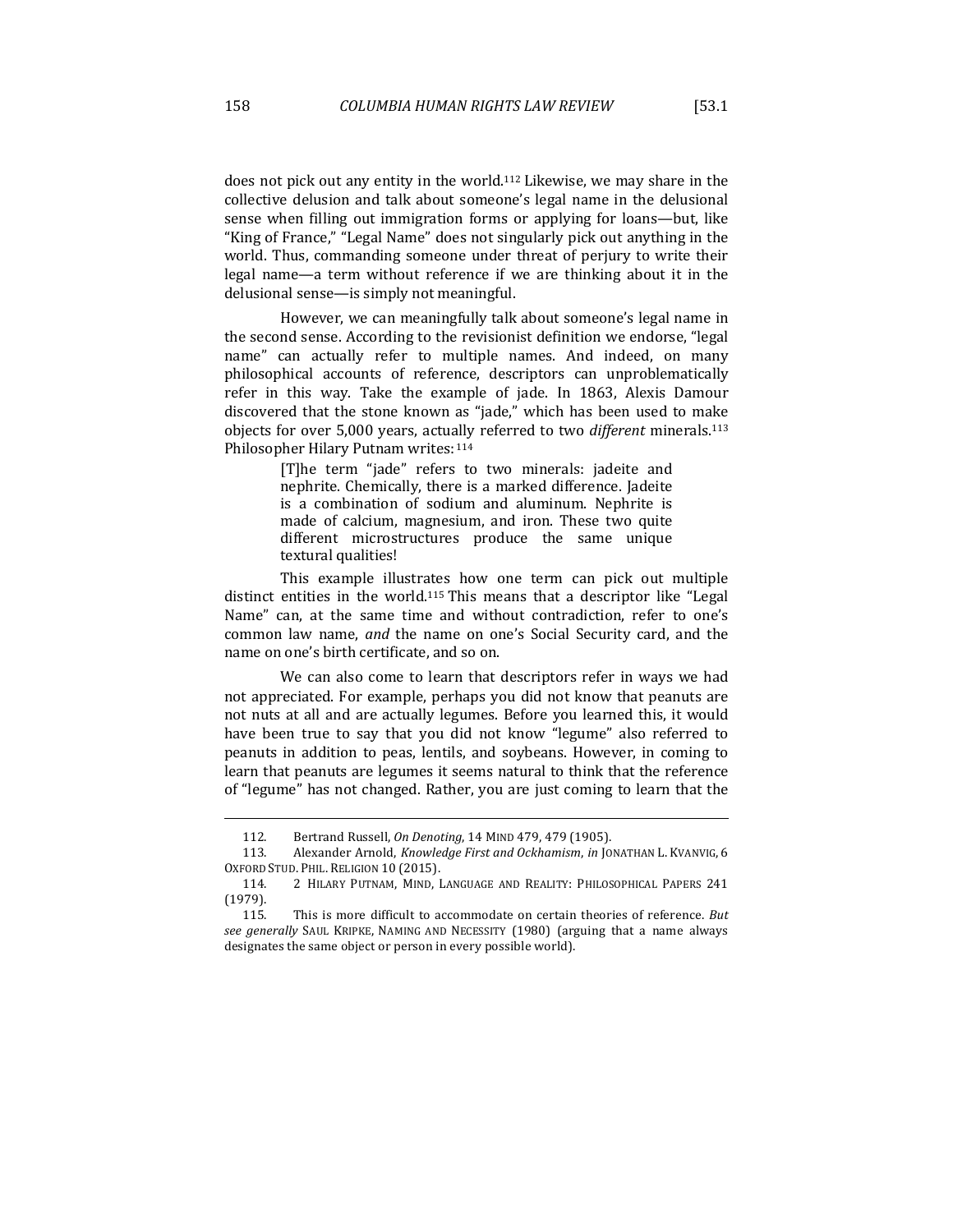does not pick out any entity in the world.[112] Likewise, we may share in the collective delusion and talk about someone's legal name in the delusional sense when filling out immigration forms or applying for loans—but, like "King of France," "Legal Name" does not singularly pick out anything in the world. Thus, commanding someone under threat of perjury to write their legal name—a term without reference if we are thinking about it in the delusional sense—is simply not meaningful.

However, we can meaningfully talk about someone's legal name in the second sense. According to the revisionist definition we endorse, "legal name" can actually refer to multiple names. And indeed, on many philosophical accounts of reference, descriptors can unproblematically refer in this way. Take the example of jade. In 1863, Alexis Damour discovered that the stone known as "jade," which has been used to make objects for over 5,000 years, actually referred to two *different* minerals.[113] Philosopher Hilary Putnam writes:[114]

> [T]he term "jade" refers to two minerals: jadeite and nephrite. Chemically, there is a marked difference. Jadeite is a combination of sodium and aluminum. Nephrite is made of calcium, magnesium, and iron. These two quite different microstructures produce the same unique textural qualities!

This example illustrates how one term can pick out multiple distinct entities in the world.[115] This means that a descriptor like "Legal Name" can, at the same time and without contradiction, refer to one's common law name, *and* the name on one's Social Security card, and the name on one's birth certificate, and so on.

We can also come to learn that descriptors refer in ways we had not appreciated. For example, perhaps you did not know that peanuts are not nuts at all and are actually legumes. Before you learned this, it would have been true to say that you did not know "legume" also referred to peanuts in addition to peas, lentils, and soybeans. However, in coming to learn that peanuts are legumes it seems natural to think that the reference of "legume" has not changed. Rather, you are just coming to learn that the

---

112. Bertrand Russell, *On Denoting*, 14 MIND 479, 479 (1905).

113. Alexander Arnold, *Knowledge First and Ockhamism*, *in* JONATHAN L. KVANVIG, 6 OXFORD STUD. PHIL. RELIGION 10 (2015).

114. 2 HILARY PUTNAM, MIND, LANGUAGE AND REALITY: PHILOSOPHICAL PAPERS 241 (1979).

115. This is more difficult to accommodate on certain theories of reference. *But see generally* SAUL KRIPKE, NAMING AND NECESSITY (1980) (arguing that a name always designates the same object or person in every possible world).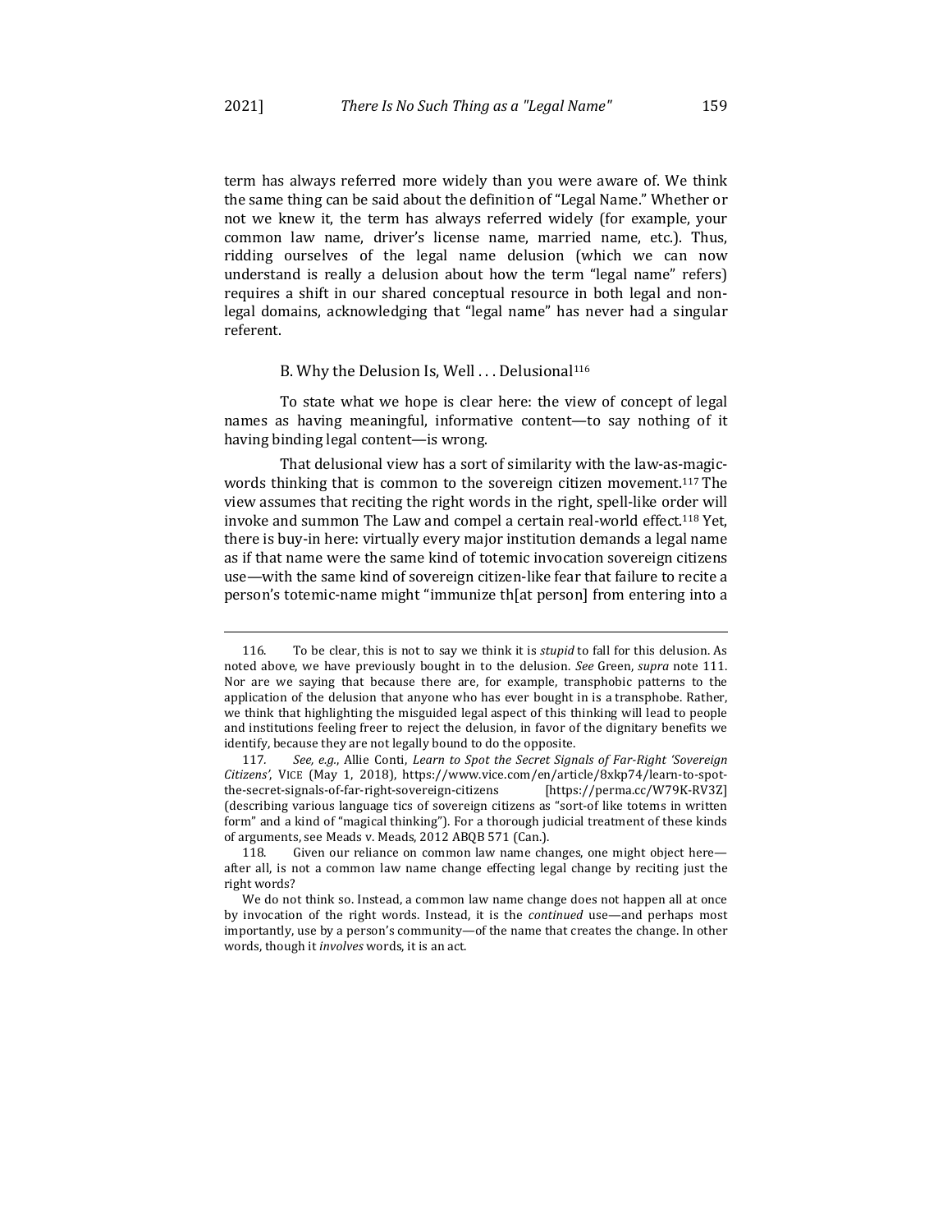term has always referred more widely than you were aware of. We think the same thing can be said about the definition of "Legal Name." Whether or not we knew it, the term has always referred widely (for example, your common law name, driver's license name, married name, etc.). Thus, ridding ourselves of the legal name delusion (which we can now understand is really a delusion about how the term "legal name" refers) requires a shift in our shared conceptual resource in both legal and non-legal domains, acknowledging that "legal name" has never had a singular referent.

### B. Why the Delusion Is, Well . . . Delusional[116]

To state what we hope is clear here: the view of concept of legal names as having meaningful, informative content—to say nothing of it having binding legal content—is wrong.

That delusional view has a sort of similarity with the law-as-magic-words thinking that is common to the sovereign citizen movement.[117] The view assumes that reciting the right words in the right, spell-like order will invoke and summon The Law and compel a certain real-world effect.[118] Yet, there is buy-in here: virtually every major institution demands a legal name as if that name were the same kind of totemic invocation sovereign citizens use—with the same kind of sovereign citizen-like fear that failure to recite a person's totemic-name might "immunize th[at person] from entering into a

---

116. To be clear, this is not to say we think it is *stupid* to fall for this delusion. As noted above, we have previously bought in to the delusion. *See* Green, *supra* note 111. Nor are we saying that because there are, for example, transphobic patterns to the application of the delusion that anyone who has ever bought in is a transphobe. Rather, we think that highlighting the misguided legal aspect of this thinking will lead to people and institutions feeling freer to reject the delusion, in favor of the dignitary benefits we identify, because they are not legally bound to do the opposite.

117. *See, e.g.*, Allie Conti, *Learn to Spot the Secret Signals of Far-Right 'Sovereign Citizens'*, VICE (May 1, 2018), https://www.vice.com/en/article/8xkp74/learn-to-spot-the-secret-signals-of-far-right-sovereign-citizens [https://perma.cc/W79K-RV3Z] (describing various language tics of sovereign citizens as "sort-of like totems in written form" and a kind of "magical thinking"). For a thorough judicial treatment of these kinds of arguments, see Meads v. Meads, 2012 ABQB 571 (Can.).

118. Given our reliance on common law name changes, one might object here—after all, is not a common law name change effecting legal change by reciting just the right words?

We do not think so. Instead, a common law name change does not happen all at once by invocation of the right words. Instead, it is the *continued* use—and perhaps most importantly, use by a person's community—of the name that creates the change. In other words, though it *involves* words, it is an act.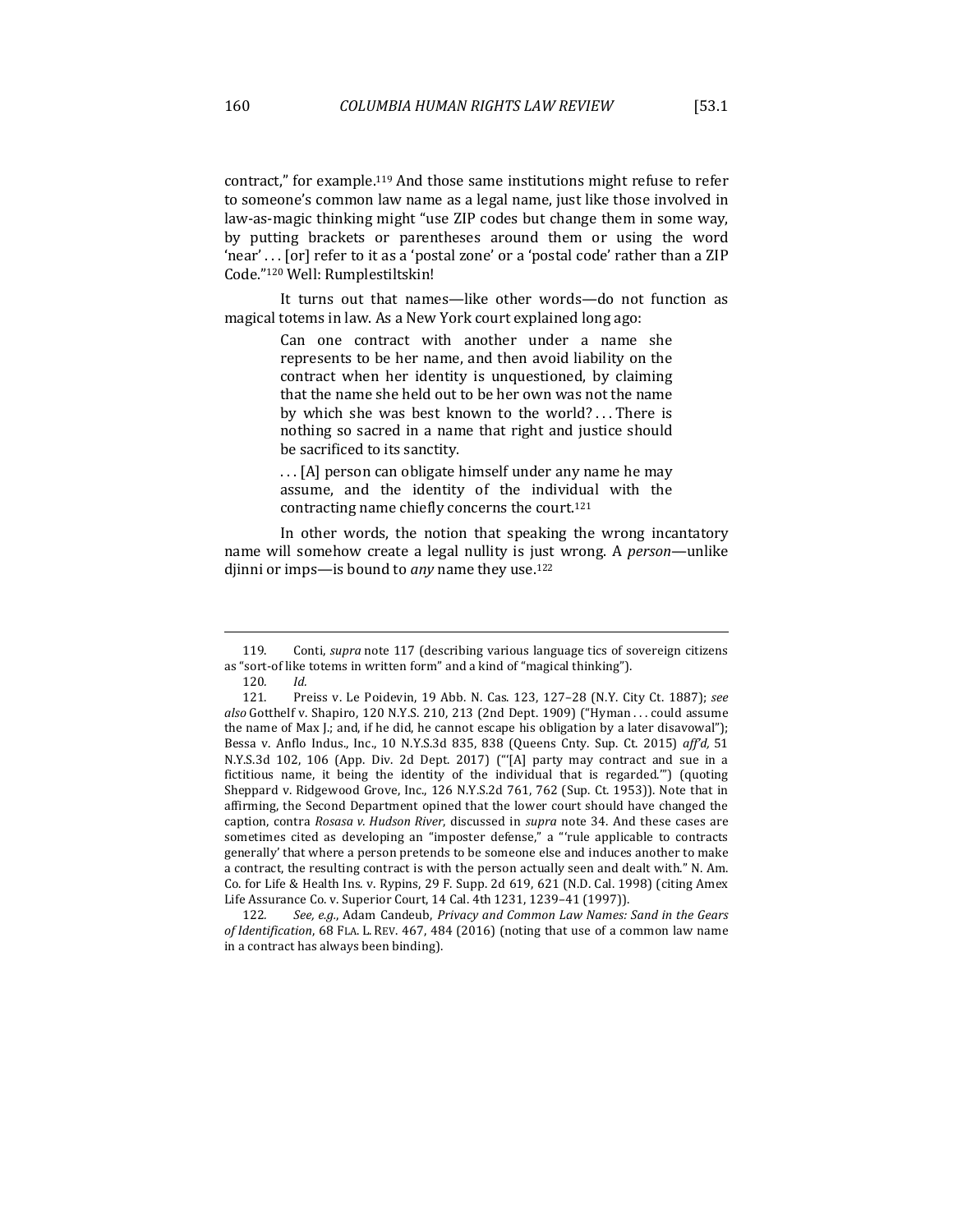contract," for example.[119] And those same institutions might refuse to refer to someone's common law name as a legal name, just like those involved in law-as-magic thinking might "use ZIP codes but change them in some way, by putting brackets or parentheses around them or using the word 'near' . . . [or] refer to it as a 'postal zone' or a 'postal code' rather than a ZIP Code."[120] Well: Rumplestiltskin!

It turns out that names—like other words—do not function as magical totems in law. As a New York court explained long ago:

> Can one contract with another under a name she represents to be her name, and then avoid liability on the contract when her identity is unquestioned, by claiming that the name she held out to be her own was not the name by which she was best known to the world? . . . There is nothing so sacred in a name that right and justice should be sacrificed to its sanctity.
>
> . . . [A] person can obligate himself under any name he may assume, and the identity of the individual with the contracting name chiefly concerns the court.[121]

In other words, the notion that speaking the wrong incantatory name will somehow create a legal nullity is just wrong. A *person*—unlike djinni or imps—is bound to *any* name they use.[122]

---

119. Conti, *supra* note 117 (describing various language tics of sovereign citizens as "sort-of like totems in written form" and a kind of "magical thinking").

120. *Id.*

121. Preiss v. Le Poidevin, 19 Abb. N. Cas. 123, 127–28 (N.Y. City Ct. 1887); *see also* Gotthelf v. Shapiro, 120 N.Y.S. 210, 213 (2nd Dept. 1909) ("Hyman . . . could assume the name of Max J.; and, if he did, he cannot escape his obligation by a later disavowal"); Bessa v. Anflo Indus., Inc., 10 N.Y.S.3d 835, 838 (Queens Cnty. Sup. Ct. 2015) *aff'd,* 51 N.Y.S.3d 102, 106 (App. Div. 2d Dept. 2017) ("'[A] party may contract and sue in a fictitious name, it being the identity of the individual that is regarded.'") (quoting Sheppard v. Ridgewood Grove, Inc., 126 N.Y.S.2d 761, 762 (Sup. Ct. 1953)). Note that in affirming, the Second Department opined that the lower court should have changed the caption, contra *Rosasa v. Hudson River*, discussed in *supra* note 34. And these cases are sometimes cited as developing an "imposter defense," a "'rule applicable to contracts generally' that where a person pretends to be someone else and induces another to make a contract, the resulting contract is with the person actually seen and dealt with." N. Am. Co. for Life & Health Ins. v. Rypins, 29 F. Supp. 2d 619, 621 (N.D. Cal. 1998) (citing Amex Life Assurance Co. v. Superior Court, 14 Cal. 4th 1231, 1239–41 (1997)).

122. *See, e.g.*, Adam Candeub, *Privacy and Common Law Names: Sand in the Gears of Identification*, 68 FLA. L. REV. 467, 484 (2016) (noting that use of a common law name in a contract has always been binding).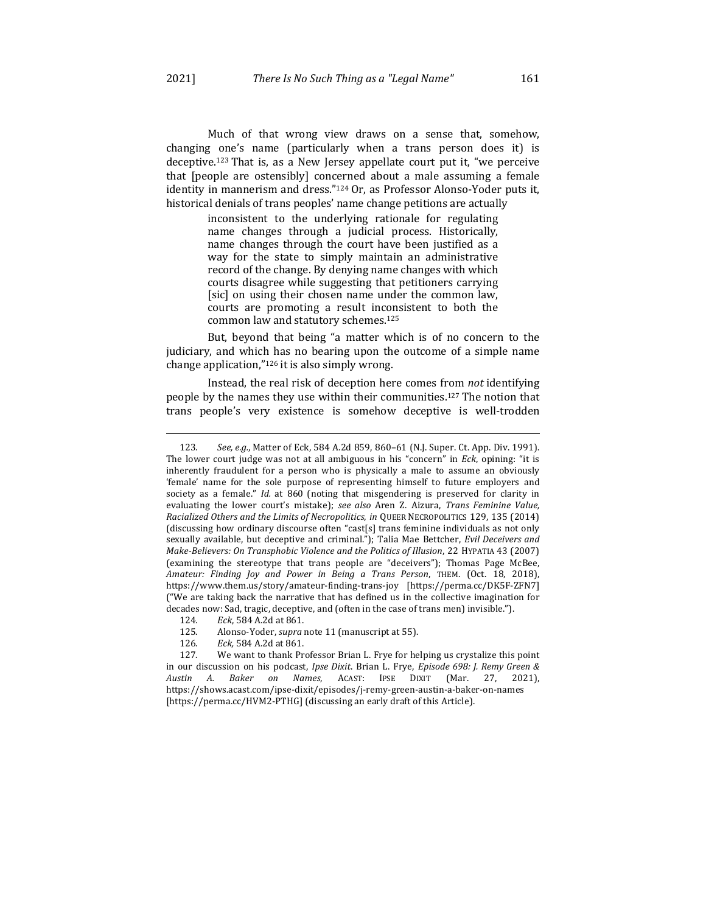Much of that wrong view draws on a sense that, somehow, changing one's name (particularly when a trans person does it) is deceptive.[123] That is, as a New Jersey appellate court put it, "we perceive that [people are ostensibly] concerned about a male assuming a female identity in mannerism and dress."[124] Or, as Professor Alonso-Yoder puts it, historical denials of trans peoples' name change petitions are actually

> inconsistent to the underlying rationale for regulating name changes through a judicial process. Historically, name changes through the court have been justified as a way for the state to simply maintain an administrative record of the change. By denying name changes with which courts disagree while suggesting that petitioners carrying [sic] on using their chosen name under the common law, courts are promoting a result inconsistent to both the common law and statutory schemes.[125]

But, beyond that being "a matter which is of no concern to the judiciary, and which has no bearing upon the outcome of a simple name change application,"[126] it is also simply wrong.

Instead, the real risk of deception here comes from *not* identifying people by the names they use within their communities.[127] The notion that trans people's very existence is somehow deceptive is well-trodden

---

123. *See, e.g.*, Matter of Eck, 584 A.2d 859, 860–61 (N.J. Super. Ct. App. Div. 1991). The lower court judge was not at all ambiguous in his "concern" in *Eck*, opining: "it is inherently fraudulent for a person who is physically a male to assume an obviously 'female' name for the sole purpose of representing himself to future employers and society as a female." *Id.* at 860 (noting that misgendering is preserved for clarity in evaluating the lower court's mistake); *see also* Aren Z. Aizura, *Trans Feminine Value, Racialized Others and the Limits of Necropolitics*, *in* QUEER NECROPOLITICS 129, 135 (2014) (discussing how ordinary discourse often "cast[s] trans feminine individuals as not only sexually available, but deceptive and criminal."); Talia Mae Bettcher, *Evil Deceivers and Make-Believers: On Transphobic Violence and the Politics of Illusion*, 22 HYPATIA 43 (2007) (examining the stereotype that trans people are "deceivers"); Thomas Page McBee, *Amateur: Finding Joy and Power in Being a Trans Person*, THEM. (Oct. 18, 2018), https://www.them.us/story/amateur-finding-trans-joy [https://perma.cc/DK5F-ZFN7] ("We are taking back the narrative that has defined us in the collective imagination for decades now: Sad, tragic, deceptive, and (often in the case of trans men) invisible.").

124. *Eck*, 584 A.2d at 861.

125. Alonso-Yoder, *supra* note 11 (manuscript at 55).

126. *Eck,* 584 A.2d at 861.

127. We want to thank Professor Brian L. Frye for helping us crystalize this point in our discussion on his podcast, *Ipse Dixit*. Brian L. Frye, *Episode 698: J. Remy Green & Austin A. Baker on Names*, ACAST: IPSE DIXIT (Mar. 27, 2021), https://shows.acast.com/ipse-dixit/episodes/j-remy-green-austin-a-baker-on-names [https://perma.cc/HVM2-PTHG] (discussing an early draft of this Article).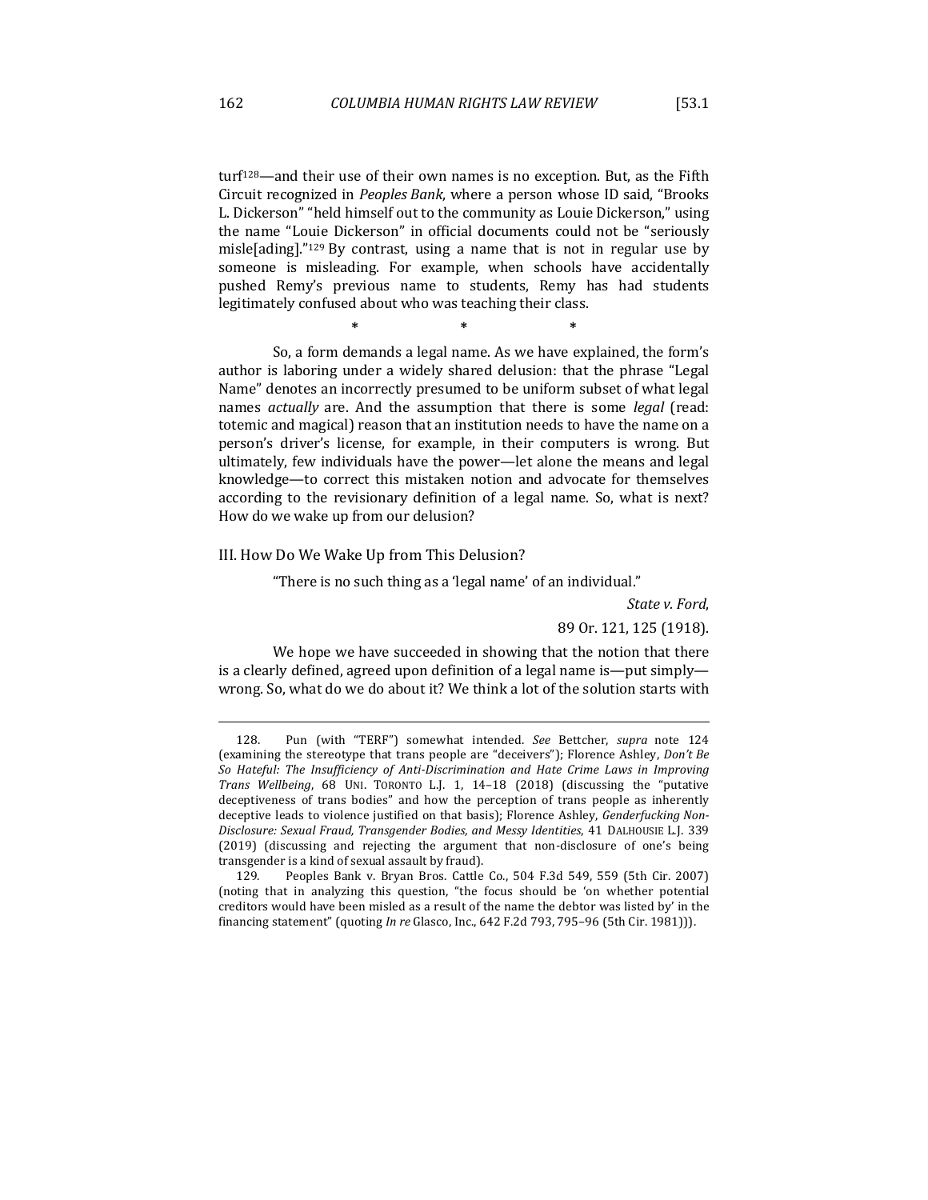turf[128]—and their use of their own names is no exception. But, as the Fifth Circuit recognized in *Peoples Bank*, where a person whose ID said, "Brooks L. Dickerson" "held himself out to the community as Louie Dickerson," using the name "Louie Dickerson" in official documents could not be "seriously misle[ading]."[129] By contrast, using a name that is not in regular use by someone is misleading. For example, when schools have accidentally pushed Remy's previous name to students, Remy has had students legitimately confused about who was teaching their class.

\* \* \*

So, a form demands a legal name. As we have explained, the form's author is laboring under a widely shared delusion: that the phrase "Legal Name" denotes an incorrectly presumed to be uniform subset of what legal names *actually* are. And the assumption that there is some *legal* (read: totemic and magical) reason that an institution needs to have the name on a person's driver's license, for example, in their computers is wrong. But ultimately, few individuals have the power—let alone the means and legal knowledge—to correct this mistaken notion and advocate for themselves according to the revisionary definition of a legal name. So, what is next? How do we wake up from our delusion?

## III. How Do We Wake Up from This Delusion?

"There is no such thing as a 'legal name' of an individual."

*State v. Ford*,

89 Or. 121, 125 (1918).

We hope we have succeeded in showing that the notion that there is a clearly defined, agreed upon definition of a legal name is—put simply—wrong. So, what do we do about it? We think a lot of the solution starts with

---

128. Pun (with "TERF") somewhat intended. *See* Bettcher, *supra* note 124 (examining the stereotype that trans people are "deceivers"); Florence Ashley, *Don't Be So Hateful: The Insufficiency of Anti-Discrimination and Hate Crime Laws in Improving Trans Wellbeing*, 68 UNI. TORONTO L.J. 1, 14–18 (2018) (discussing the "putative deceptiveness of trans bodies" and how the perception of trans people as inherently deceptive leads to violence justified on that basis); Florence Ashley, *Genderfucking Non-Disclosure: Sexual Fraud, Transgender Bodies, and Messy Identities*, 41 DALHOUSIE L.J. 339 (2019) (discussing and rejecting the argument that non-disclosure of one's being transgender is a kind of sexual assault by fraud).

129. Peoples Bank v. Bryan Bros. Cattle Co., 504 F.3d 549, 559 (5th Cir. 2007) (noting that in analyzing this question, "the focus should be 'on whether potential creditors would have been misled as a result of the name the debtor was listed by' in the financing statement" (quoting *In re* Glasco, Inc., 642 F.2d 793, 795–96 (5th Cir. 1981))).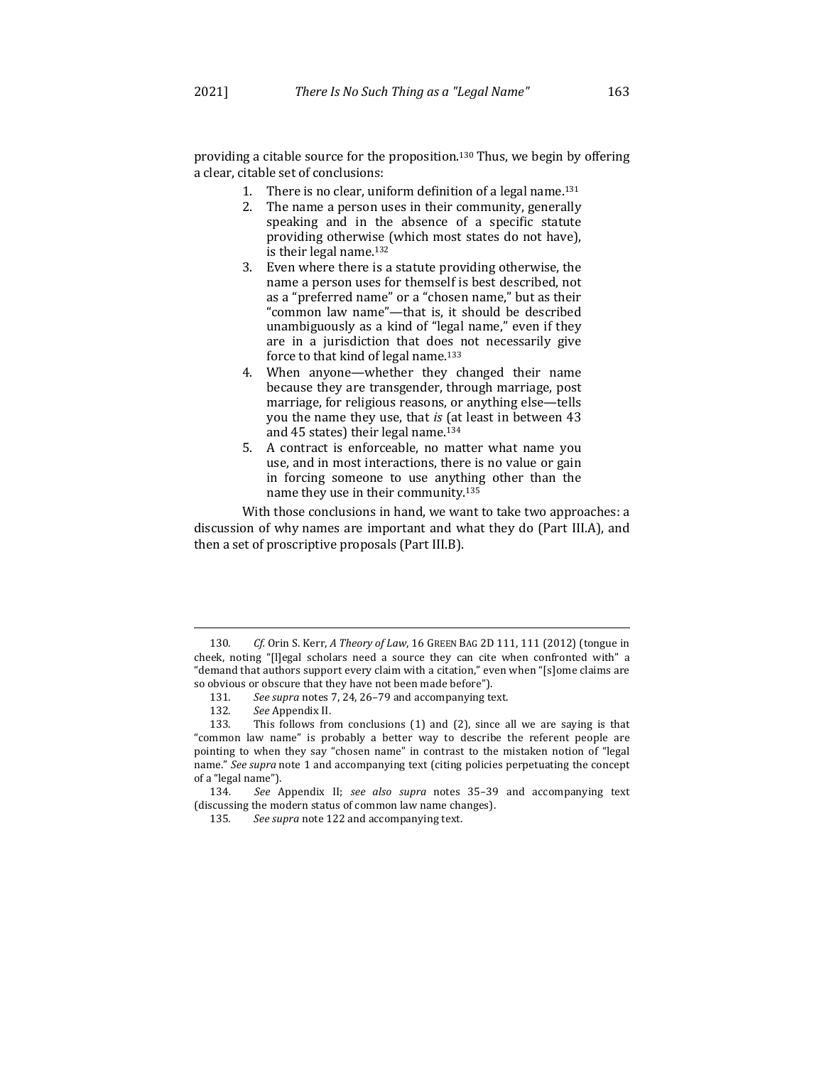providing a citable source for the proposition.[130] Thus, we begin by offering a clear, citable set of conclusions:

1. There is no clear, uniform definition of a legal name.[131]
2. The name a person uses in their community, generally speaking and in the absence of a specific statute providing otherwise (which most states do not have), is their legal name.[132]
3. Even where there is a statute providing otherwise, the name a person uses for themself is best described, not as a "preferred name" or a "chosen name," but as their "common law name"—that is, it should be described unambiguously as a kind of "legal name," even if they are in a jurisdiction that does not necessarily give force to that kind of legal name.[133]
4. When anyone—whether they changed their name because they are transgender, through marriage, post marriage, for religious reasons, or anything else—tells you the name they use, that *is* (at least in between 43 and 45 states) their legal name.[134]
5. A contract is enforceable, no matter what name you use, and in most interactions, there is no value or gain in forcing someone to use anything other than the name they use in their community.[135]

With those conclusions in hand, we want to take two approaches: a discussion of why names are important and what they do (Part III.A), and then a set of proscriptive proposals (Part III.B).

---

130. *Cf.* Orin S. Kerr, *A Theory of Law*, 16 GREEN BAG 2D 111, 111 (2012) (tongue in cheek, noting "[l]egal scholars need a source they can cite when confronted with" a "demand that authors support every claim with a citation," even when "[s]ome claims are so obvious or obscure that they have not been made before").

131. *See supra* notes 7, 24, 26–79 and accompanying text.

132. *See* Appendix II.

133. This follows from conclusions (1) and (2), since all we are saying is that "common law name" is probably a better way to describe the referent people are pointing to when they say "chosen name" in contrast to the mistaken notion of "legal name." *See supra* note 1 and accompanying text (citing policies perpetuating the concept of a "legal name").

134. *See* Appendix II; *see also supra* notes 35–39 and accompanying text (discussing the modern status of common law name changes).

135. *See supra* note 122 and accompanying text.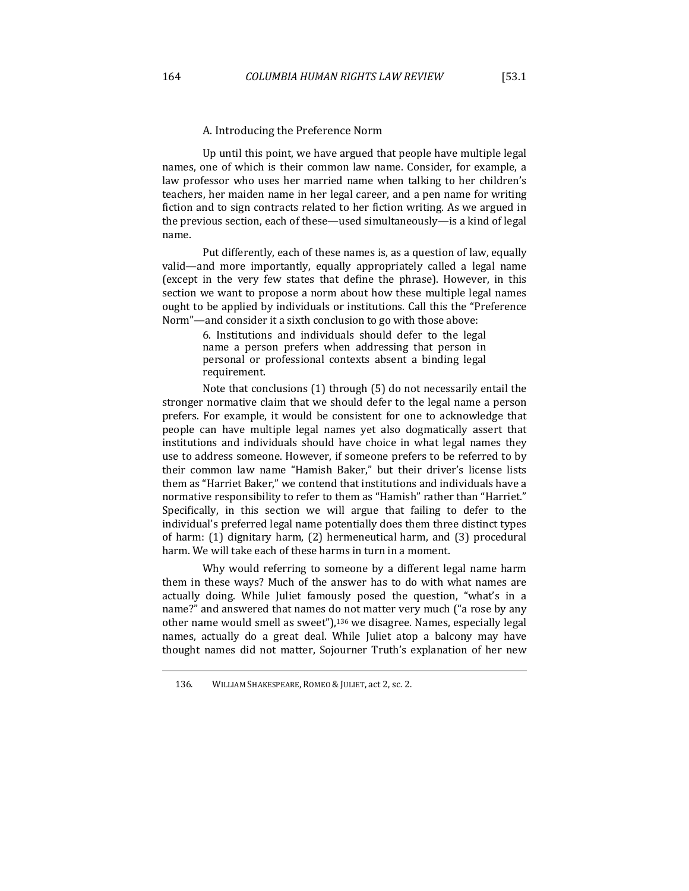### A. Introducing the Preference Norm

Up until this point, we have argued that people have multiple legal names, one of which is their common law name. Consider, for example, a law professor who uses her married name when talking to her children's teachers, her maiden name in her legal career, and a pen name for writing fiction and to sign contracts related to her fiction writing. As we argued in the previous section, each of these—used simultaneously—is a kind of legal name.

Put differently, each of these names is, as a question of law, equally valid—and more importantly, equally appropriately called a legal name (except in the very few states that define the phrase). However, in this section we want to propose a norm about how these multiple legal names ought to be applied by individuals or institutions. Call this the "Preference Norm"—and consider it a sixth conclusion to go with those above:

> 6. Institutions and individuals should defer to the legal name a person prefers when addressing that person in personal or professional contexts absent a binding legal requirement.

Note that conclusions (1) through (5) do not necessarily entail the stronger normative claim that we should defer to the legal name a person prefers. For example, it would be consistent for one to acknowledge that people can have multiple legal names yet also dogmatically assert that institutions and individuals should have choice in what legal names they use to address someone. However, if someone prefers to be referred to by their common law name "Hamish Baker," but their driver's license lists them as "Harriet Baker," we contend that institutions and individuals have a normative responsibility to refer to them as "Hamish" rather than "Harriet." Specifically, in this section we will argue that failing to defer to the individual's preferred legal name potentially does them three distinct types of harm: (1) dignitary harm, (2) hermeneutical harm, and (3) procedural harm. We will take each of these harms in turn in a moment.

Why would referring to someone by a different legal name harm them in these ways? Much of the answer has to do with what names are actually doing. While Juliet famously posed the question, "what's in a name?" and answered that names do not matter very much ("a rose by any other name would smell as sweet"),[136] we disagree. Names, especially legal names, actually do a great deal. While Juliet atop a balcony may have thought names did not matter, Sojourner Truth's explanation of her new

---

136. WILLIAM SHAKESPEARE, ROMEO & JULIET, act 2, sc. 2.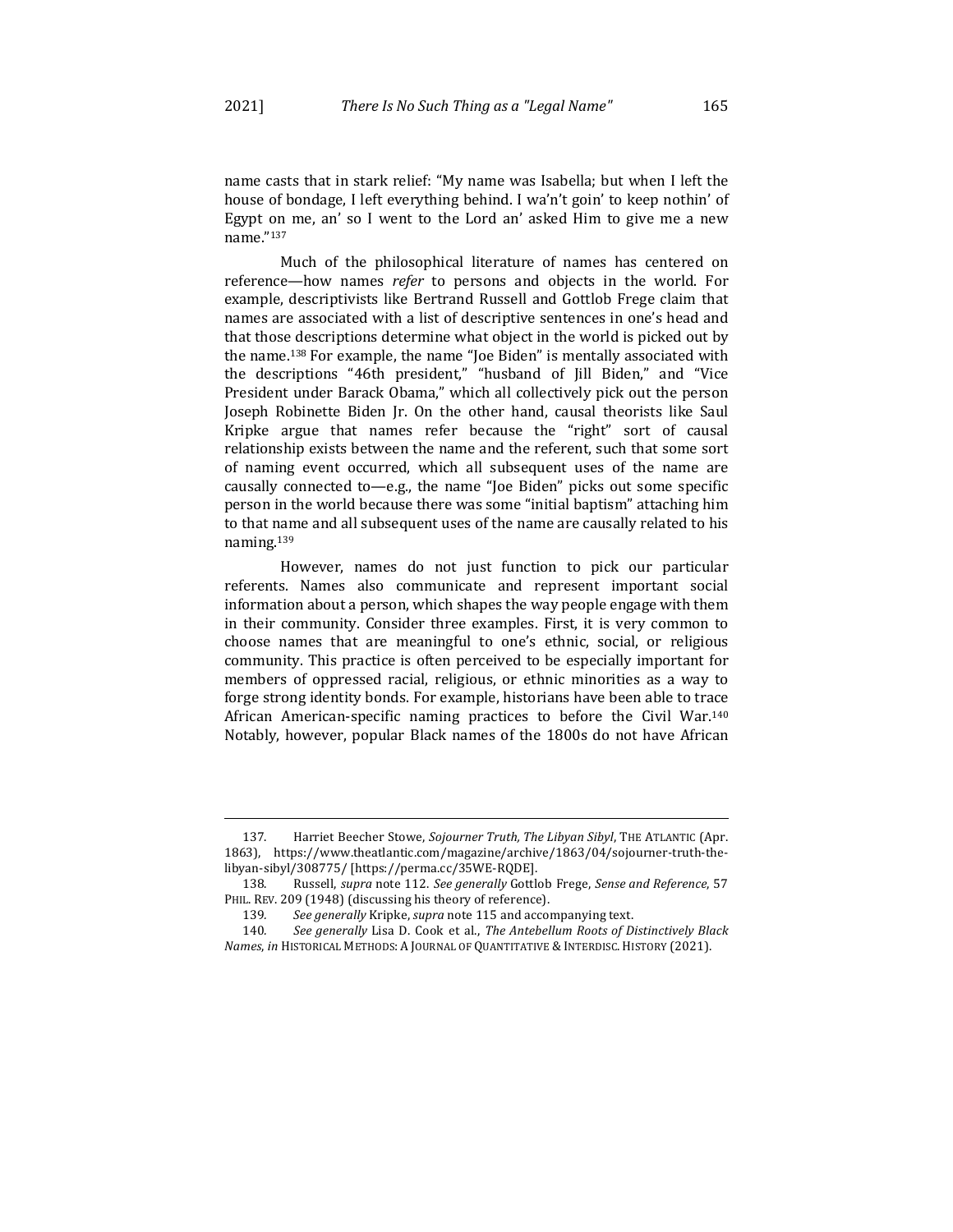name casts that in stark relief: "My name was Isabella; but when I left the house of bondage, I left everything behind. I wa'n't goin' to keep nothin' of Egypt on me, an' so I went to the Lord an' asked Him to give me a new name."[137]

Much of the philosophical literature of names has centered on reference—how names *refer* to persons and objects in the world. For example, descriptivists like Bertrand Russell and Gottlob Frege claim that names are associated with a list of descriptive sentences in one's head and that those descriptions determine what object in the world is picked out by the name.[138] For example, the name "Joe Biden" is mentally associated with the descriptions "46th president," "husband of Jill Biden," and "Vice President under Barack Obama," which all collectively pick out the person Joseph Robinette Biden Jr. On the other hand, causal theorists like Saul Kripke argue that names refer because the "right" sort of causal relationship exists between the name and the referent, such that some sort of naming event occurred, which all subsequent uses of the name are causally connected to—e.g., the name "Joe Biden" picks out some specific person in the world because there was some "initial baptism" attaching him to that name and all subsequent uses of the name are causally related to his naming.[139]

However, names do not just function to pick our particular referents. Names also communicate and represent important social information about a person, which shapes the way people engage with them in their community. Consider three examples. First, it is very common to choose names that are meaningful to one's ethnic, social, or religious community. This practice is often perceived to be especially important for members of oppressed racial, religious, or ethnic minorities as a way to forge strong identity bonds. For example, historians have been able to trace African American-specific naming practices to before the Civil War.[140] Notably, however, popular Black names of the 1800s do not have African

---

137. Harriet Beecher Stowe, *Sojourner Truth, The Libyan Sibyl*, THE ATLANTIC (Apr. 1863), https://www.theatlantic.com/magazine/archive/1863/04/sojourner-truth-the-libyan-sibyl/308775/ [https://perma.cc/35WE-RQDE].

138. Russell, *supra* note 112. *See generally* Gottlob Frege, *Sense and Reference*, 57 PHIL. REV. 209 (1948) (discussing his theory of reference).

139. *See generally* Kripke, *supra* note 115 and accompanying text.

140. *See generally* Lisa D. Cook et al., *The Antebellum Roots of Distinctively Black Names*, *in* HISTORICAL METHODS: A JOURNAL OF QUANTITATIVE & INTERDISC. HISTORY (2021).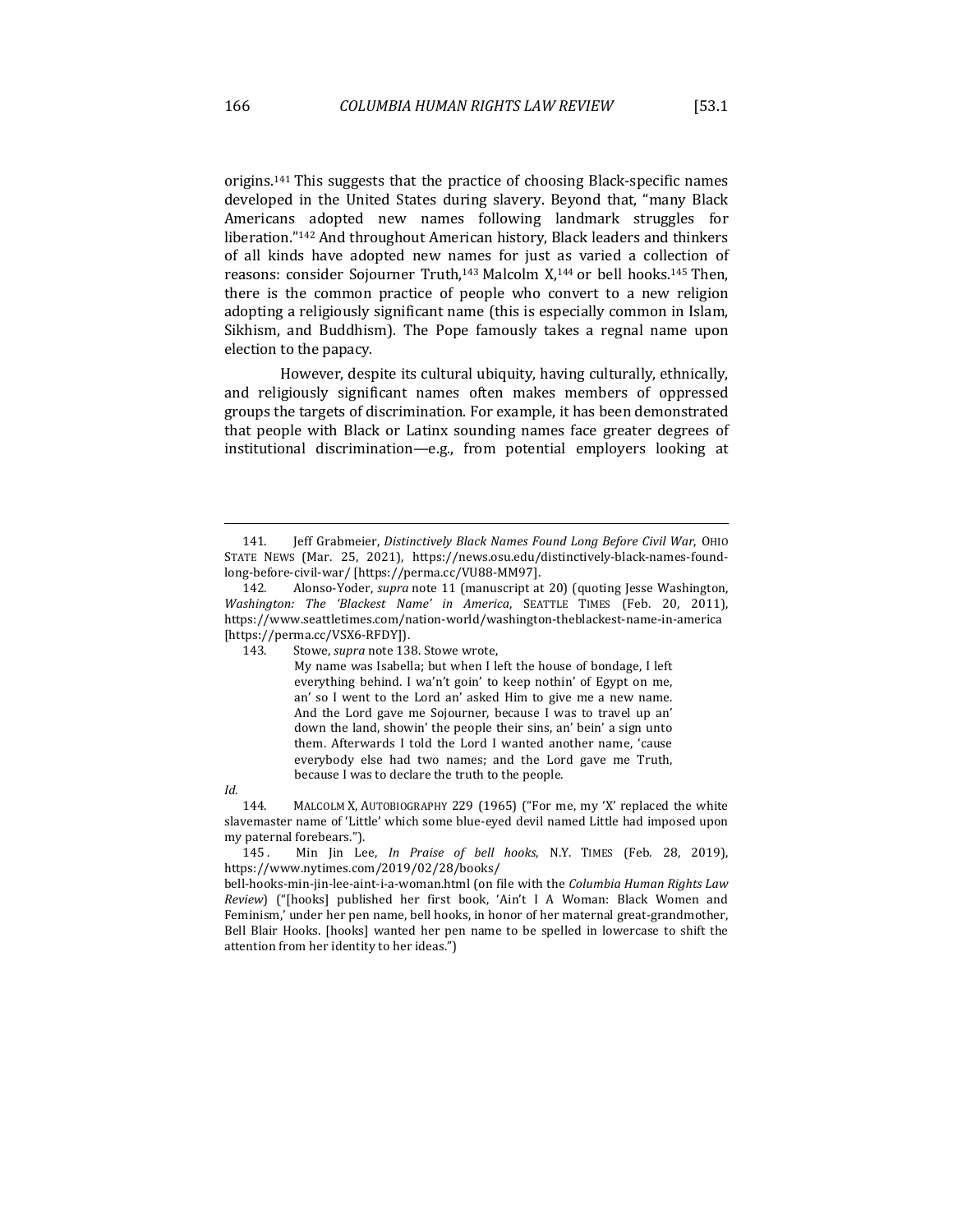origins.[141] This suggests that the practice of choosing Black-specific names developed in the United States during slavery. Beyond that, "many Black Americans adopted new names following landmark struggles for liberation."[142] And throughout American history, Black leaders and thinkers of all kinds have adopted new names for just as varied a collection of reasons: consider Sojourner Truth,[143] Malcolm X,[144] or bell hooks.[145] Then, there is the common practice of people who convert to a new religion adopting a religiously significant name (this is especially common in Islam, Sikhism, and Buddhism). The Pope famously takes a regnal name upon election to the papacy.

However, despite its cultural ubiquity, having culturally, ethnically, and religiously significant names often makes members of oppressed groups the targets of discrimination. For example, it has been demonstrated that people with Black or Latinx sounding names face greater degrees of institutional discrimination—e.g., from potential employers looking at

---

141. Jeff Grabmeier, *Distinctively Black Names Found Long Before Civil War*, OHIO STATE NEWS (Mar. 25, 2021), https://news.osu.edu/distinctively-black-names-found-long-before-civil-war/ [https://perma.cc/VU88-MM97].

142. Alonso-Yoder, *supra* note 11 (manuscript at 20) (quoting Jesse Washington, *Washington: The 'Blackest Name' in America*, SEATTLE TIMES (Feb. 20, 2011), https://www.seattletimes.com/nation-world/washington-theblackest-name-in-america [https://perma.cc/VSX6-RFDY]).

143. Stowe, *supra* note 138. Stowe wrote,

> My name was Isabella; but when I left the house of bondage, I left everything behind. I wa'n't goin' to keep nothin' of Egypt on me, an' so I went to the Lord an' asked Him to give me a new name. And the Lord gave me Sojourner, because I was to travel up an' down the land, showin' the people their sins, an' bein' a sign unto them. Afterwards I told the Lord I wanted another name, 'cause everybody else had two names; and the Lord gave me Truth, because I was to declare the truth to the people.

*Id.*

144. MALCOLM X, AUTOBIOGRAPHY 229 (1965) ("For me, my 'X' replaced the white slavemaster name of 'Little' which some blue-eyed devil named Little had imposed upon my paternal forebears.").

145. Min Jin Lee, *In Praise of bell hooks*, N.Y. TIMES (Feb. 28, 2019), https://www.nytimes.com/2019/02/28/books/bell-hooks-min-jin-lee-aint-i-a-woman.html (on file with the *Columbia Human Rights Law Review*) ("[hooks] published her first book, 'Ain't I A Woman: Black Women and Feminism,' under her pen name, bell hooks, in honor of her maternal great-grandmother, Bell Blair Hooks. [hooks] wanted her pen name to be spelled in lowercase to shift the attention from her identity to her ideas.")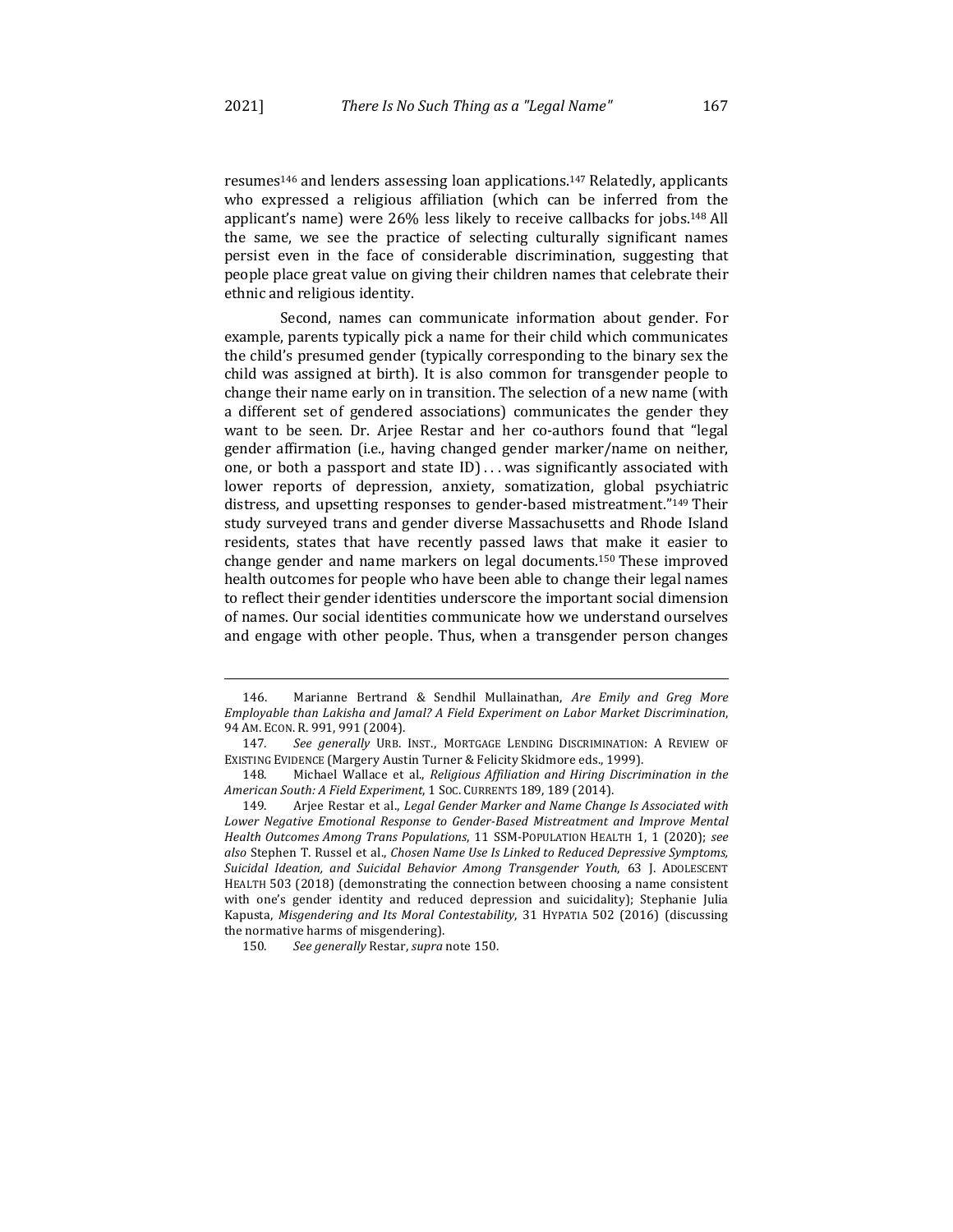resumes[146] and lenders assessing loan applications.[147] Relatedly, applicants who expressed a religious affiliation (which can be inferred from the applicant's name) were 26% less likely to receive callbacks for jobs.[148] All the same, we see the practice of selecting culturally significant names persist even in the face of considerable discrimination, suggesting that people place great value on giving their children names that celebrate their ethnic and religious identity.

Second, names can communicate information about gender. For example, parents typically pick a name for their child which communicates the child's presumed gender (typically corresponding to the binary sex the child was assigned at birth). It is also common for transgender people to change their name early on in transition. The selection of a new name (with a different set of gendered associations) communicates the gender they want to be seen. Dr. Arjee Restar and her co-authors found that "legal gender affirmation (i.e., having changed gender marker/name on neither, one, or both a passport and state ID) . . . was significantly associated with lower reports of depression, anxiety, somatization, global psychiatric distress, and upsetting responses to gender-based mistreatment."[149] Their study surveyed trans and gender diverse Massachusetts and Rhode Island residents, states that have recently passed laws that make it easier to change gender and name markers on legal documents.[150] These improved health outcomes for people who have been able to change their legal names to reflect their gender identities underscore the important social dimension of names. Our social identities communicate how we understand ourselves and engage with other people. Thus, when a transgender person changes

---

146. Marianne Bertrand & Sendhil Mullainathan, *Are Emily and Greg More Employable than Lakisha and Jamal? A Field Experiment on Labor Market Discrimination*, 94 AM. ECON. R. 991, 991 (2004).

147. *See generally* URB. INST., MORTGAGE LENDING DISCRIMINATION: A REVIEW OF EXISTING EVIDENCE (Margery Austin Turner & Felicity Skidmore eds., 1999).

148. Michael Wallace et al., *Religious Affiliation and Hiring Discrimination in the American South: A Field Experiment*, 1 SOC. CURRENTS 189, 189 (2014).

149. Arjee Restar et al., *Legal Gender Marker and Name Change Is Associated with Lower Negative Emotional Response to Gender-Based Mistreatment and Improve Mental Health Outcomes Among Trans Populations*, 11 SSM-POPULATION HEALTH 1, 1 (2020); *see also* Stephen T. Russel et al., *Chosen Name Use Is Linked to Reduced Depressive Symptoms, Suicidal Ideation, and Suicidal Behavior Among Transgender Youth*, 63 J. ADOLESCENT HEALTH 503 (2018) (demonstrating the connection between choosing a name consistent with one's gender identity and reduced depression and suicidality); Stephanie Julia Kapusta, *Misgendering and Its Moral Contestability*, 31 HYPATIA 502 (2016) (discussing the normative harms of misgendering).

150. *See generally* Restar, *supra* note 150.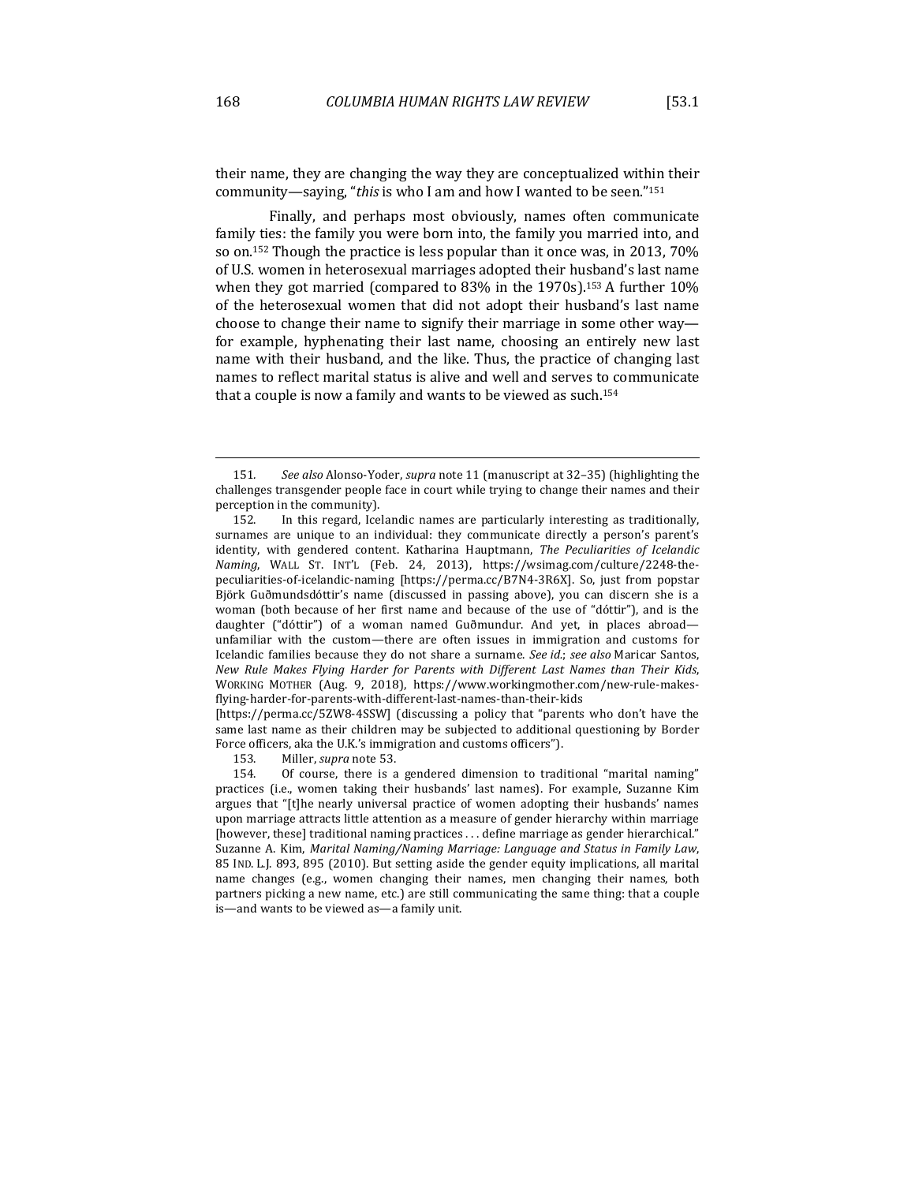their name, they are changing the way they are conceptualized within their community—saying, "*this* is who I am and how I wanted to be seen."[151]

Finally, and perhaps most obviously, names often communicate family ties: the family you were born into, the family you married into, and so on.[152] Though the practice is less popular than it once was, in 2013, 70% of U.S. women in heterosexual marriages adopted their husband's last name when they got married (compared to 83% in the 1970s).[153] A further 10% of the heterosexual women that did not adopt their husband's last name choose to change their name to signify their marriage in some other way—for example, hyphenating their last name, choosing an entirely new last name with their husband, and the like. Thus, the practice of changing last names to reflect marital status is alive and well and serves to communicate that a couple is now a family and wants to be viewed as such.[154]

---

151. *See also* Alonso-Yoder, *supra* note 11 (manuscript at 32–35) (highlighting the challenges transgender people face in court while trying to change their names and their perception in the community).

152. In this regard, Icelandic names are particularly interesting as traditionally, surnames are unique to an individual: they communicate directly a person's parent's identity, with gendered content. Katharina Hauptmann, *The Peculiarities of Icelandic Naming*, WALL ST. INT'L (Feb. 24, 2013), https://wsimag.com/culture/2248-the-peculiarities-of-icelandic-naming [https://perma.cc/B7N4-3R6X]. So, just from popstar Björk Guðmundsdóttir's name (discussed in passing above), you can discern she is a woman (both because of her first name and because of the use of "dóttir"), and is the daughter ("dóttir") of a woman named Guðmundur. And yet, in places abroad—unfamiliar with the custom—there are often issues in immigration and customs for Icelandic families because they do not share a surname. *See id.*; *see also* Maricar Santos, *New Rule Makes Flying Harder for Parents with Different Last Names than Their Kids*, WORKING MOTHER (Aug. 9, 2018), https://www.workingmother.com/new-rule-makes-flying-harder-for-parents-with-different-last-names-than-their-kids [https://perma.cc/5ZW8-4SSW] (discussing a policy that "parents who don't have the same last name as their children may be subjected to additional questioning by Border Force officers, aka the U.K.'s immigration and customs officers").

153. Miller, *supra* note 53.

154. Of course, there is a gendered dimension to traditional "marital naming" practices (i.e., women taking their husbands' last names). For example, Suzanne Kim argues that "[t]he nearly universal practice of women adopting their husbands' names upon marriage attracts little attention as a measure of gender hierarchy within marriage [however, these] traditional naming practices . . . define marriage as gender hierarchical." Suzanne A. Kim, *Marital Naming/Naming Marriage: Language and Status in Family Law*, 85 IND. L.J. 893, 895 (2010). But setting aside the gender equity implications, all marital name changes (e.g., women changing their names, men changing their names, both partners picking a new name, etc.) are still communicating the same thing: that a couple is—and wants to be viewed as—a family unit.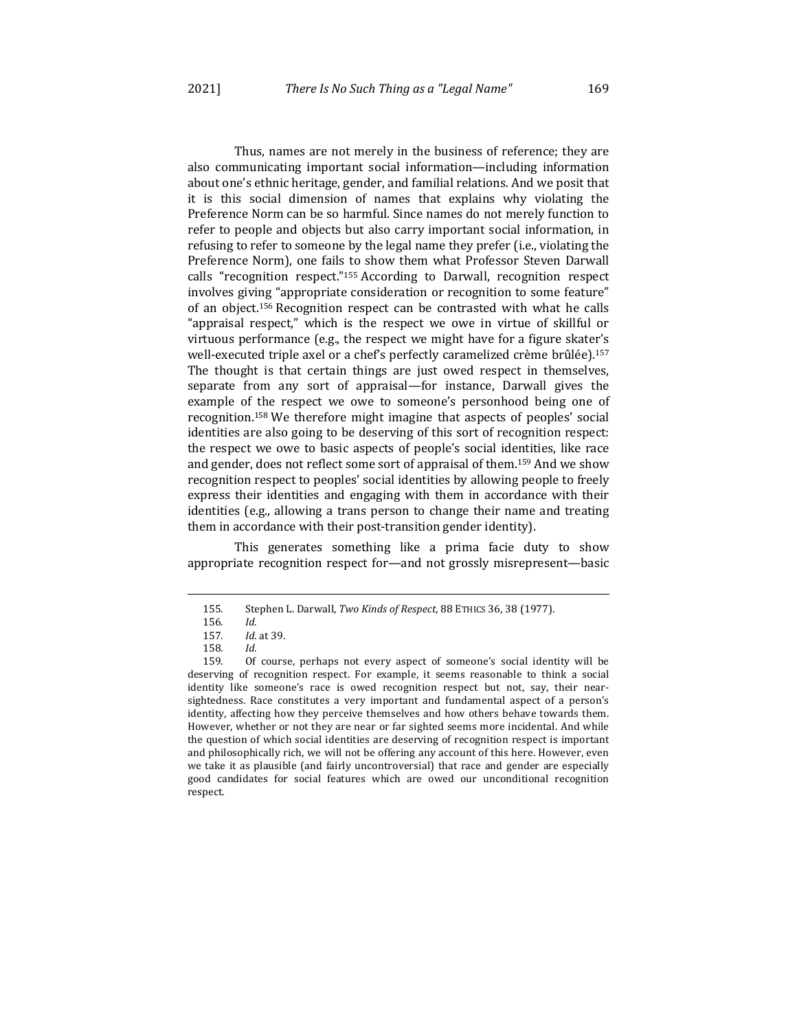Thus, names are not merely in the business of reference; they are also communicating important social information—including information about one's ethnic heritage, gender, and familial relations. And we posit that it is this social dimension of names that explains why violating the Preference Norm can be so harmful. Since names do not merely function to refer to people and objects but also carry important social information, in refusing to refer to someone by the legal name they prefer (i.e., violating the Preference Norm), one fails to show them what Professor Steven Darwall calls "recognition respect."[155] According to Darwall, recognition respect involves giving "appropriate consideration or recognition to some feature" of an object.[156] Recognition respect can be contrasted with what he calls "appraisal respect," which is the respect we owe in virtue of skillful or virtuous performance (e.g., the respect we might have for a figure skater's well-executed triple axel or a chef's perfectly caramelized crème brûlée).[157] The thought is that certain things are just owed respect in themselves, separate from any sort of appraisal—for instance, Darwall gives the example of the respect we owe to someone's personhood being one of recognition.[158] We therefore might imagine that aspects of peoples' social identities are also going to be deserving of this sort of recognition respect: the respect we owe to basic aspects of people's social identities, like race and gender, does not reflect some sort of appraisal of them.[159] And we show recognition respect to peoples' social identities by allowing people to freely express their identities and engaging with them in accordance with their identities (e.g., allowing a trans person to change their name and treating them in accordance with their post-transition gender identity).

This generates something like a prima facie duty to show appropriate recognition respect for—and not grossly misrepresent—basic

---

155. Stephen L. Darwall, *Two Kinds of Respect*, 88 ETHICS 36, 38 (1977).

156. *Id.*

157. *Id.* at 39.

158. *Id.*

159. Of course, perhaps not every aspect of someone's social identity will be deserving of recognition respect. For example, it seems reasonable to think a social identity like someone's race is owed recognition respect but not, say, their near-sightedness. Race constitutes a very important and fundamental aspect of a person's identity, affecting how they perceive themselves and how others behave towards them. However, whether or not they are near or far sighted seems more incidental. And while the question of which social identities are deserving of recognition respect is important and philosophically rich, we will not be offering any account of this here. However, even we take it as plausible (and fairly uncontroversial) that race and gender are especially good candidates for social features which are owed our unconditional recognition respect.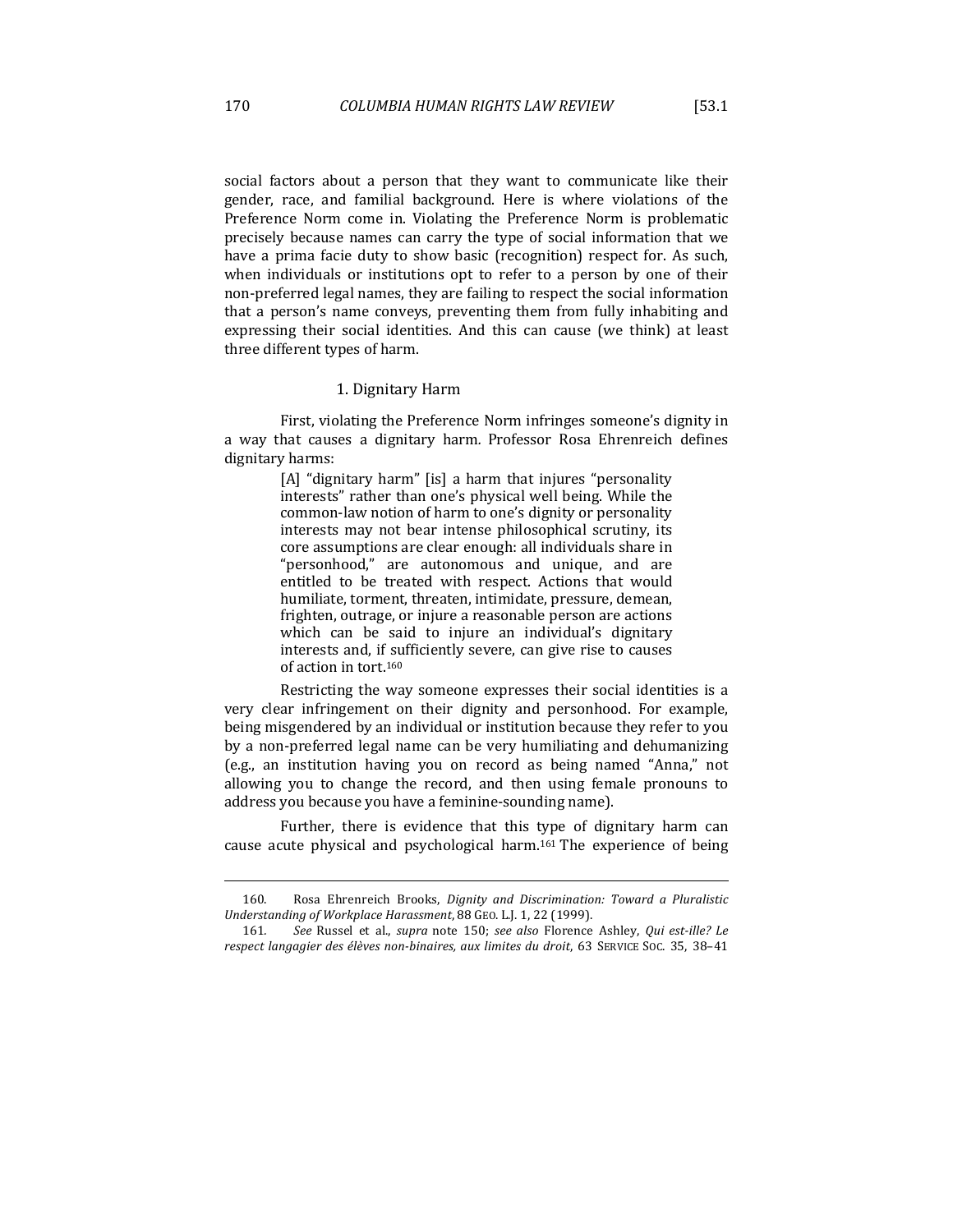social factors about a person that they want to communicate like their gender, race, and familial background. Here is where violations of the Preference Norm come in. Violating the Preference Norm is problematic precisely because names can carry the type of social information that we have a prima facie duty to show basic (recognition) respect for. As such, when individuals or institutions opt to refer to a person by one of their non-preferred legal names, they are failing to respect the social information that a person's name conveys, preventing them from fully inhabiting and expressing their social identities. And this can cause (we think) at least three different types of harm.

### 1. Dignitary Harm

First, violating the Preference Norm infringes someone's dignity in a way that causes a dignitary harm. Professor Rosa Ehrenreich defines dignitary harms:

> [A] "dignitary harm" [is] a harm that injures "personality interests" rather than one's physical well being. While the common-law notion of harm to one's dignity or personality interests may not bear intense philosophical scrutiny, its core assumptions are clear enough: all individuals share in "personhood," are autonomous and unique, and are entitled to be treated with respect. Actions that would humiliate, torment, threaten, intimidate, pressure, demean, frighten, outrage, or injure a reasonable person are actions which can be said to injure an individual's dignitary interests and, if sufficiently severe, can give rise to causes of action in tort.[160]

Restricting the way someone expresses their social identities is a very clear infringement on their dignity and personhood. For example, being misgendered by an individual or institution because they refer to you by a non-preferred legal name can be very humiliating and dehumanizing (e.g., an institution having you on record as being named "Anna," not allowing you to change the record, and then using female pronouns to address you because you have a feminine-sounding name).

Further, there is evidence that this type of dignitary harm can cause acute physical and psychological harm.[161] The experience of being

---

160. Rosa Ehrenreich Brooks, *Dignity and Discrimination: Toward a Pluralistic Understanding of Workplace Harassment*, 88 GEO. L.J. 1, 22 (1999).

161. *See* Russel et al., *supra* note 150; *see also* Florence Ashley, *Qui est-ille? Le respect langagier des élèves non-binaires, aux limites du droit*, 63 SERVICE SOC. 35, 38–41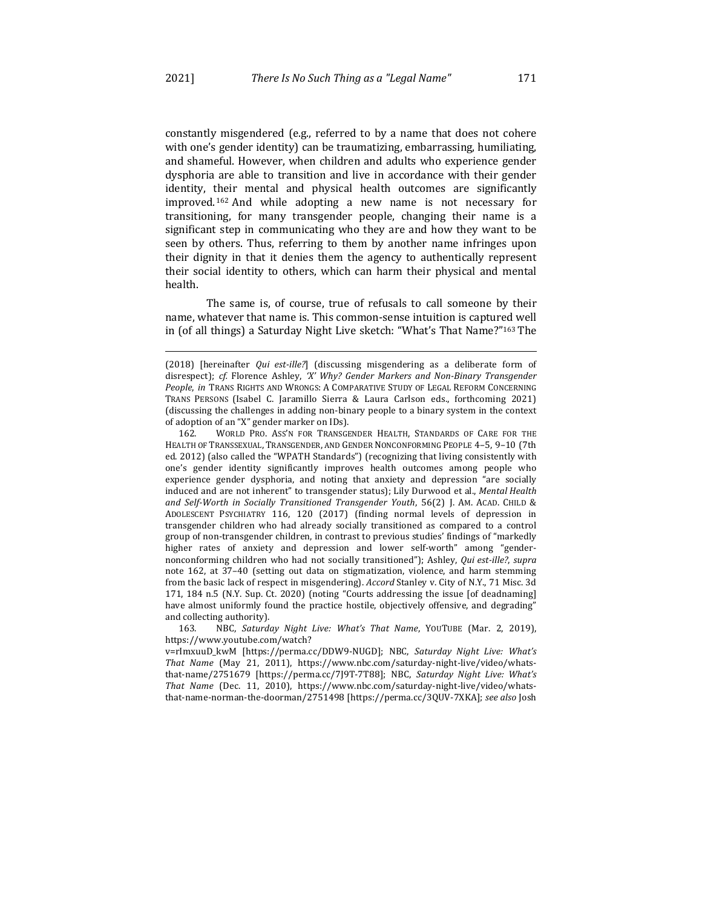constantly misgendered (e.g., referred to by a name that does not cohere with one's gender identity) can be traumatizing, embarrassing, humiliating, and shameful. However, when children and adults who experience gender dysphoria are able to transition and live in accordance with their gender identity, their mental and physical health outcomes are significantly improved.[162] And while adopting a new name is not necessary for transitioning, for many transgender people, changing their name is a significant step in communicating who they are and how they want to be seen by others. Thus, referring to them by another name infringes upon their dignity in that it denies them the agency to authentically represent their social identity to others, which can harm their physical and mental health.

The same is, of course, true of refusals to call someone by their name, whatever that name is. This common-sense intuition is captured well in (of all things) a Saturday Night Live sketch: "What's That Name?"[163] The

---

(2018) [hereinafter *Qui est-ille?*] (discussing misgendering as a deliberate form of disrespect); *cf.* Florence Ashley, *'X' Why? Gender Markers and Non-Binary Transgender People*, *in* TRANS RIGHTS AND WRONGS: A COMPARATIVE STUDY OF LEGAL REFORM CONCERNING TRANS PERSONS (Isabel C. Jaramillo Sierra & Laura Carlson eds., forthcoming 2021) (discussing the challenges in adding non-binary people to a binary system in the context of adoption of an "X" gender marker on IDs).

162. WORLD PRO. ASS'N FOR TRANSGENDER HEALTH, STANDARDS OF CARE FOR THE HEALTH OF TRANSSEXUAL, TRANSGENDER, AND GENDER NONCONFORMING PEOPLE 4–5, 9–10 (7th ed. 2012) (also called the "WPATH Standards") (recognizing that living consistently with one's gender identity significantly improves health outcomes among people who experience gender dysphoria, and noting that anxiety and depression "are socially induced and are not inherent" to transgender status); Lily Durwood et al., *Mental Health and Self-Worth in Socially Transitioned Transgender Youth*, 56(2) J. AM. ACAD. CHILD & ADOLESCENT PSYCHIATRY 116, 120 (2017) (finding normal levels of depression in transgender children who had already socially transitioned as compared to a control group of non-transgender children, in contrast to previous studies' findings of "markedly higher rates of anxiety and depression and lower self-worth" among "gender-nonconforming children who had not socially transitioned"); Ashley, *Qui est-ille?*, *supra* note 162, at 37–40 (setting out data on stigmatization, violence, and harm stemming from the basic lack of respect in misgendering). *Accord* Stanley v. City of N.Y., 71 Misc. 3d 171, 184 n.5 (N.Y. Sup. Ct. 2020) (noting "Courts addressing the issue [of deadnaming] have almost uniformly found the practice hostile, objectively offensive, and degrading" and collecting authority).

163. NBC, *Saturday Night Live: What's That Name*, YOUTUBE (Mar. 2, 2019), https://www.youtube.com/watch?v=rImxuuD_kwM [https://perma.cc/DDW9-NUGD]; NBC, *Saturday Night Live: What's That Name* (May 21, 2011), https://www.nbc.com/saturday-night-live/video/whats-that-name/2751679 [https://perma.cc/7J9T-7T88]; NBC, *Saturday Night Live: What's That Name* (Dec. 11, 2010), https://www.nbc.com/saturday-night-live/video/whats-that-name-norman-the-doorman/2751498 [https://perma.cc/3QUV-7XKA]; *see also* Josh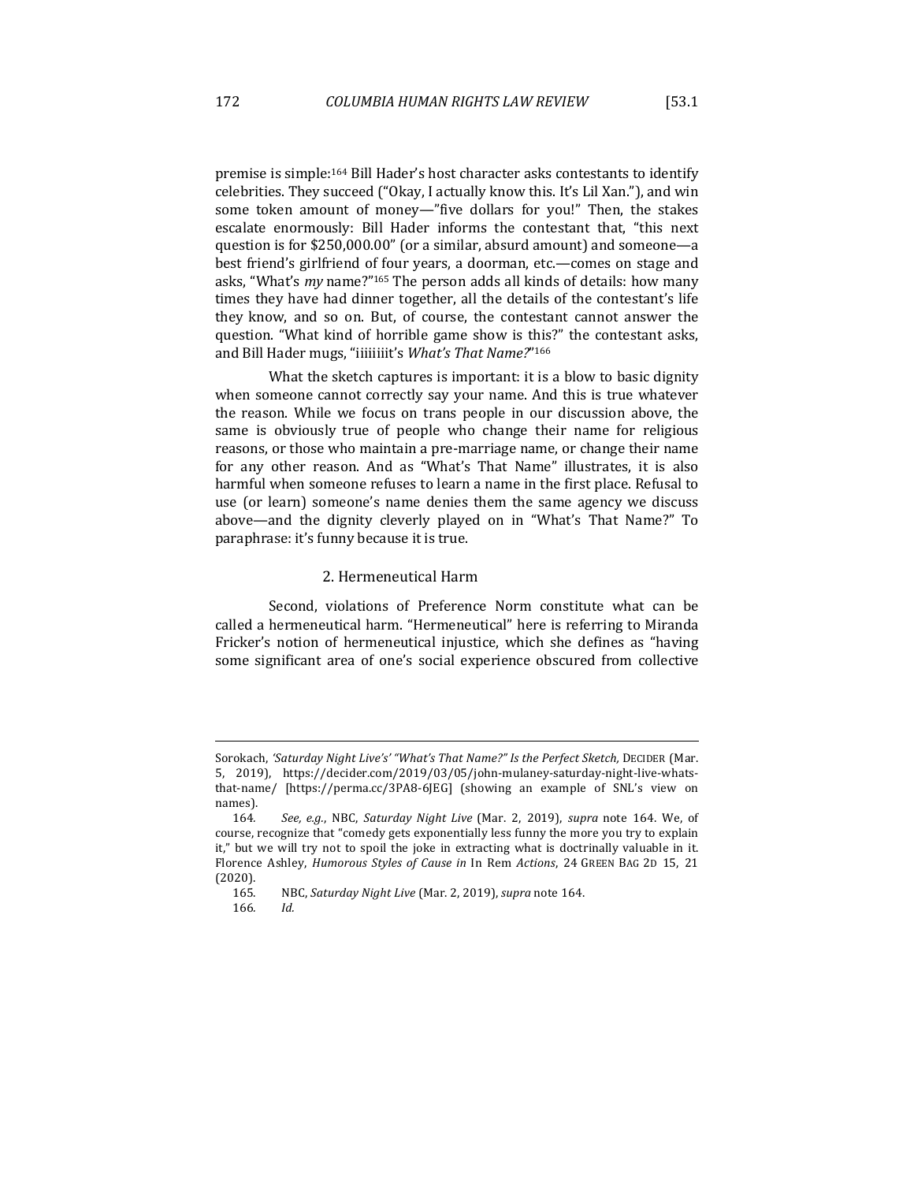premise is simple:[164] Bill Hader's host character asks contestants to identify celebrities. They succeed ("Okay, I actually know this. It's Lil Xan."), and win some token amount of money—"five dollars for you!" Then, the stakes escalate enormously: Bill Hader informs the contestant that, "this next question is for $250,000.00" (or a similar, absurd amount) and someone—a best friend's girlfriend of four years, a doorman, etc.—comes on stage and asks, "What's *my* name?"[165] The person adds all kinds of details: how many times they have had dinner together, all the details of the contestant's life they know, and so on. But, of course, the contestant cannot answer the question. "What kind of horrible game show is this?" the contestant asks, and Bill Hader mugs, "iiiiiiiit's *What's That Name?*"[166]

What the sketch captures is important: it is a blow to basic dignity when someone cannot correctly say your name. And this is true whatever the reason. While we focus on trans people in our discussion above, the same is obviously true of people who change their name for religious reasons, or those who maintain a pre-marriage name, or change their name for any other reason. And as "What's That Name" illustrates, it is also harmful when someone refuses to learn a name in the first place. Refusal to use (or learn) someone's name denies them the same agency we discuss above—and the dignity cleverly played on in "What's That Name?" To paraphrase: it's funny because it is true.

### 2. Hermeneutical Harm

Second, violations of Preference Norm constitute what can be called a hermeneutical harm. "Hermeneutical" here is referring to Miranda Fricker's notion of hermeneutical injustice, which she defines as "having some significant area of one's social experience obscured from collective

---

Sorokach, *'Saturday Night Live's' "What's That Name?" Is the Perfect Sketch*, DECIDER (Mar. 5, 2019), https://decider.com/2019/03/05/john-mulaney-saturday-night-live-whats-that-name/ [https://perma.cc/3PA8-6JEG] (showing an example of SNL's view on names).

164. *See, e.g.*, NBC, *Saturday Night Live* (Mar. 2, 2019), *supra* note 164. We, of course, recognize that "comedy gets exponentially less funny the more you try to explain it," but we will try not to spoil the joke in extracting what is doctrinally valuable in it. Florence Ashley, *Humorous Styles of Cause in* In Rem *Actions*, 24 GREEN BAG 2D 15, 21 (2020).

165. NBC, *Saturday Night Live* (Mar. 2, 2019), *supra* note 164.

166. *Id.*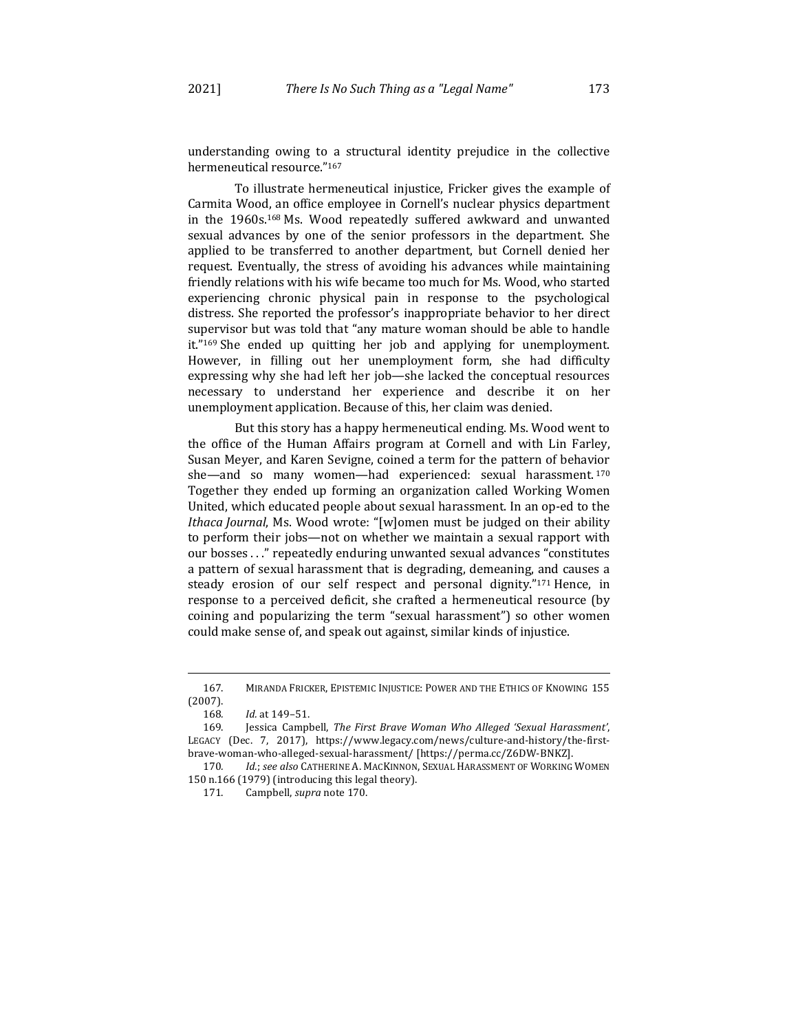understanding owing to a structural identity prejudice in the collective hermeneutical resource."[167]

To illustrate hermeneutical injustice, Fricker gives the example of Carmita Wood, an office employee in Cornell's nuclear physics department in the 1960s.[168] Ms. Wood repeatedly suffered awkward and unwanted sexual advances by one of the senior professors in the department. She applied to be transferred to another department, but Cornell denied her request. Eventually, the stress of avoiding his advances while maintaining friendly relations with his wife became too much for Ms. Wood, who started experiencing chronic physical pain in response to the psychological distress. She reported the professor's inappropriate behavior to her direct supervisor but was told that "any mature woman should be able to handle it."[169] She ended up quitting her job and applying for unemployment. However, in filling out her unemployment form, she had difficulty expressing why she had left her job—she lacked the conceptual resources necessary to understand her experience and describe it on her unemployment application. Because of this, her claim was denied.

But this story has a happy hermeneutical ending. Ms. Wood went to the office of the Human Affairs program at Cornell and with Lin Farley, Susan Meyer, and Karen Sevigne, coined a term for the pattern of behavior she—and so many women—had experienced: sexual harassment.[170] Together they ended up forming an organization called Working Women United, which educated people about sexual harassment. In an op-ed to the *Ithaca Journal*, Ms. Wood wrote: "[w]omen must be judged on their ability to perform their jobs—not on whether we maintain a sexual rapport with our bosses . . ." repeatedly enduring unwanted sexual advances "constitutes a pattern of sexual harassment that is degrading, demeaning, and causes a steady erosion of our self respect and personal dignity."[171] Hence, in response to a perceived deficit, she crafted a hermeneutical resource (by coining and popularizing the term "sexual harassment") so other women could make sense of, and speak out against, similar kinds of injustice.

---

167. MIRANDA FRICKER, EPISTEMIC INJUSTICE: POWER AND THE ETHICS OF KNOWING 155 (2007).

168. *Id.* at 149–51.

169. Jessica Campbell, *The First Brave Woman Who Alleged 'Sexual Harassment'*, LEGACY (Dec. 7, 2017), https://www.legacy.com/news/culture-and-history/the-first-brave-woman-who-alleged-sexual-harassment/ [https://perma.cc/Z6DW-BNKZ].

170. *Id.*; *see also* CATHERINE A. MACKINNON, SEXUAL HARASSMENT OF WORKING WOMEN 150 n.166 (1979) (introducing this legal theory).

171. Campbell, *supra* note 170.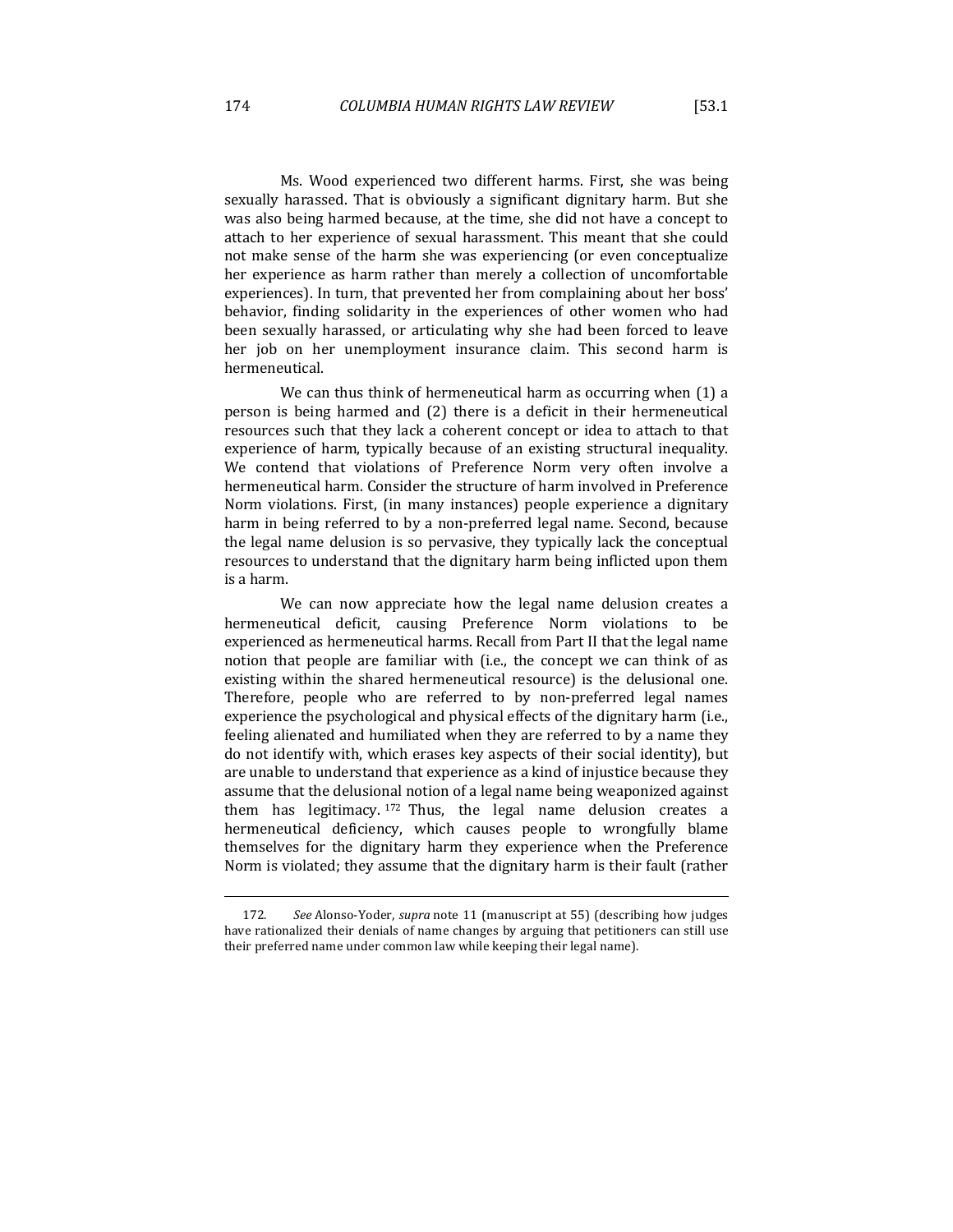Ms. Wood experienced two different harms. First, she was being sexually harassed. That is obviously a significant dignitary harm. But she was also being harmed because, at the time, she did not have a concept to attach to her experience of sexual harassment. This meant that she could not make sense of the harm she was experiencing (or even conceptualize her experience as harm rather than merely a collection of uncomfortable experiences). In turn, that prevented her from complaining about her boss' behavior, finding solidarity in the experiences of other women who had been sexually harassed, or articulating why she had been forced to leave her job on her unemployment insurance claim. This second harm is hermeneutical.

We can thus think of hermeneutical harm as occurring when (1) a person is being harmed and (2) there is a deficit in their hermeneutical resources such that they lack a coherent concept or idea to attach to that experience of harm, typically because of an existing structural inequality. We contend that violations of Preference Norm very often involve a hermeneutical harm. Consider the structure of harm involved in Preference Norm violations. First, (in many instances) people experience a dignitary harm in being referred to by a non-preferred legal name. Second, because the legal name delusion is so pervasive, they typically lack the conceptual resources to understand that the dignitary harm being inflicted upon them is a harm.

We can now appreciate how the legal name delusion creates a hermeneutical deficit, causing Preference Norm violations to be experienced as hermeneutical harms. Recall from Part II that the legal name notion that people are familiar with (i.e., the concept we can think of as existing within the shared hermeneutical resource) is the delusional one. Therefore, people who are referred to by non-preferred legal names experience the psychological and physical effects of the dignitary harm (i.e., feeling alienated and humiliated when they are referred to by a name they do not identify with, which erases key aspects of their social identity), but are unable to understand that experience as a kind of injustice because they assume that the delusional notion of a legal name being weaponized against them has legitimacy.[172] Thus, the legal name delusion creates a hermeneutical deficiency, which causes people to wrongfully blame themselves for the dignitary harm they experience when the Preference Norm is violated; they assume that the dignitary harm is their fault (rather

---

172. *See* Alonso-Yoder, *supra* note 11 (manuscript at 55) (describing how judges have rationalized their denials of name changes by arguing that petitioners can still use their preferred name under common law while keeping their legal name).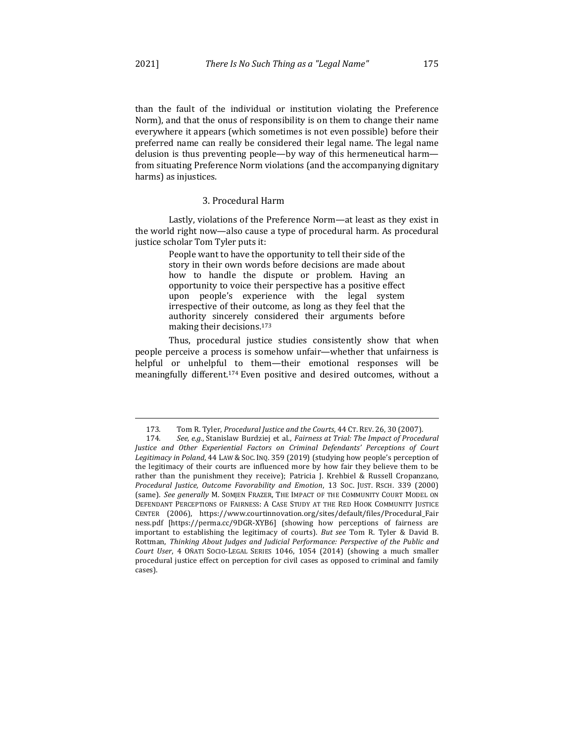than the fault of the individual or institution violating the Preference Norm), and that the onus of responsibility is on them to change their name everywhere it appears (which sometimes is not even possible) before their preferred name can really be considered their legal name. The legal name delusion is thus preventing people—by way of this hermeneutical harm—from situating Preference Norm violations (and the accompanying dignitary harms) as injustices.

### 3. Procedural Harm

Lastly, violations of the Preference Norm—at least as they exist in the world right now—also cause a type of procedural harm. As procedural justice scholar Tom Tyler puts it:

> People want to have the opportunity to tell their side of the story in their own words before decisions are made about how to handle the dispute or problem. Having an opportunity to voice their perspective has a positive effect upon people's experience with the legal system irrespective of their outcome, as long as they feel that the authority sincerely considered their arguments before making their decisions.[173]

Thus, procedural justice studies consistently show that when people perceive a process is somehow unfair—whether that unfairness is helpful or unhelpful to them—their emotional responses will be meaningfully different.[174] Even positive and desired outcomes, without a

---

173. Tom R. Tyler, *Procedural Justice and the Courts*, 44 CT. REV. 26, 30 (2007).

174. *See, e.g.*, Stanislaw Burdziej et al., *Fairness at Trial: The Impact of Procedural Justice and Other Experiential Factors on Criminal Defendants' Perceptions of Court Legitimacy in Poland*, 44 LAW & SOC. INQ. 359 (2019) (studying how people's perception of the legitimacy of their courts are influenced more by how fair they believe them to be rather than the punishment they receive); Patricia J. Krehbiel & Russell Cropanzano, *Procedural Justice, Outcome Favorability and Emotion*, 13 SOC. JUST. RSCH. 339 (2000) (same). *See generally* M. SOMJEN FRAZER, THE IMPACT OF THE COMMUNITY COURT MODEL ON DEFENDANT PERCEPTIONS OF FAIRNESS: A CASE STUDY AT THE RED HOOK COMMUNITY JUSTICE CENTER (2006), https://www.courtinnovation.org/sites/default/files/Procedural_Fairness.pdf [https://perma.cc/9DGR-XYB6] (showing how perceptions of fairness are important to establishing the legitimacy of courts). *But see* Tom R. Tyler & David B. Rottman, *Thinking About Judges and Judicial Performance: Perspective of the Public and Court User*, 4 OÑATI SOCIO-LEGAL SERIES 1046, 1054 (2014) (showing a much smaller procedural justice effect on perception for civil cases as opposed to criminal and family cases).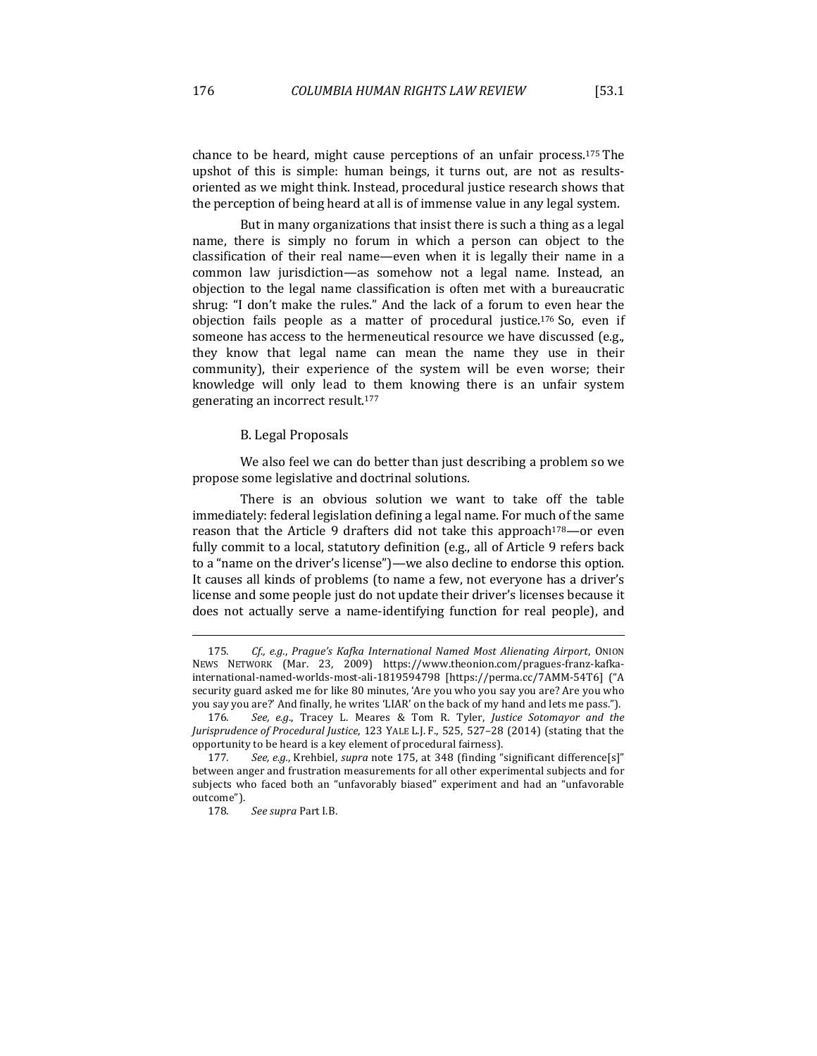chance to be heard, might cause perceptions of an unfair process.[175] The upshot of this is simple: human beings, it turns out, are not as results-oriented as we might think. Instead, procedural justice research shows that the perception of being heard at all is of immense value in any legal system.

But in many organizations that insist there is such a thing as a legal name, there is simply no forum in which a person can object to the classification of their real name—even when it is legally their name in a common law jurisdiction—as somehow not a legal name. Instead, an objection to the legal name classification is often met with a bureaucratic shrug: "I don't make the rules." And the lack of a forum to even hear the objection fails people as a matter of procedural justice.[176] So, even if someone has access to the hermeneutical resource we have discussed (e.g., they know that legal name can mean the name they use in their community), their experience of the system will be even worse; their knowledge will only lead to them knowing there is an unfair system generating an incorrect result.[177]

### B. Legal Proposals

We also feel we can do better than just describing a problem so we propose some legislative and doctrinal solutions.

There is an obvious solution we want to take off the table immediately: federal legislation defining a legal name. For much of the same reason that the Article 9 drafters did not take this approach[178]—or even fully commit to a local, statutory definition (e.g., all of Article 9 refers back to a "name on the driver's license")—we also decline to endorse this option. It causes all kinds of problems (to name a few, not everyone has a driver's license and some people just do not update their driver's licenses because it does not actually serve a name-identifying function for real people), and

---

175. *Cf., e.g.*, *Prague's Kafka International Named Most Alienating Airport*, ONION NEWS NETWORK (Mar. 23, 2009) https://www.theonion.com/pragues-franz-kafka-international-named-worlds-most-ali-1819594798 [https://perma.cc/7AMM-54T6] ("A security guard asked me for like 80 minutes, 'Are you who you say you are? Are you who you say you are?' And finally, he writes 'LIAR' on the back of my hand and lets me pass.").

176. *See, e.g.*, Tracey L. Meares & Tom R. Tyler, *Justice Sotomayor and the Jurisprudence of Procedural Justice*, 123 YALE L.J. F., 525, 527–28 (2014) (stating that the opportunity to be heard is a key element of procedural fairness).

177. *See, e.g.*, Krehbiel, *supra* note 175, at 348 (finding "significant difference[s]" between anger and frustration measurements for all other experimental subjects and for subjects who faced both an "unfavorably biased" experiment and had an "unfavorable outcome").

178. *See supra* Part I.B.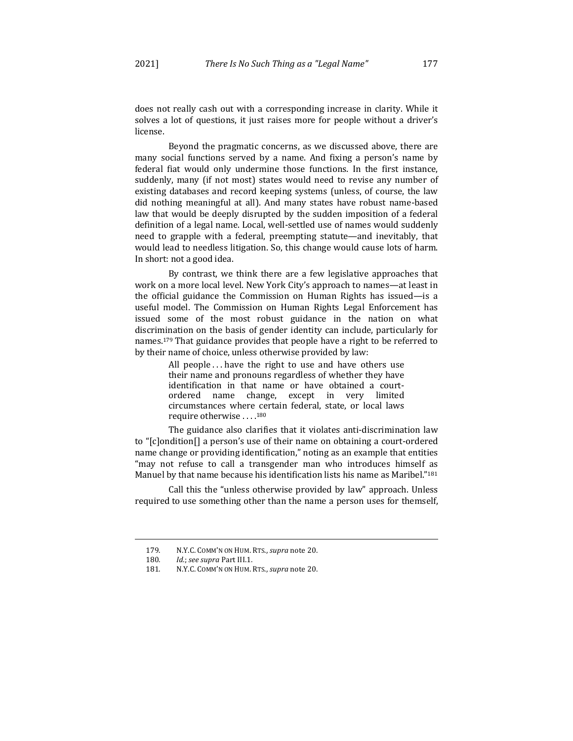does not really cash out with a corresponding increase in clarity. While it solves a lot of questions, it just raises more for people without a driver's license.

Beyond the pragmatic concerns, as we discussed above, there are many social functions served by a name. And fixing a person's name by federal fiat would only undermine those functions. In the first instance, suddenly, many (if not most) states would need to revise any number of existing databases and record keeping systems (unless, of course, the law did nothing meaningful at all). And many states have robust name-based law that would be deeply disrupted by the sudden imposition of a federal definition of a legal name. Local, well-settled use of names would suddenly need to grapple with a federal, preempting statute—and inevitably, that would lead to needless litigation. So, this change would cause lots of harm. In short: not a good idea.

By contrast, we think there are a few legislative approaches that work on a more local level. New York City's approach to names—at least in the official guidance the Commission on Human Rights has issued—is a useful model. The Commission on Human Rights Legal Enforcement has issued some of the most robust guidance in the nation on what discrimination on the basis of gender identity can include, particularly for names.[179] That guidance provides that people have a right to be referred to by their name of choice, unless otherwise provided by law:

> All people . . . have the right to use and have others use their name and pronouns regardless of whether they have identification in that name or have obtained a court-ordered name change, except in very limited circumstances where certain federal, state, or local laws require otherwise . . . .[180]

The guidance also clarifies that it violates anti-discrimination law to "[c]ondition[] a person's use of their name on obtaining a court-ordered name change or providing identification," noting as an example that entities "may not refuse to call a transgender man who introduces himself as Manuel by that name because his identification lists his name as Maribel."[181]

Call this the "unless otherwise provided by law" approach. Unless required to use something other than the name a person uses for themself,

---

179. N.Y.C. COMM'N ON HUM. RTS., *supra* note 20.

180. *Id.*; *see supra* Part III.1.

181. N.Y.C. COMM'N ON HUM. RTS., *supra* note 20.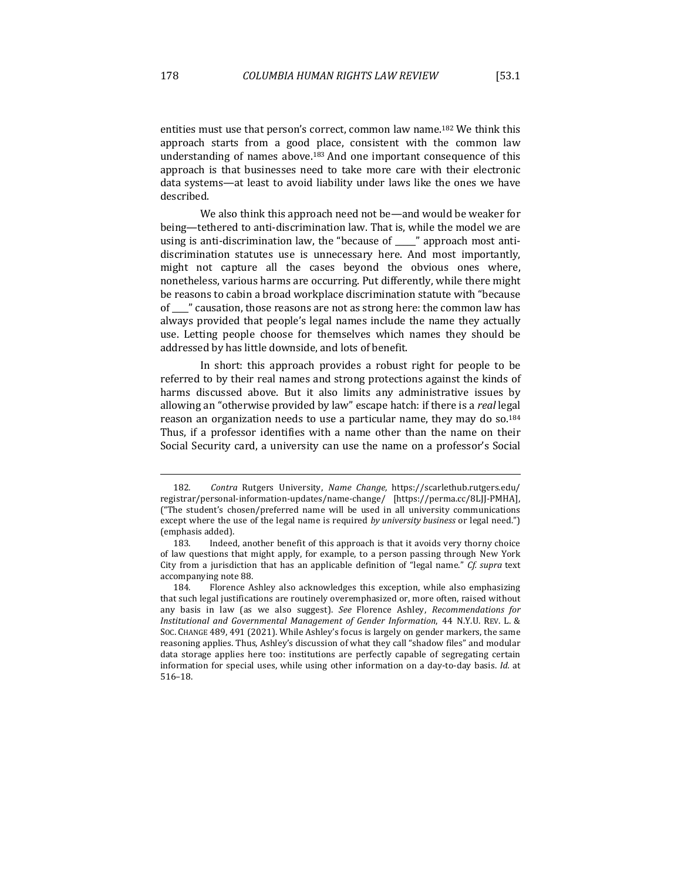entities must use that person's correct, common law name.[182] We think this approach starts from a good place, consistent with the common law understanding of names above.[183] And one important consequence of this approach is that businesses need to take more care with their electronic data systems—at least to avoid liability under laws like the ones we have described.

We also think this approach need not be—and would be weaker for being—tethered to anti-discrimination law. That is, while the model we are using is anti-discrimination law, the "because of _____" approach most anti-discrimination statutes use is unnecessary here. And most importantly, might not capture all the cases beyond the obvious ones where, nonetheless, various harms are occurring. Put differently, while there might be reasons to cabin a broad workplace discrimination statute with "because of ____" causation, those reasons are not as strong here: the common law has always provided that people's legal names include the name they actually use. Letting people choose for themselves which names they should be addressed by has little downside, and lots of benefit.

In short: this approach provides a robust right for people to be referred to by their real names and strong protections against the kinds of harms discussed above. But it also limits any administrative issues by allowing an "otherwise provided by law" escape hatch: if there is a *real* legal reason an organization needs to use a particular name, they may do so.[184] Thus, if a professor identifies with a name other than the name on their Social Security card, a university can use the name on a professor's Social

---

182. *Contra* Rutgers University, *Name Change,* https://scarlethub.rutgers.edu/registrar/personal-information-updates/name-change/ [https://perma.cc/8LJJ-PMHA], ("The student's chosen/preferred name will be used in all university communications except where the use of the legal name is required *by university business* or legal need.") (emphasis added).

183. Indeed, another benefit of this approach is that it avoids very thorny choice of law questions that might apply, for example, to a person passing through New York City from a jurisdiction that has an applicable definition of "legal name." *Cf. supra* text accompanying note 88.

184. Florence Ashley also acknowledges this exception, while also emphasizing that such legal justifications are routinely overemphasized or, more often, raised without any basis in law (as we also suggest). *See* Florence Ashley, *Recommendations for Institutional and Governmental Management of Gender Information*, 44 N.Y.U. REV. L. & SOC. CHANGE 489, 491 (2021). While Ashley's focus is largely on gender markers, the same reasoning applies. Thus, Ashley's discussion of what they call "shadow files" and modular data storage applies here too: institutions are perfectly capable of segregating certain information for special uses, while using other information on a day-to-day basis. *Id.* at 516–18.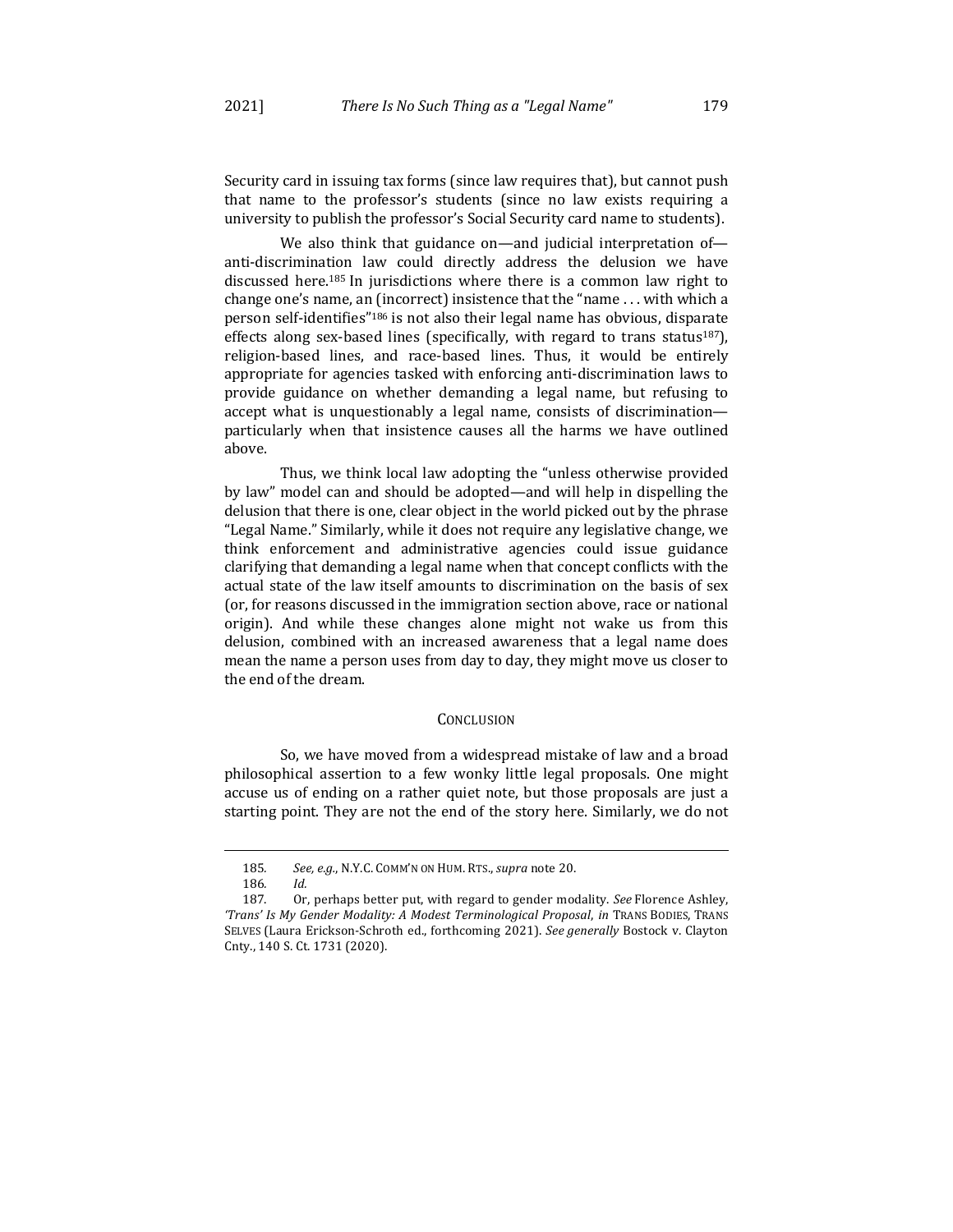Security card in issuing tax forms (since law requires that), but cannot push that name to the professor's students (since no law exists requiring a university to publish the professor's Social Security card name to students).

We also think that guidance on—and judicial interpretation of—anti-discrimination law could directly address the delusion we have discussed here.[185] In jurisdictions where there is a common law right to change one's name, an (incorrect) insistence that the "name . . . with which a person self-identifies"[186] is not also their legal name has obvious, disparate effects along sex-based lines (specifically, with regard to trans status[187]), religion-based lines, and race-based lines. Thus, it would be entirely appropriate for agencies tasked with enforcing anti-discrimination laws to provide guidance on whether demanding a legal name, but refusing to accept what is unquestionably a legal name, consists of discrimination—particularly when that insistence causes all the harms we have outlined above.

Thus, we think local law adopting the "unless otherwise provided by law" model can and should be adopted—and will help in dispelling the delusion that there is one, clear object in the world picked out by the phrase "Legal Name." Similarly, while it does not require any legislative change, we think enforcement and administrative agencies could issue guidance clarifying that demanding a legal name when that concept conflicts with the actual state of the law itself amounts to discrimination on the basis of sex (or, for reasons discussed in the immigration section above, race or national origin). And while these changes alone might not wake us from this delusion, combined with an increased awareness that a legal name does mean the name a person uses from day to day, they might move us closer to the end of the dream.

## CONCLUSION

So, we have moved from a widespread mistake of law and a broad philosophical assertion to a few wonky little legal proposals. One might accuse us of ending on a rather quiet note, but those proposals are just a starting point. They are not the end of the story here. Similarly, we do not

---

185. *See, e.g.*, N.Y.C. COMM'N ON HUM. RTS., *supra* note 20.

186. *Id.*

187. Or, perhaps better put, with regard to gender modality. *See* Florence Ashley, *'Trans' Is My Gender Modality: A Modest Terminological Proposal*, *in* TRANS BODIES, TRANS SELVES (Laura Erickson-Schroth ed., forthcoming 2021). *See generally* Bostock v. Clayton Cnty., 140 S. Ct. 1731 (2020).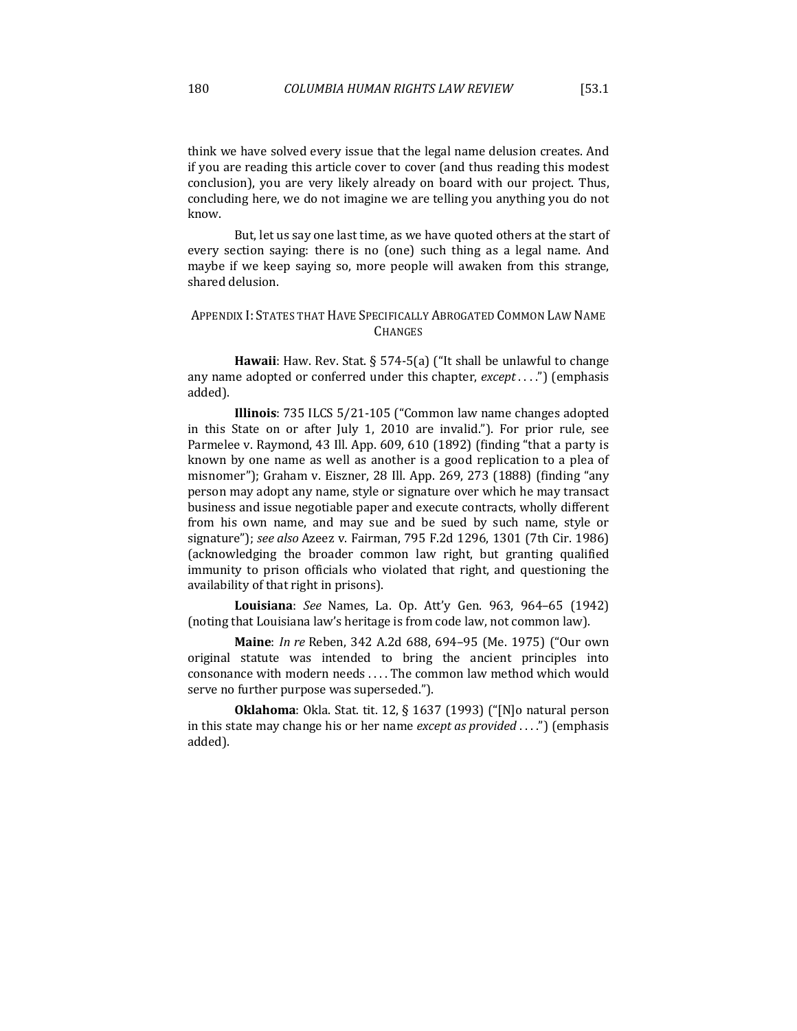think we have solved every issue that the legal name delusion creates. And if you are reading this article cover to cover (and thus reading this modest conclusion), you are very likely already on board with our project. Thus, concluding here, we do not imagine we are telling you anything you do not know.

But, let us say one last time, as we have quoted others at the start of every section saying: there is no (one) such thing as a legal name. And maybe if we keep saying so, more people will awaken from this strange, shared delusion.

## APPENDIX I: STATES THAT HAVE SPECIFICALLY ABROGATED COMMON LAW NAME CHANGES

**Hawaii**: Haw. Rev. Stat. § 574-5(a) ("It shall be unlawful to change any name adopted or conferred under this chapter, *except* . . . .") (emphasis added).

**Illinois**: 735 ILCS 5/21-105 ("Common law name changes adopted in this State on or after July 1, 2010 are invalid."). For prior rule, see Parmelee v. Raymond, 43 Ill. App. 609, 610 (1892) (finding "that a party is known by one name as well as another is a good replication to a plea of misnomer"); Graham v. Eiszner, 28 Ill. App. 269, 273 (1888) (finding "any person may adopt any name, style or signature over which he may transact business and issue negotiable paper and execute contracts, wholly different from his own name, and may sue and be sued by such name, style or signature"); *see also* Azeez v. Fairman, 795 F.2d 1296, 1301 (7th Cir. 1986) (acknowledging the broader common law right, but granting qualified immunity to prison officials who violated that right, and questioning the availability of that right in prisons).

**Louisiana**: *See* Names, La. Op. Att'y Gen. 963, 964–65 (1942) (noting that Louisiana law's heritage is from code law, not common law).

**Maine**: *In re* Reben, 342 A.2d 688, 694–95 (Me. 1975) ("Our own original statute was intended to bring the ancient principles into consonance with modern needs . . . . The common law method which would serve no further purpose was superseded.").

**Oklahoma**: Okla. Stat. tit. 12, § 1637 (1993) ("[N]o natural person in this state may change his or her name *except as provided* . . . .") (emphasis added).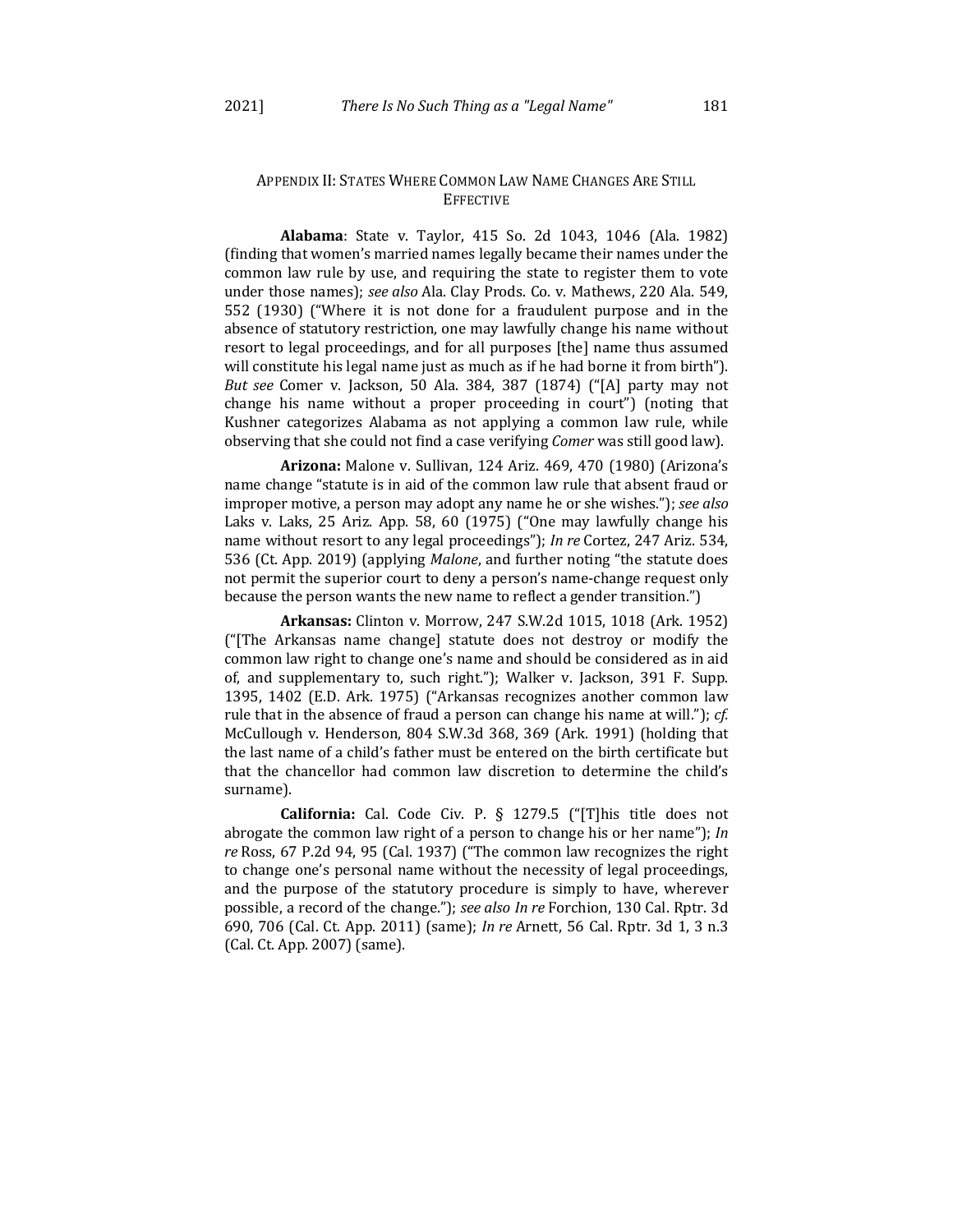## Appendix II: States Where Common Law Name Changes Are Still Effective

**Alabama**: State v. Taylor, 415 So. 2d 1043, 1046 (Ala. 1982) (finding that women's married names legally became their names under the common law rule by use, and requiring the state to register them to vote under those names); *see also* Ala. Clay Prods. Co. v. Mathews, 220 Ala. 549, 552 (1930) ("Where it is not done for a fraudulent purpose and in the absence of statutory restriction, one may lawfully change his name without resort to legal proceedings, and for all purposes [the] name thus assumed will constitute his legal name just as much as if he had borne it from birth"). *But see* Comer v. Jackson, 50 Ala. 384, 387 (1874) ("[A] party may not change his name without a proper proceeding in court") (noting that Kushner categorizes Alabama as not applying a common law rule, while observing that she could not find a case verifying *Comer* was still good law).

**Arizona:** Malone v. Sullivan, 124 Ariz. 469, 470 (1980) (Arizona's name change "statute is in aid of the common law rule that absent fraud or improper motive, a person may adopt any name he or she wishes."); *see also* Laks v. Laks, 25 Ariz. App. 58, 60 (1975) ("One may lawfully change his name without resort to any legal proceedings"); *In re* Cortez, 247 Ariz. 534, 536 (Ct. App. 2019) (applying *Malone*, and further noting "the statute does not permit the superior court to deny a person's name-change request only because the person wants the new name to reflect a gender transition.")

**Arkansas:** Clinton v. Morrow, 247 S.W.2d 1015, 1018 (Ark. 1952) ("[The Arkansas name change] statute does not destroy or modify the common law right to change one's name and should be considered as in aid of, and supplementary to, such right."); Walker v. Jackson, 391 F. Supp. 1395, 1402 (E.D. Ark. 1975) ("Arkansas recognizes another common law rule that in the absence of fraud a person can change his name at will."); *cf.* McCullough v. Henderson, 804 S.W.3d 368, 369 (Ark. 1991) (holding that the last name of a child's father must be entered on the birth certificate but that the chancellor had common law discretion to determine the child's surname).

**California:** Cal. Code Civ. P. § 1279.5 ("[T]his title does not abrogate the common law right of a person to change his or her name"); *In re* Ross, 67 P.2d 94, 95 (Cal. 1937) ("The common law recognizes the right to change one's personal name without the necessity of legal proceedings, and the purpose of the statutory procedure is simply to have, wherever possible, a record of the change."); *see also In re* Forchion, 130 Cal. Rptr. 3d 690, 706 (Cal. Ct. App. 2011) (same); *In re* Arnett, 56 Cal. Rptr. 3d 1, 3 n.3 (Cal. Ct. App. 2007) (same).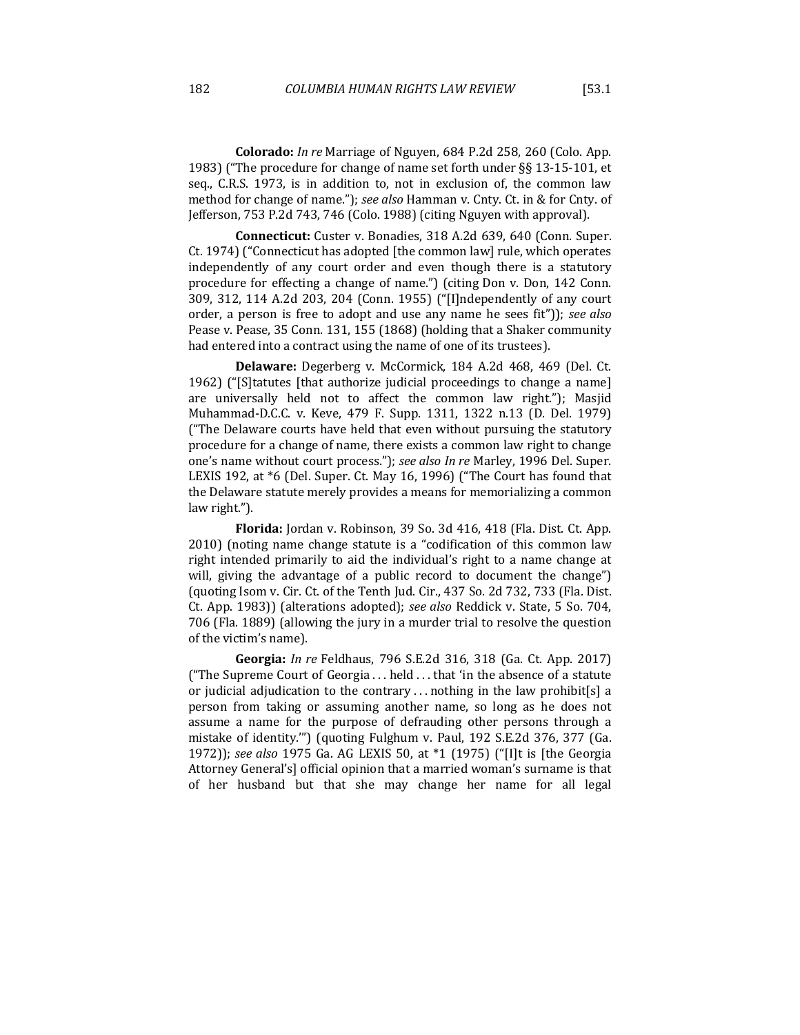**Colorado:** *In re* Marriage of Nguyen, 684 P.2d 258, 260 (Colo. App. 1983) ("The procedure for change of name set forth under §§ 13-15-101, et seq., C.R.S. 1973, is in addition to, not in exclusion of, the common law method for change of name."); *see also* Hamman v. Cnty. Ct. in & for Cnty. of Jefferson, 753 P.2d 743, 746 (Colo. 1988) (citing Nguyen with approval).

**Connecticut:** Custer v. Bonadies, 318 A.2d 639, 640 (Conn. Super. Ct. 1974) ("Connecticut has adopted [the common law] rule, which operates independently of any court order and even though there is a statutory procedure for effecting a change of name.") (citing Don v. Don, 142 Conn. 309, 312, 114 A.2d 203, 204 (Conn. 1955) ("[I]ndependently of any court order, a person is free to adopt and use any name he sees fit")); *see also* Pease v. Pease, 35 Conn. 131, 155 (1868) (holding that a Shaker community had entered into a contract using the name of one of its trustees).

**Delaware:** Degerberg v. McCormick, 184 A.2d 468, 469 (Del. Ct. 1962) ("[S]tatutes [that authorize judicial proceedings to change a name] are universally held not to affect the common law right."); Masjid Muhammad-D.C.C. v. Keve, 479 F. Supp. 1311, 1322 n.13 (D. Del. 1979) ("The Delaware courts have held that even without pursuing the statutory procedure for a change of name, there exists a common law right to change one's name without court process."); *see also In re* Marley, 1996 Del. Super. LEXIS 192, at *6 (Del. Super. Ct. May 16, 1996) ("The Court has found that the Delaware statute merely provides a means for memorializing a common law right.").

**Florida:** Jordan v. Robinson, 39 So. 3d 416, 418 (Fla. Dist. Ct. App. 2010) (noting name change statute is a "codification of this common law right intended primarily to aid the individual's right to a name change at will, giving the advantage of a public record to document the change") (quoting Isom v. Cir. Ct. of the Tenth Jud. Cir., 437 So. 2d 732, 733 (Fla. Dist. Ct. App. 1983)) (alterations adopted); *see also* Reddick v. State, 5 So. 704, 706 (Fla. 1889) (allowing the jury in a murder trial to resolve the question of the victim's name).

**Georgia:** *In re* Feldhaus, 796 S.E.2d 316, 318 (Ga. Ct. App. 2017) ("The Supreme Court of Georgia . . . held . . . that 'in the absence of a statute or judicial adjudication to the contrary . . . nothing in the law prohibit[s] a person from taking or assuming another name, so long as he does not assume a name for the purpose of defrauding other persons through a mistake of identity.'") (quoting Fulghum v. Paul, 192 S.E.2d 376, 377 (Ga. 1972)); *see also* 1975 Ga. AG LEXIS 50, at *1 (1975) ("[I]t is [the Georgia Attorney General's] official opinion that a married woman's surname is that of her husband but that she may change her name for all legal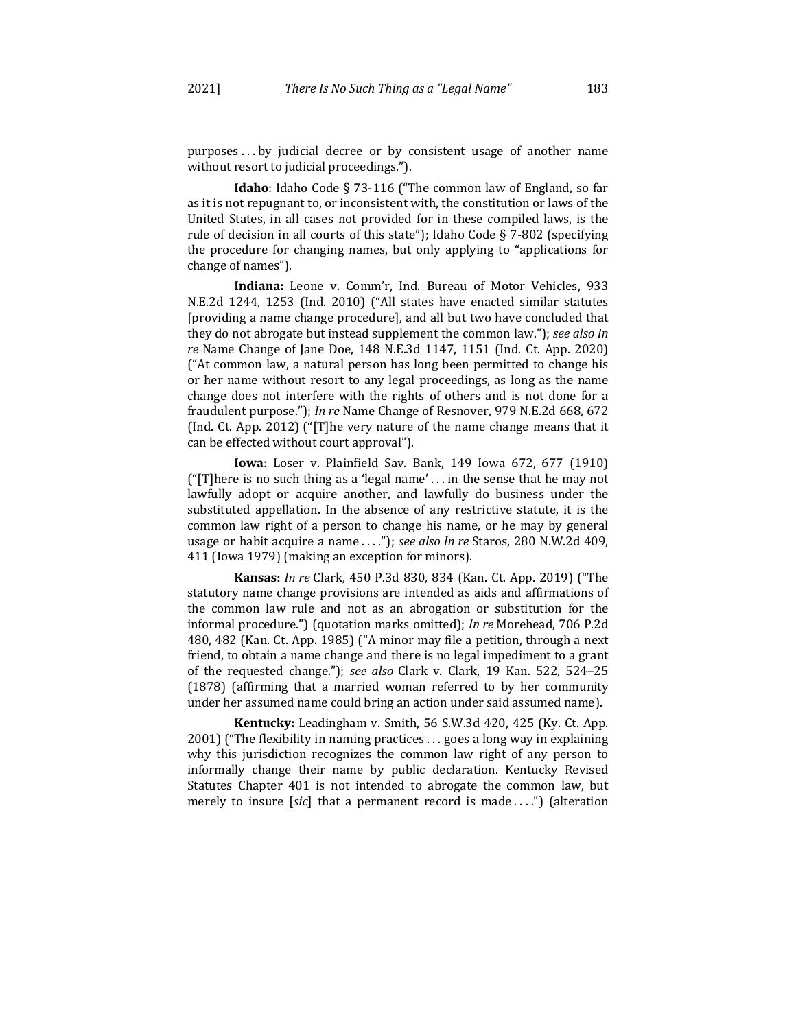purposes . . . by judicial decree or by consistent usage of another name without resort to judicial proceedings.").

**Idaho**: Idaho Code § 73-116 ("The common law of England, so far as it is not repugnant to, or inconsistent with, the constitution or laws of the United States, in all cases not provided for in these compiled laws, is the rule of decision in all courts of this state"); Idaho Code § 7-802 (specifying the procedure for changing names, but only applying to "applications for change of names").

**Indiana:** Leone v. Comm'r, Ind. Bureau of Motor Vehicles, 933 N.E.2d 1244, 1253 (Ind. 2010) ("All states have enacted similar statutes [providing a name change procedure], and all but two have concluded that they do not abrogate but instead supplement the common law."); *see also In re* Name Change of Jane Doe, 148 N.E.3d 1147, 1151 (Ind. Ct. App. 2020) ("At common law, a natural person has long been permitted to change his or her name without resort to any legal proceedings, as long as the name change does not interfere with the rights of others and is not done for a fraudulent purpose."); *In re* Name Change of Resnover, 979 N.E.2d 668, 672 (Ind. Ct. App. 2012) ("[T]he very nature of the name change means that it can be effected without court approval").

**Iowa**: Loser v. Plainfield Sav. Bank, 149 Iowa 672, 677 (1910) ("[T]here is no such thing as a 'legal name' . . . in the sense that he may not lawfully adopt or acquire another, and lawfully do business under the substituted appellation. In the absence of any restrictive statute, it is the common law right of a person to change his name, or he may by general usage or habit acquire a name . . . ."); *see also In re* Staros, 280 N.W.2d 409, 411 (Iowa 1979) (making an exception for minors).

**Kansas:** *In re* Clark, 450 P.3d 830, 834 (Kan. Ct. App. 2019) ("The statutory name change provisions are intended as aids and affirmations of the common law rule and not as an abrogation or substitution for the informal procedure.") (quotation marks omitted); *In re* Morehead, 706 P.2d 480, 482 (Kan. Ct. App. 1985) ("A minor may file a petition, through a next friend, to obtain a name change and there is no legal impediment to a grant of the requested change."); *see also* Clark v. Clark, 19 Kan. 522, 524–25 (1878) (affirming that a married woman referred to by her community under her assumed name could bring an action under said assumed name).

**Kentucky:** Leadingham v. Smith, 56 S.W.3d 420, 425 (Ky. Ct. App. 2001) ("The flexibility in naming practices . . . goes a long way in explaining why this jurisdiction recognizes the common law right of any person to informally change their name by public declaration. Kentucky Revised Statutes Chapter 401 is not intended to abrogate the common law, but merely to insure [*sic*] that a permanent record is made . . . .") (alteration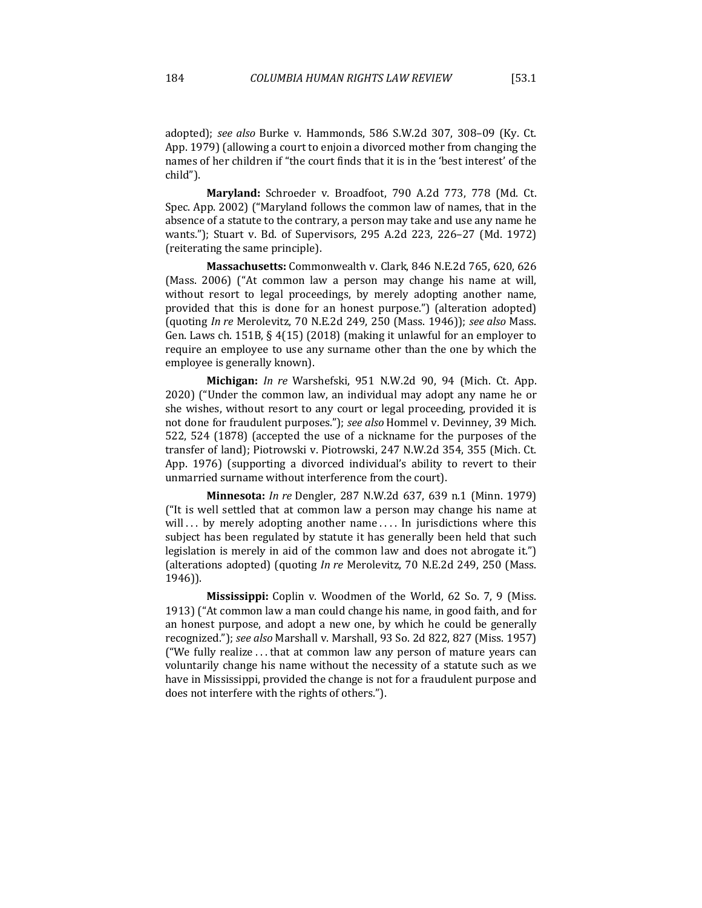adopted); *see also* Burke v. Hammonds, 586 S.W.2d 307, 308–09 (Ky. Ct. App. 1979) (allowing a court to enjoin a divorced mother from changing the names of her children if "the court finds that it is in the 'best interest' of the child").

**Maryland:** Schroeder v. Broadfoot, 790 A.2d 773, 778 (Md. Ct. Spec. App. 2002) ("Maryland follows the common law of names, that in the absence of a statute to the contrary, a person may take and use any name he wants."); Stuart v. Bd. of Supervisors, 295 A.2d 223, 226–27 (Md. 1972) (reiterating the same principle).

**Massachusetts:** Commonwealth v. Clark, 846 N.E.2d 765, 620, 626 (Mass. 2006) ("At common law a person may change his name at will, without resort to legal proceedings, by merely adopting another name, provided that this is done for an honest purpose.") (alteration adopted) (quoting *In re* Merolevitz, 70 N.E.2d 249, 250 (Mass. 1946)); *see also* Mass. Gen. Laws ch. 151B, § 4(15) (2018) (making it unlawful for an employer to require an employee to use any surname other than the one by which the employee is generally known).

**Michigan:** *In re* Warshefski, 951 N.W.2d 90, 94 (Mich. Ct. App. 2020) ("Under the common law, an individual may adopt any name he or she wishes, without resort to any court or legal proceeding, provided it is not done for fraudulent purposes."); *see also* Hommel v. Devinney, 39 Mich. 522, 524 (1878) (accepted the use of a nickname for the purposes of the transfer of land); Piotrowski v. Piotrowski, 247 N.W.2d 354, 355 (Mich. Ct. App. 1976) (supporting a divorced individual's ability to revert to their unmarried surname without interference from the court).

**Minnesota:** *In re* Dengler, 287 N.W.2d 637, 639 n.1 (Minn. 1979) ("It is well settled that at common law a person may change his name at will . . . by merely adopting another name . . . . In jurisdictions where this subject has been regulated by statute it has generally been held that such legislation is merely in aid of the common law and does not abrogate it.") (alterations adopted) (quoting *In re* Merolevitz, 70 N.E.2d 249, 250 (Mass. 1946)).

**Mississippi:** Coplin v. Woodmen of the World, 62 So. 7, 9 (Miss. 1913) ("At common law a man could change his name, in good faith, and for an honest purpose, and adopt a new one, by which he could be generally recognized."); *see also* Marshall v. Marshall, 93 So. 2d 822, 827 (Miss. 1957) ("We fully realize . . . that at common law any person of mature years can voluntarily change his name without the necessity of a statute such as we have in Mississippi, provided the change is not for a fraudulent purpose and does not interfere with the rights of others.").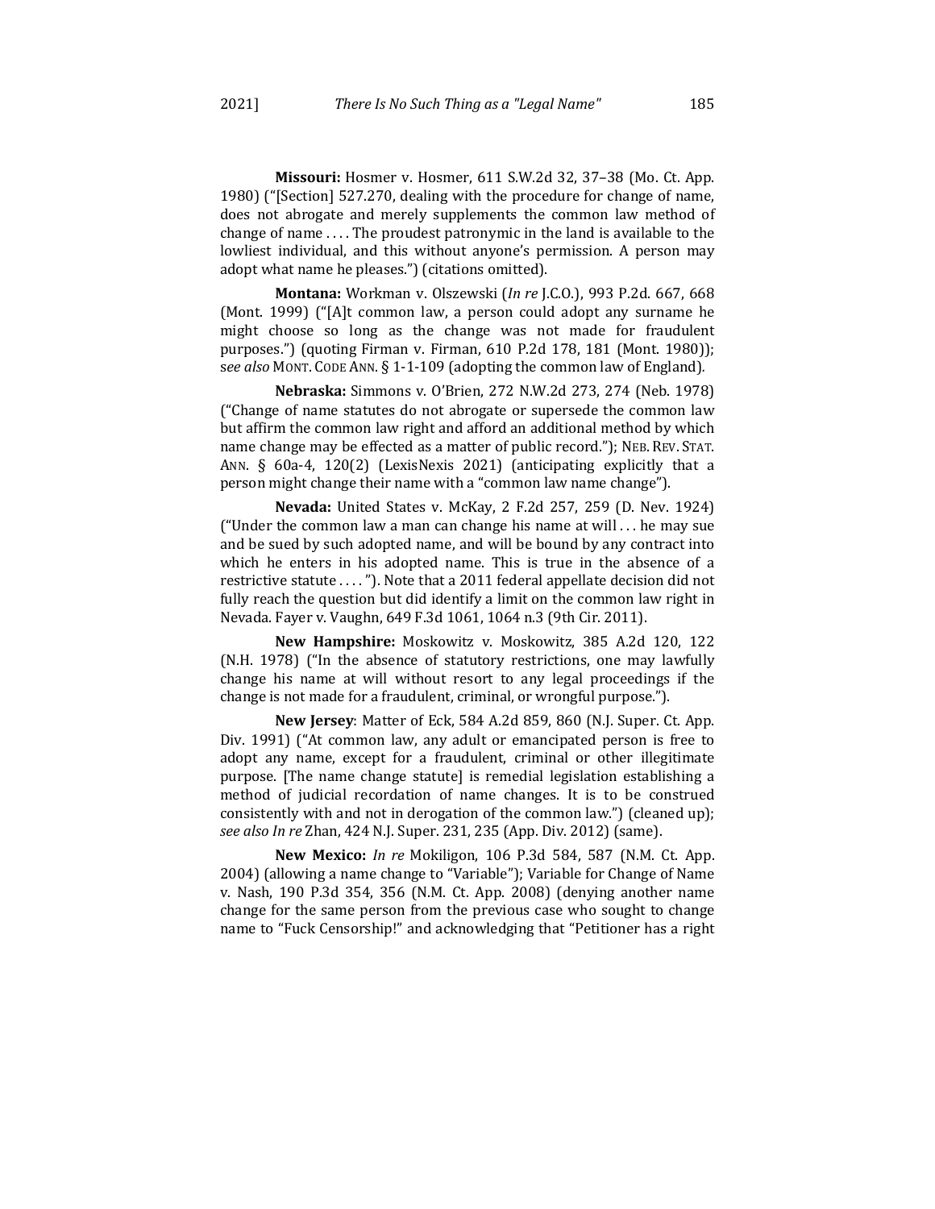**Missouri:** Hosmer v. Hosmer, 611 S.W.2d 32, 37–38 (Mo. Ct. App. 1980) ("[Section] 527.270, dealing with the procedure for change of name, does not abrogate and merely supplements the common law method of change of name . . . . The proudest patronymic in the land is available to the lowliest individual, and this without anyone's permission. A person may adopt what name he pleases.") (citations omitted).

**Montana:** Workman v. Olszewski (*In re* J.C.O.), 993 P.2d. 667, 668 (Mont. 1999) ("[A]t common law, a person could adopt any surname he might choose so long as the change was not made for fraudulent purposes.") (quoting Firman v. Firman, 610 P.2d 178, 181 (Mont. 1980)); *see also* MONT. CODE ANN. § 1-1-109 (adopting the common law of England).

**Nebraska:** Simmons v. O'Brien, 272 N.W.2d 273, 274 (Neb. 1978) ("Change of name statutes do not abrogate or supersede the common law but affirm the common law right and afford an additional method by which name change may be effected as a matter of public record."); NEB. REV. STAT. ANN. § 60a-4, 120(2) (LexisNexis 2021) (anticipating explicitly that a person might change their name with a "common law name change").

**Nevada:** United States v. McKay, 2 F.2d 257, 259 (D. Nev. 1924) ("Under the common law a man can change his name at will . . . he may sue and be sued by such adopted name, and will be bound by any contract into which he enters in his adopted name. This is true in the absence of a restrictive statute . . . ."). Note that a 2011 federal appellate decision did not fully reach the question but did identify a limit on the common law right in Nevada. Fayer v. Vaughn, 649 F.3d 1061, 1064 n.3 (9th Cir. 2011).

**New Hampshire:** Moskowitz v. Moskowitz, 385 A.2d 120, 122 (N.H. 1978) ("In the absence of statutory restrictions, one may lawfully change his name at will without resort to any legal proceedings if the change is not made for a fraudulent, criminal, or wrongful purpose.").

**New Jersey**: Matter of Eck, 584 A.2d 859, 860 (N.J. Super. Ct. App. Div. 1991) ("At common law, any adult or emancipated person is free to adopt any name, except for a fraudulent, criminal or other illegitimate purpose. [The name change statute] is remedial legislation establishing a method of judicial recordation of name changes. It is to be construed consistently with and not in derogation of the common law.") (cleaned up); *see also In re* Zhan, 424 N.J. Super. 231, 235 (App. Div. 2012) (same).

**New Mexico:** *In re* Mokiligon, 106 P.3d 584, 587 (N.M. Ct. App. 2004) (allowing a name change to "Variable"); Variable for Change of Name v. Nash, 190 P.3d 354, 356 (N.M. Ct. App. 2008) (denying another name change for the same person from the previous case who sought to change name to "Fuck Censorship!" and acknowledging that "Petitioner has a right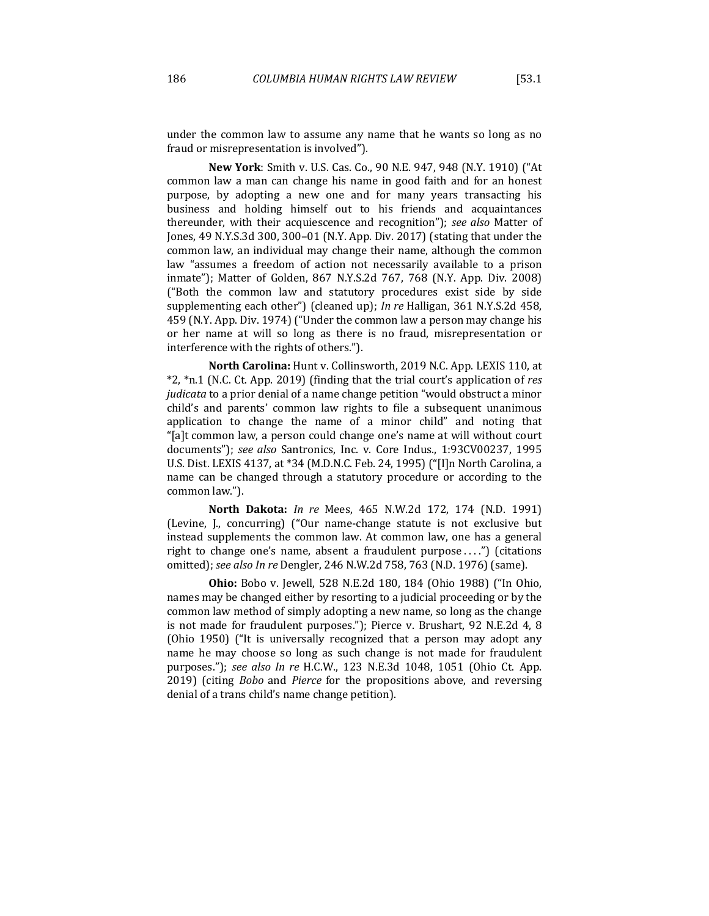under the common law to assume any name that he wants so long as no fraud or misrepresentation is involved").

**New York**: Smith v. U.S. Cas. Co., 90 N.E. 947, 948 (N.Y. 1910) ("At common law a man can change his name in good faith and for an honest purpose, by adopting a new one and for many years transacting his business and holding himself out to his friends and acquaintances thereunder, with their acquiescence and recognition"); *see also* Matter of Jones, 49 N.Y.S.3d 300, 300–01 (N.Y. App. Div. 2017) (stating that under the common law, an individual may change their name, although the common law "assumes a freedom of action not necessarily available to a prison inmate"); Matter of Golden, 867 N.Y.S.2d 767, 768 (N.Y. App. Div. 2008) ("Both the common law and statutory procedures exist side by side supplementing each other") (cleaned up); *In re* Halligan, 361 N.Y.S.2d 458, 459 (N.Y. App. Div. 1974) ("Under the common law a person may change his or her name at will so long as there is no fraud, misrepresentation or interference with the rights of others.").

**North Carolina:** Hunt v. Collinsworth, 2019 N.C. App. LEXIS 110, at *2, *n.1 (N.C. Ct. App. 2019) (finding that the trial court's application of *res judicata* to a prior denial of a name change petition "would obstruct a minor child's and parents' common law rights to file a subsequent unanimous application to change the name of a minor child" and noting that "[a]t common law, a person could change one's name at will without court documents"); *see also* Santronics, Inc. v. Core Indus., 1:93CV00237, 1995 U.S. Dist. LEXIS 4137, at *34 (M.D.N.C. Feb. 24, 1995) ("[I]n North Carolina, a name can be changed through a statutory procedure or according to the common law.").

**North Dakota:** *In re* Mees, 465 N.W.2d 172, 174 (N.D. 1991) (Levine, J., concurring) ("Our name-change statute is not exclusive but instead supplements the common law. At common law, one has a general right to change one's name, absent a fraudulent purpose . . . .") (citations omitted); *see also In re* Dengler, 246 N.W.2d 758, 763 (N.D. 1976) (same).

**Ohio:** Bobo v. Jewell, 528 N.E.2d 180, 184 (Ohio 1988) ("In Ohio, names may be changed either by resorting to a judicial proceeding or by the common law method of simply adopting a new name, so long as the change is not made for fraudulent purposes."); Pierce v. Brushart, 92 N.E.2d 4, 8 (Ohio 1950) ("It is universally recognized that a person may adopt any name he may choose so long as such change is not made for fraudulent purposes."); *see also In re* H.C.W., 123 N.E.3d 1048, 1051 (Ohio Ct. App. 2019) (citing *Bobo* and *Pierce* for the propositions above, and reversing denial of a trans child's name change petition).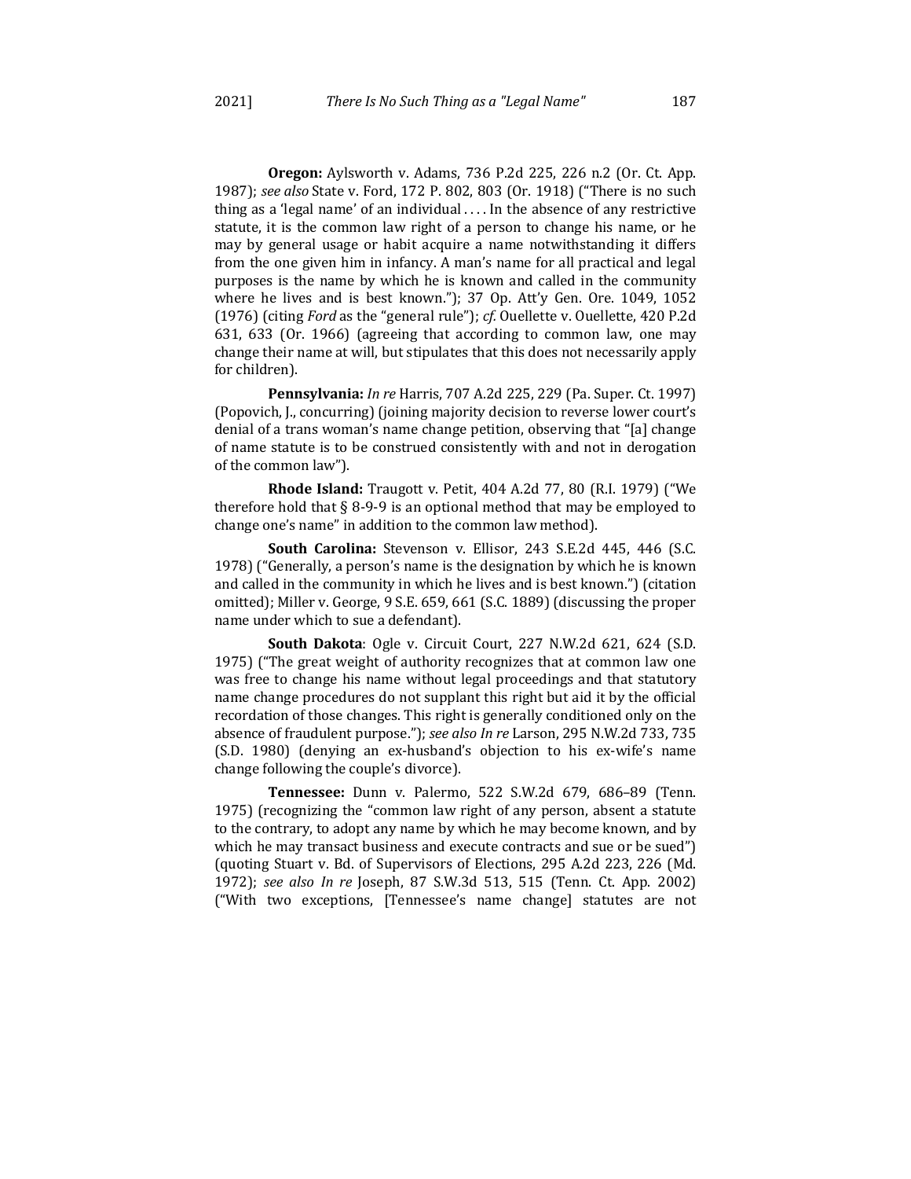**Oregon:** Aylsworth v. Adams, 736 P.2d 225, 226 n.2 (Or. Ct. App. 1987); *see also* State v. Ford, 172 P. 802, 803 (Or. 1918) ("There is no such thing as a 'legal name' of an individual . . . . In the absence of any restrictive statute, it is the common law right of a person to change his name, or he may by general usage or habit acquire a name notwithstanding it differs from the one given him in infancy. A man's name for all practical and legal purposes is the name by which he is known and called in the community where he lives and is best known."); 37 Op. Att'y Gen. Ore. 1049, 1052 (1976) (citing *Ford* as the "general rule"); *cf.* Ouellette v. Ouellette, 420 P.2d 631, 633 (Or. 1966) (agreeing that according to common law, one may change their name at will, but stipulates that this does not necessarily apply for children).

**Pennsylvania:** *In re* Harris, 707 A.2d 225, 229 (Pa. Super. Ct. 1997) (Popovich, J., concurring) (joining majority decision to reverse lower court's denial of a trans woman's name change petition, observing that "[a] change of name statute is to be construed consistently with and not in derogation of the common law").

**Rhode Island:** Traugott v. Petit, 404 A.2d 77, 80 (R.I. 1979) ("We therefore hold that § 8-9-9 is an optional method that may be employed to change one's name" in addition to the common law method).

**South Carolina:** Stevenson v. Ellisor, 243 S.E.2d 445, 446 (S.C. 1978) ("Generally, a person's name is the designation by which he is known and called in the community in which he lives and is best known.") (citation omitted); Miller v. George, 9 S.E. 659, 661 (S.C. 1889) (discussing the proper name under which to sue a defendant).

**South Dakota**: Ogle v. Circuit Court, 227 N.W.2d 621, 624 (S.D. 1975) ("The great weight of authority recognizes that at common law one was free to change his name without legal proceedings and that statutory name change procedures do not supplant this right but aid it by the official recordation of those changes. This right is generally conditioned only on the absence of fraudulent purpose."); *see also In re* Larson, 295 N.W.2d 733, 735 (S.D. 1980) (denying an ex-husband's objection to his ex-wife's name change following the couple's divorce).

**Tennessee:** Dunn v. Palermo, 522 S.W.2d 679, 686–89 (Tenn. 1975) (recognizing the "common law right of any person, absent a statute to the contrary, to adopt any name by which he may become known, and by which he may transact business and execute contracts and sue or be sued") (quoting Stuart v. Bd. of Supervisors of Elections, 295 A.2d 223, 226 (Md. 1972); *see also In re* Joseph, 87 S.W.3d 513, 515 (Tenn. Ct. App. 2002) ("With two exceptions, [Tennessee's name change] statutes are not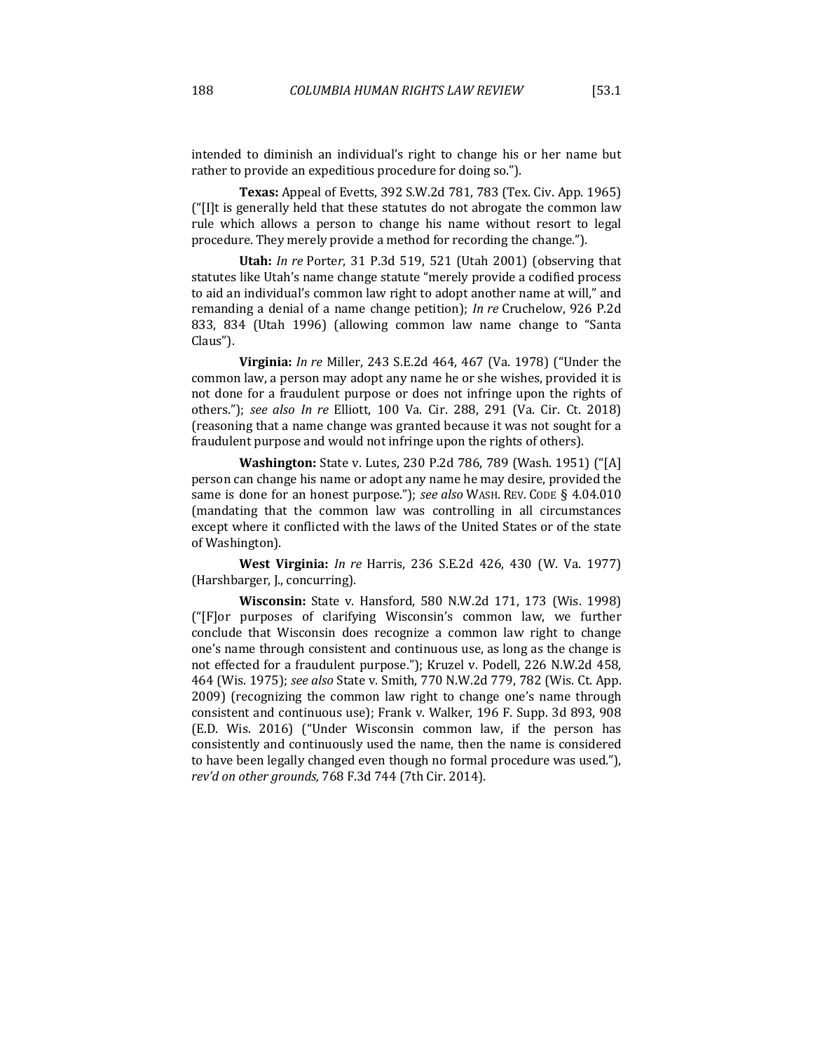intended to diminish an individual's right to change his or her name but rather to provide an expeditious procedure for doing so.").

**Texas:** Appeal of Evetts, 392 S.W.2d 781, 783 (Tex. Civ. App. 1965) ("[I]t is generally held that these statutes do not abrogate the common law rule which allows a person to change his name without resort to legal procedure. They merely provide a method for recording the change.").

**Utah:** *In re* Porter, 31 P.3d 519, 521 (Utah 2001) (observing that statutes like Utah's name change statute "merely provide a codified process to aid an individual's common law right to adopt another name at will," and remanding a denial of a name change petition); *In re* Cruchelow, 926 P.2d 833, 834 (Utah 1996) (allowing common law name change to "Santa Claus").

**Virginia:** *In re* Miller, 243 S.E.2d 464, 467 (Va. 1978) ("Under the common law, a person may adopt any name he or she wishes, provided it is not done for a fraudulent purpose or does not infringe upon the rights of others."); *see also In re* Elliott, 100 Va. Cir. 288, 291 (Va. Cir. Ct. 2018) (reasoning that a name change was granted because it was not sought for a fraudulent purpose and would not infringe upon the rights of others).

**Washington:** State v. Lutes, 230 P.2d 786, 789 (Wash. 1951) ("[A] person can change his name or adopt any name he may desire, provided the same is done for an honest purpose."); *see also* WASH. REV. CODE § 4.04.010 (mandating that the common law was controlling in all circumstances except where it conflicted with the laws of the United States or of the state of Washington).

**West Virginia:** *In re* Harris, 236 S.E.2d 426, 430 (W. Va. 1977) (Harshbarger, J., concurring).

**Wisconsin:** State v. Hansford, 580 N.W.2d 171, 173 (Wis. 1998) ("[F]or purposes of clarifying Wisconsin's common law, we further conclude that Wisconsin does recognize a common law right to change one's name through consistent and continuous use, as long as the change is not effected for a fraudulent purpose."); Kruzel v. Podell, 226 N.W.2d 458, 464 (Wis. 1975); *see also* State v. Smith, 770 N.W.2d 779, 782 (Wis. Ct. App. 2009) (recognizing the common law right to change one's name through consistent and continuous use); Frank v. Walker, 196 F. Supp. 3d 893, 908 (E.D. Wis. 2016) ("Under Wisconsin common law, if the person has consistently and continuously used the name, then the name is considered to have been legally changed even though no formal procedure was used."), *rev'd on other grounds,* 768 F.3d 744 (7th Cir. 2014).